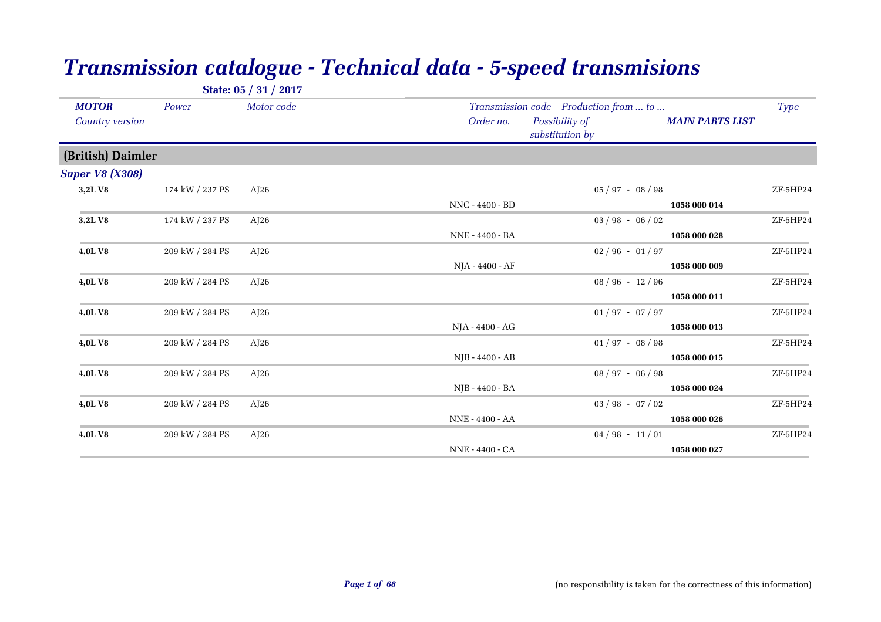# Transmission catalogue - Technical data - 5-speed transmisions

**State: 05 / 31 / 2017**

| MOTOR / Country version | Power | Motor code | Transmission code / Order no. | Possibility of substitution by | Production from ... to ... / MAIN PARTS LIST | Type |
|---|---|---|---|---|---|---|
| **(British) Daimler** | | | | | | |
| ***Super V8 (X308)*** | | | | | | |
| **3,2L V8** | 174 kW / 237 PS | AJ26 | | | 05 / 97 - 08 / 98 | ZF-5HP24 |
| | | | NNC - 4400 - BD | | **1058 000 014** | |
| **3,2L V8** | 174 kW / 237 PS | AJ26 | | | 03 / 98 - 06 / 02 | ZF-5HP24 |
| | | | NNE - 4400 - BA | | **1058 000 028** | |
| **4,0L V8** | 209 kW / 284 PS | AJ26 | | | 02 / 96 - 01 / 97 | ZF-5HP24 |
| | | | NJA - 4400 - AF | | **1058 000 009** | |
| **4,0L V8** | 209 kW / 284 PS | AJ26 | | | 08 / 96 - 12 / 96 | ZF-5HP24 |
| | | | | | **1058 000 011** | |
| **4,0L V8** | 209 kW / 284 PS | AJ26 | | | 01 / 97 - 07 / 97 | ZF-5HP24 |
| | | | NJA - 4400 - AG | | **1058 000 013** | |
| **4,0L V8** | 209 kW / 284 PS | AJ26 | | | 01 / 97 - 08 / 98 | ZF-5HP24 |
| | | | NJB - 4400 - AB | | **1058 000 015** | |
| **4,0L V8** | 209 kW / 284 PS | AJ26 | | | 08 / 97 - 06 / 98 | ZF-5HP24 |
| | | | NJB - 4400 - BA | | **1058 000 024** | |
| **4,0L V8** | 209 kW / 284 PS | AJ26 | | | 03 / 98 - 07 / 02 | ZF-5HP24 |
| | | | NNE - 4400 - AA | | **1058 000 026** | |
| **4,0L V8** | 209 kW / 284 PS | AJ26 | | | 04 / 98 - 11 / 01 | ZF-5HP24 |
| | | | NNE - 4400 - CA | | **1058 000 027** | |

(no responsibility is taken for the correctness of this information)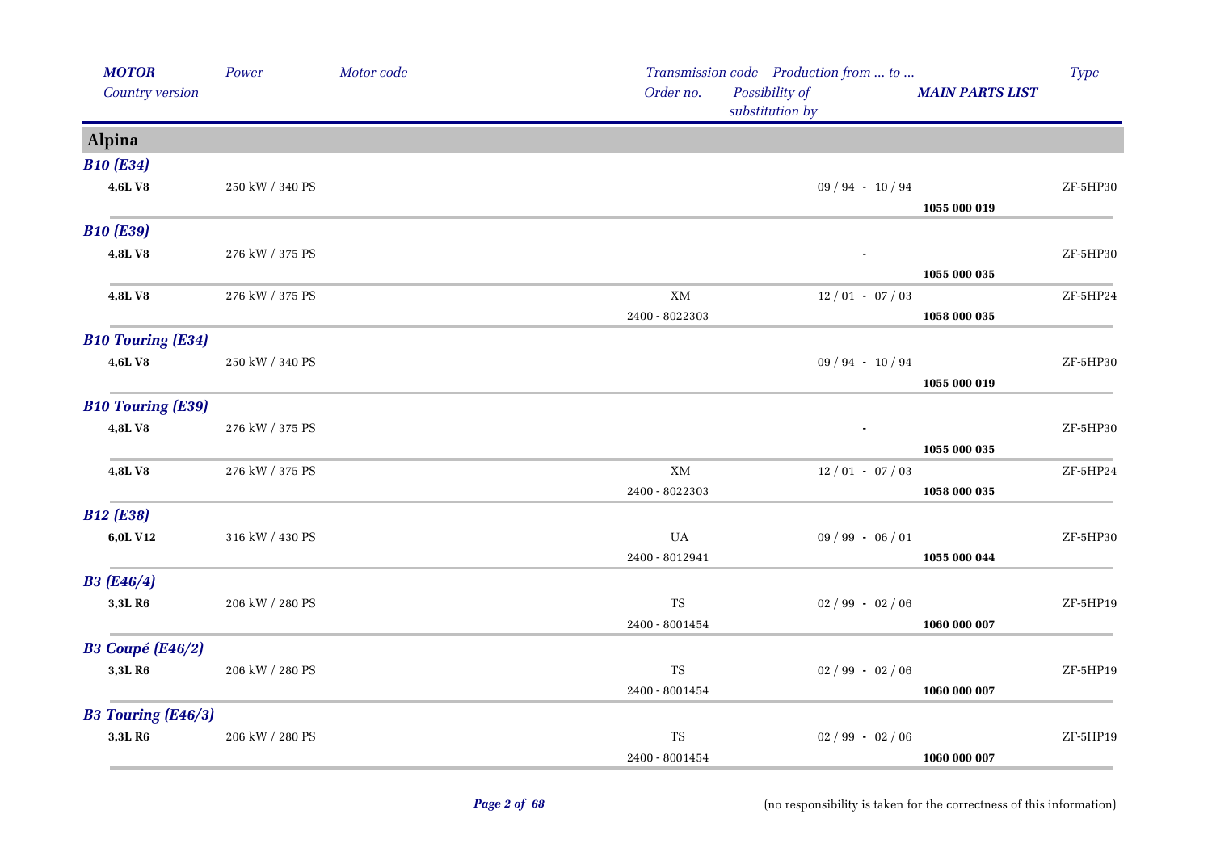| MOTOR<br>Country version | Power | Motor code | Transmission code<br>Order no. | Production from ... to ...<br>Possibility of substitution by | MAIN PARTS LIST | Type |
|---|---|---|---|---|---|---|

## Alpina

### *B10 (E34)*

| MOTOR | Power | Motor code | Transmission code / Order no. | Production from ... to ... | MAIN PARTS LIST | Type |
|---|---|---|---|---|---|---|
| **4,6L V8** | 250 kW / 340 PS | | | 09 / 94 - 10 / 94 | **1055 000 019** | ZF-5HP30 |

### *B10 (E39)*

| MOTOR | Power | Motor code | Transmission code / Order no. | Production from ... to ... | MAIN PARTS LIST | Type |
|---|---|---|---|---|---|---|
| **4,8L V8** | 276 kW / 375 PS | | | - | **1055 000 035** | ZF-5HP30 |
| **4,8L V8** | 276 kW / 375 PS | | XM<br>2400 - 8022303 | 12 / 01 - 07 / 03 | **1058 000 035** | ZF-5HP24 |

### *B10 Touring (E34)*

| MOTOR | Power | Motor code | Transmission code / Order no. | Production from ... to ... | MAIN PARTS LIST | Type |
|---|---|---|---|---|---|---|
| **4,6L V8** | 250 kW / 340 PS | | | 09 / 94 - 10 / 94 | **1055 000 019** | ZF-5HP30 |

### *B10 Touring (E39)*

| MOTOR | Power | Motor code | Transmission code / Order no. | Production from ... to ... | MAIN PARTS LIST | Type |
|---|---|---|---|---|---|---|
| **4,8L V8** | 276 kW / 375 PS | | | - | **1055 000 035** | ZF-5HP30 |
| **4,8L V8** | 276 kW / 375 PS | | XM<br>2400 - 8022303 | 12 / 01 - 07 / 03 | **1058 000 035** | ZF-5HP24 |

### *B12 (E38)*

| MOTOR | Power | Motor code | Transmission code / Order no. | Production from ... to ... | MAIN PARTS LIST | Type |
|---|---|---|---|---|---|---|
| **6,0L V12** | 316 kW / 430 PS | | UA<br>2400 - 8012941 | 09 / 99 - 06 / 01 | **1055 000 044** | ZF-5HP30 |

### *B3 (E46/4)*

| MOTOR | Power | Motor code | Transmission code / Order no. | Production from ... to ... | MAIN PARTS LIST | Type |
|---|---|---|---|---|---|---|
| **3,3L R6** | 206 kW / 280 PS | | TS<br>2400 - 8001454 | 02 / 99 - 02 / 06 | **1060 000 007** | ZF-5HP19 |

### *B3 Coupé (E46/2)*

| MOTOR | Power | Motor code | Transmission code / Order no. | Production from ... to ... | MAIN PARTS LIST | Type |
|---|---|---|---|---|---|---|
| **3,3L R6** | 206 kW / 280 PS | | TS<br>2400 - 8001454 | 02 / 99 - 02 / 06 | **1060 000 007** | ZF-5HP19 |

### *B3 Touring (E46/3)*

| MOTOR | Power | Motor code | Transmission code / Order no. | Production from ... to ... | MAIN PARTS LIST | Type |
|---|---|---|---|---|---|---|
| **3,3L R6** | 206 kW / 280 PS | | TS<br>2400 - 8001454 | 02 / 99 - 02 / 06 | **1060 000 007** | ZF-5HP19 |

(no responsibility is taken for the correctness of this information)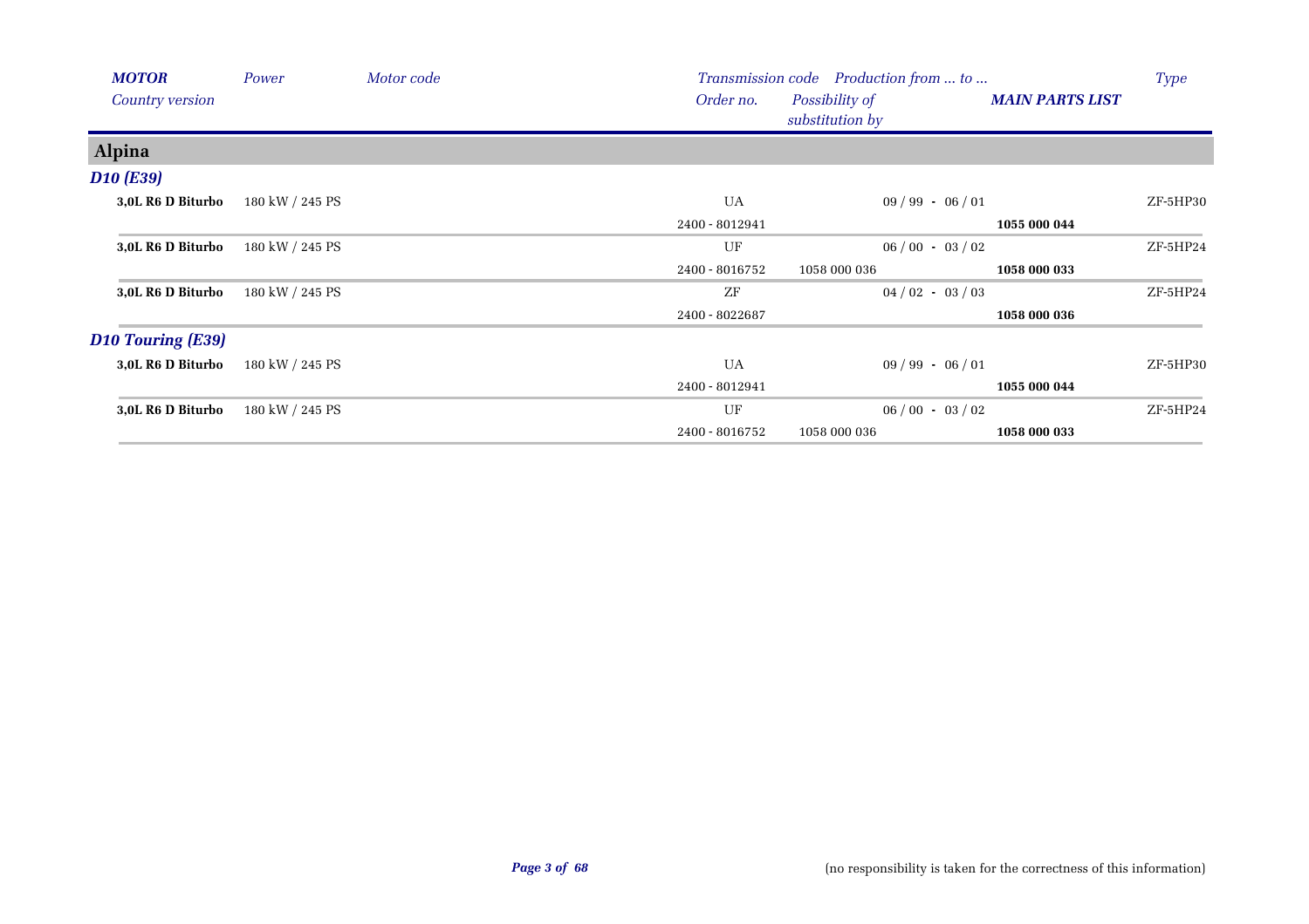| *MOTOR* | *Power* | *Motor code* | *Transmission code* | *Production from ... to ...* | | *Type* |
|---|---|---|---|---|---|---|
| *Country version* | | | *Order no.* | *Possibility of substitution by* | ***MAIN PARTS LIST*** | |
| **Alpina** | | | | | | |
| ***D10 (E39)*** | | | | | | |
| **3,0L R6 D Biturbo** | 180 kW / 245 PS | | UA | 09 / 99 - 06 / 01 | | ZF-5HP30 |
| | | | 2400 - 8012941 | | **1055 000 044** | |
| **3,0L R6 D Biturbo** | 180 kW / 245 PS | | UF | 06 / 00 - 03 / 02 | | ZF-5HP24 |
| | | | 2400 - 8016752 | 1058 000 036 | **1058 000 033** | |
| **3,0L R6 D Biturbo** | 180 kW / 245 PS | | ZF | 04 / 02 - 03 / 03 | | ZF-5HP24 |
| | | | 2400 - 8022687 | | **1058 000 036** | |
| ***D10 Touring (E39)*** | | | | | | |
| **3,0L R6 D Biturbo** | 180 kW / 245 PS | | UA | 09 / 99 - 06 / 01 | | ZF-5HP30 |
| | | | 2400 - 8012941 | | **1055 000 044** | |
| **3,0L R6 D Biturbo** | 180 kW / 245 PS | | UF | 06 / 00 - 03 / 02 | | ZF-5HP24 |
| | | | 2400 - 8016752 | 1058 000 036 | **1058 000 033** | |

(no responsibility is taken for the correctness of this information)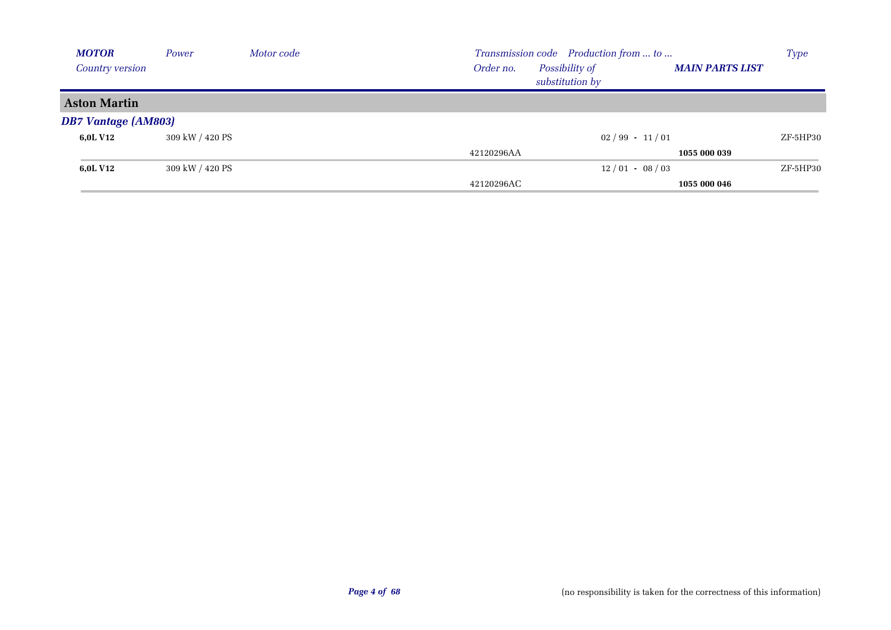| MOTOR | Power | Motor code | Transmission code | Production from ... to ... | | Type |
| --- | --- | --- | --- | --- | --- | --- |
| Country version | | | Order no. | Possibility of substitution by | MAIN PARTS LIST | |
| **Aston Martin** | | | | | | |
| ***DB7 Vantage (AM803)*** | | | | | | |
| **6,0L V12** | 309 kW / 420 PS | | | 02 / 99 - 11 / 01 | | ZF-5HP30 |
| | | | 42120296AA | | **1055 000 039** | |
| **6,0L V12** | 309 kW / 420 PS | | | 12 / 01 - 08 / 03 | | ZF-5HP30 |
| | | | 42120296AC | | **1055 000 046** | |

(no responsibility is taken for the correctness of this information)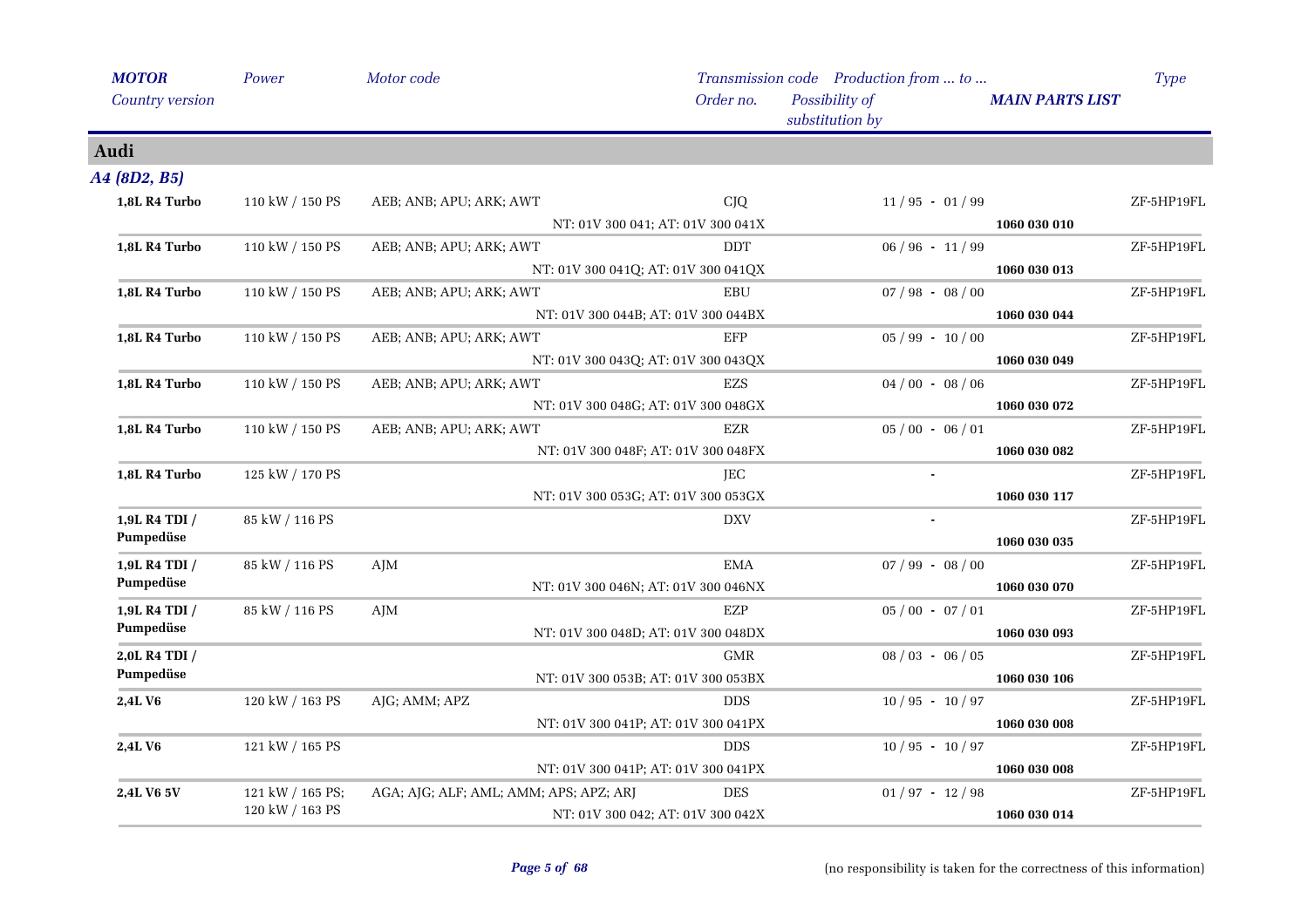| MOTOR Country version | Power | Motor code | Transmission code Order no. | Production from ... to ... Possibility of substitution by | MAIN PARTS LIST | Type |
|---|---|---|---|---|---|---|

## Audi

### A4 (8D2, B5)

| MOTOR | Power | Motor code | Transmission code / Order no. | Production from ... to ... | MAIN PARTS LIST | Type |
|---|---|---|---|---|---|---|
| 1,8L R4 Turbo | 110 kW / 150 PS | AEB; ANB; APU; ARK; AWT | CJQ | 11 / 95 - 01 / 99 | | ZF-5HP19FL |
| | | | NT: 01V 300 041; AT: 01V 300 041X | | 1060 030 010 | |
| 1,8L R4 Turbo | 110 kW / 150 PS | AEB; ANB; APU; ARK; AWT | DDT | 06 / 96 - 11 / 99 | | ZF-5HP19FL |
| | | | NT: 01V 300 041Q; AT: 01V 300 041QX | | 1060 030 013 | |
| 1,8L R4 Turbo | 110 kW / 150 PS | AEB; ANB; APU; ARK; AWT | EBU | 07 / 98 - 08 / 00 | | ZF-5HP19FL |
| | | | NT: 01V 300 044B; AT: 01V 300 044BX | | 1060 030 044 | |
| 1,8L R4 Turbo | 110 kW / 150 PS | AEB; ANB; APU; ARK; AWT | EFP | 05 / 99 - 10 / 00 | | ZF-5HP19FL |
| | | | NT: 01V 300 043Q; AT: 01V 300 043QX | | 1060 030 049 | |
| 1,8L R4 Turbo | 110 kW / 150 PS | AEB; ANB; APU; ARK; AWT | EZS | 04 / 00 - 08 / 06 | | ZF-5HP19FL |
| | | | NT: 01V 300 048G; AT: 01V 300 048GX | | 1060 030 072 | |
| 1,8L R4 Turbo | 110 kW / 150 PS | AEB; ANB; APU; ARK; AWT | EZR | 05 / 00 - 06 / 01 | | ZF-5HP19FL |
| | | | NT: 01V 300 048F; AT: 01V 300 048FX | | 1060 030 082 | |
| 1,8L R4 Turbo | 125 kW / 170 PS | | JEC | - | | ZF-5HP19FL |
| | | | NT: 01V 300 053G; AT: 01V 300 053GX | | 1060 030 117 | |
| 1,9L R4 TDI / Pumpedüse | 85 kW / 116 PS | | DXV | - | | ZF-5HP19FL |
| | | | | | 1060 030 035 | |
| 1,9L R4 TDI / Pumpedüse | 85 kW / 116 PS | AJM | EMA | 07 / 99 - 08 / 00 | | ZF-5HP19FL |
| | | | NT: 01V 300 046N; AT: 01V 300 046NX | | 1060 030 070 | |
| 1,9L R4 TDI / Pumpedüse | 85 kW / 116 PS | AJM | EZP | 05 / 00 - 07 / 01 | | ZF-5HP19FL |
| | | | NT: 01V 300 048D; AT: 01V 300 048DX | | 1060 030 093 | |
| 2,0L R4 TDI / Pumpedüse | | | GMR | 08 / 03 - 06 / 05 | | ZF-5HP19FL |
| | | | NT: 01V 300 053B; AT: 01V 300 053BX | | 1060 030 106 | |
| 2,4L V6 | 120 kW / 163 PS | AJG; AMM; APZ | DDS | 10 / 95 - 10 / 97 | | ZF-5HP19FL |
| | | | NT: 01V 300 041P; AT: 01V 300 041PX | | 1060 030 008 | |
| 2,4L V6 | 121 kW / 165 PS | | DDS | 10 / 95 - 10 / 97 | | ZF-5HP19FL |
| | | | NT: 01V 300 041P; AT: 01V 300 041PX | | 1060 030 008 | |
| 2,4L V6 5V | 121 kW / 165 PS; 120 kW / 163 PS | AGA; AJG; ALF; AML; AMM; APS; APZ; ARJ | DES | 01 / 97 - 12 / 98 | | ZF-5HP19FL |
| | | | NT: 01V 300 042; AT: 01V 300 042X | | 1060 030 014 | |

(no responsibility is taken for the correctness of this information)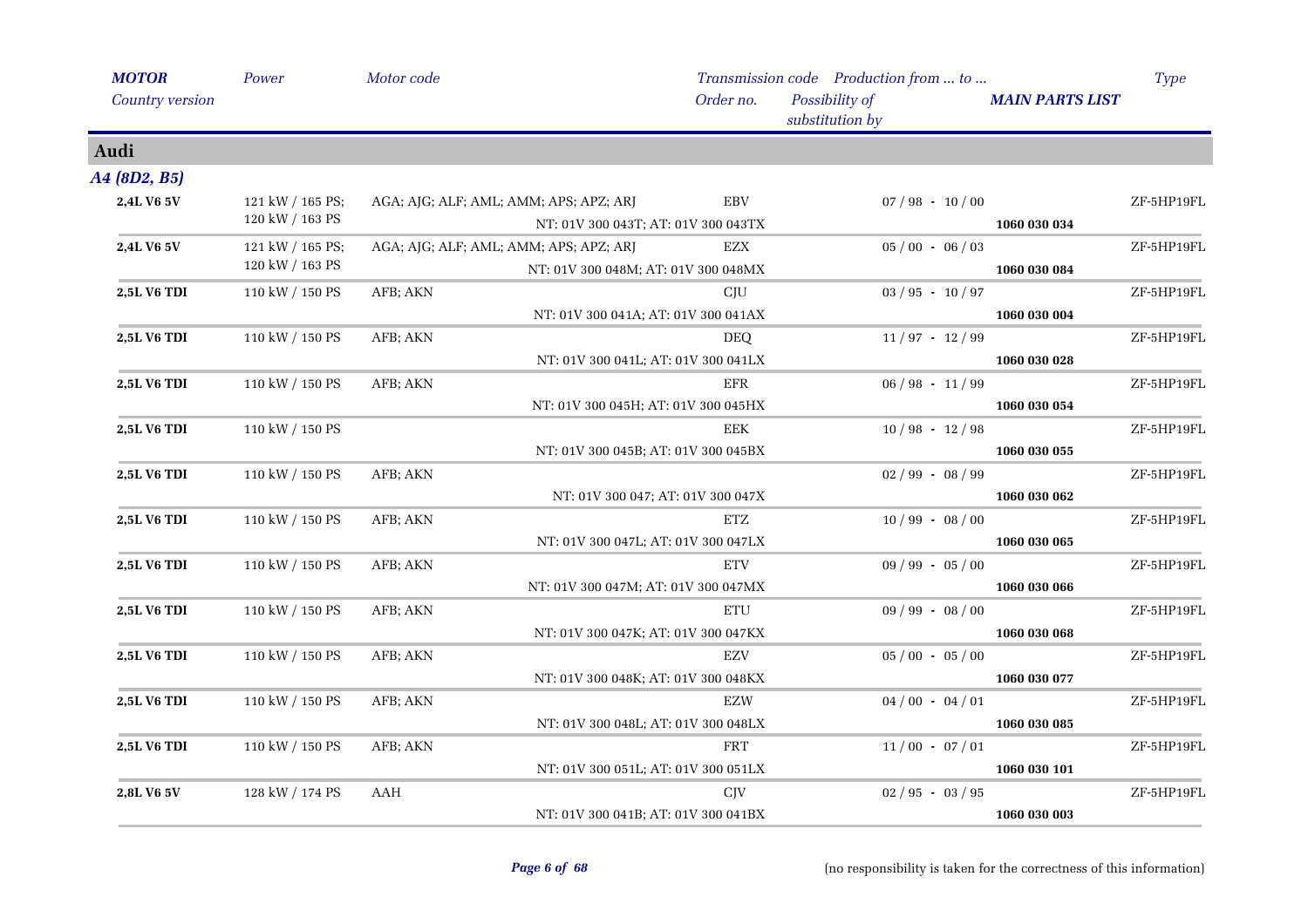| *MOTOR* | *Power* | *Motor code* | *Transmission code* | *Production from ... to ...* | | *Type* |
|---|---|---|---|---|---|---|
| *Country version* | | | *Order no.* | *Possibility of substitution by* | ***MAIN PARTS LIST*** | |

## Audi

### *A4 (8D2, B5)*

| MOTOR | Power | Motor code | Transmission code / Order no. | Production from ... to ... | MAIN PARTS LIST | Type |
|---|---|---|---|---|---|---|
| **2,4L V6 5V** | 121 kW / 165 PS; 120 kW / 163 PS | AGA; AJG; ALF; AML; AMM; APS; APZ; ARJ | EBV<br>NT: 01V 300 043T; AT: 01V 300 043TX | 07 / 98 - 10 / 00 | **1060 030 034** | ZF-5HP19FL |
| **2,4L V6 5V** | 121 kW / 165 PS; 120 kW / 163 PS | AGA; AJG; ALF; AML; AMM; APS; APZ; ARJ | EZX<br>NT: 01V 300 048M; AT: 01V 300 048MX | 05 / 00 - 06 / 03 | **1060 030 084** | ZF-5HP19FL |
| **2,5L V6 TDI** | 110 kW / 150 PS | AFB; AKN | CJU<br>NT: 01V 300 041A; AT: 01V 300 041AX | 03 / 95 - 10 / 97 | **1060 030 004** | ZF-5HP19FL |
| **2,5L V6 TDI** | 110 kW / 150 PS | AFB; AKN | DEQ<br>NT: 01V 300 041L; AT: 01V 300 041LX | 11 / 97 - 12 / 99 | **1060 030 028** | ZF-5HP19FL |
| **2,5L V6 TDI** | 110 kW / 150 PS | AFB; AKN | EFR<br>NT: 01V 300 045H; AT: 01V 300 045HX | 06 / 98 - 11 / 99 | **1060 030 054** | ZF-5HP19FL |
| **2,5L V6 TDI** | 110 kW / 150 PS | | EEK<br>NT: 01V 300 045B; AT: 01V 300 045BX | 10 / 98 - 12 / 98 | **1060 030 055** | ZF-5HP19FL |
| **2,5L V6 TDI** | 110 kW / 150 PS | AFB; AKN | NT: 01V 300 047; AT: 01V 300 047X | 02 / 99 - 08 / 99 | **1060 030 062** | ZF-5HP19FL |
| **2,5L V6 TDI** | 110 kW / 150 PS | AFB; AKN | ETZ<br>NT: 01V 300 047L; AT: 01V 300 047LX | 10 / 99 - 08 / 00 | **1060 030 065** | ZF-5HP19FL |
| **2,5L V6 TDI** | 110 kW / 150 PS | AFB; AKN | ETV<br>NT: 01V 300 047M; AT: 01V 300 047MX | 09 / 99 - 05 / 00 | **1060 030 066** | ZF-5HP19FL |
| **2,5L V6 TDI** | 110 kW / 150 PS | AFB; AKN | ETU<br>NT: 01V 300 047K; AT: 01V 300 047KX | 09 / 99 - 08 / 00 | **1060 030 068** | ZF-5HP19FL |
| **2,5L V6 TDI** | 110 kW / 150 PS | AFB; AKN | EZV<br>NT: 01V 300 048K; AT: 01V 300 048KX | 05 / 00 - 05 / 00 | **1060 030 077** | ZF-5HP19FL |
| **2,5L V6 TDI** | 110 kW / 150 PS | AFB; AKN | EZW<br>NT: 01V 300 048L; AT: 01V 300 048LX | 04 / 00 - 04 / 01 | **1060 030 085** | ZF-5HP19FL |
| **2,5L V6 TDI** | 110 kW / 150 PS | AFB; AKN | FRT<br>NT: 01V 300 051L; AT: 01V 300 051LX | 11 / 00 - 07 / 01 | **1060 030 101** | ZF-5HP19FL |
| **2,8L V6 5V** | 128 kW / 174 PS | AAH | CJV<br>NT: 01V 300 041B; AT: 01V 300 041BX | 02 / 95 - 03 / 95 | **1060 030 003** | ZF-5HP19FL |

(no responsibility is taken for the correctness of this information)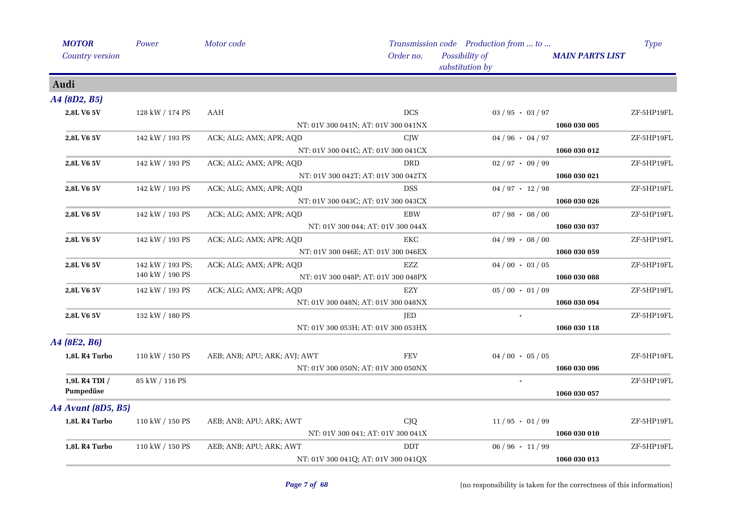| *MOTOR* / *Country version* | *Power* | *Motor code* | *Transmission code* / *Order no.* | *Production from ... to ...* / *Possibility of substitution by* | *MAIN PARTS LIST* | *Type* |
|---|---|---|---|---|---|---|
| **Audi** | | | | | | |
| ***A4 (8D2, B5)*** | | | | | | |
| **2,8L V6 5V** | 128 kW / 174 PS | AAH | DCS | 03 / 95 - 03 / 97 | | ZF-5HP19FL |
| | | | NT: 01V 300 041N; AT: 01V 300 041NX | | **1060 030 005** | |
| **2,8L V6 5V** | 142 kW / 193 PS | ACK; ALG; AMX; APR; AQD | CJW | 04 / 96 - 04 / 97 | | ZF-5HP19FL |
| | | | NT: 01V 300 041C; AT: 01V 300 041CX | | **1060 030 012** | |
| **2,8L V6 5V** | 142 kW / 193 PS | ACK; ALG; AMX; APR; AQD | DRD | 02 / 97 - 09 / 99 | | ZF-5HP19FL |
| | | | NT: 01V 300 042T; AT: 01V 300 042TX | | **1060 030 021** | |
| **2,8L V6 5V** | 142 kW / 193 PS | ACK; ALG; AMX; APR; AQD | DSS | 04 / 97 - 12 / 98 | | ZF-5HP19FL |
| | | | NT: 01V 300 043C; AT: 01V 300 043CX | | **1060 030 026** | |
| **2,8L V6 5V** | 142 kW / 193 PS | ACK; ALG; AMX; APR; AQD | EBW | 07 / 98 - 08 / 00 | | ZF-5HP19FL |
| | | | NT: 01V 300 044; AT: 01V 300 044X | | **1060 030 037** | |
| **2,8L V6 5V** | 142 kW / 193 PS | ACK; ALG; AMX; APR; AQD | EKC | 04 / 99 - 08 / 00 | | ZF-5HP19FL |
| | | | NT: 01V 300 046E; AT: 01V 300 046EX | | **1060 030 059** | |
| **2,8L V6 5V** | 142 kW / 193 PS; 140 kW / 190 PS | ACK; ALG; AMX; APR; AQD | EZZ | 04 / 00 - 03 / 05 | | ZF-5HP19FL |
| | | | NT: 01V 300 048P; AT: 01V 300 048PX | | **1060 030 088** | |
| **2,8L V6 5V** | 142 kW / 193 PS | ACK; ALG; AMX; APR; AQD | EZY | 05 / 00 - 01 / 09 | | ZF-5HP19FL |
| | | | NT: 01V 300 048N; AT: 01V 300 048NX | | **1060 030 094** | |
| **2,8L V6 5V** | 132 kW / 180 PS | | JED | - | | ZF-5HP19FL |
| | | | NT: 01V 300 053H; AT: 01V 300 053HX | | **1060 030 118** | |
| ***A4 (8E2, B6)*** | | | | | | |
| **1,8L R4 Turbo** | 110 kW / 150 PS | AEB; ANB; APU; ARK; AVJ; AWT | FEV | 04 / 00 - 05 / 05 | | ZF-5HP19FL |
| | | | NT: 01V 300 050N; AT: 01V 300 050NX | | **1060 030 096** | |
| **1,9L R4 TDI / Pumpedüse** | 85 kW / 116 PS | | | - | | ZF-5HP19FL |
| | | | | | **1060 030 057** | |
| ***A4 Avant (8D5, B5)*** | | | | | | |
| **1,8L R4 Turbo** | 110 kW / 150 PS | AEB; ANB; APU; ARK; AWT | CJQ | 11 / 95 - 01 / 99 | | ZF-5HP19FL |
| | | | NT: 01V 300 041; AT: 01V 300 041X | | **1060 030 010** | |
| **1,8L R4 Turbo** | 110 kW / 150 PS | AEB; ANB; APU; ARK; AWT | DDT | 06 / 96 - 11 / 99 | | ZF-5HP19FL |
| | | | NT: 01V 300 041Q; AT: 01V 300 041QX | | **1060 030 013** | |

(no responsibility is taken for the correctness of this information)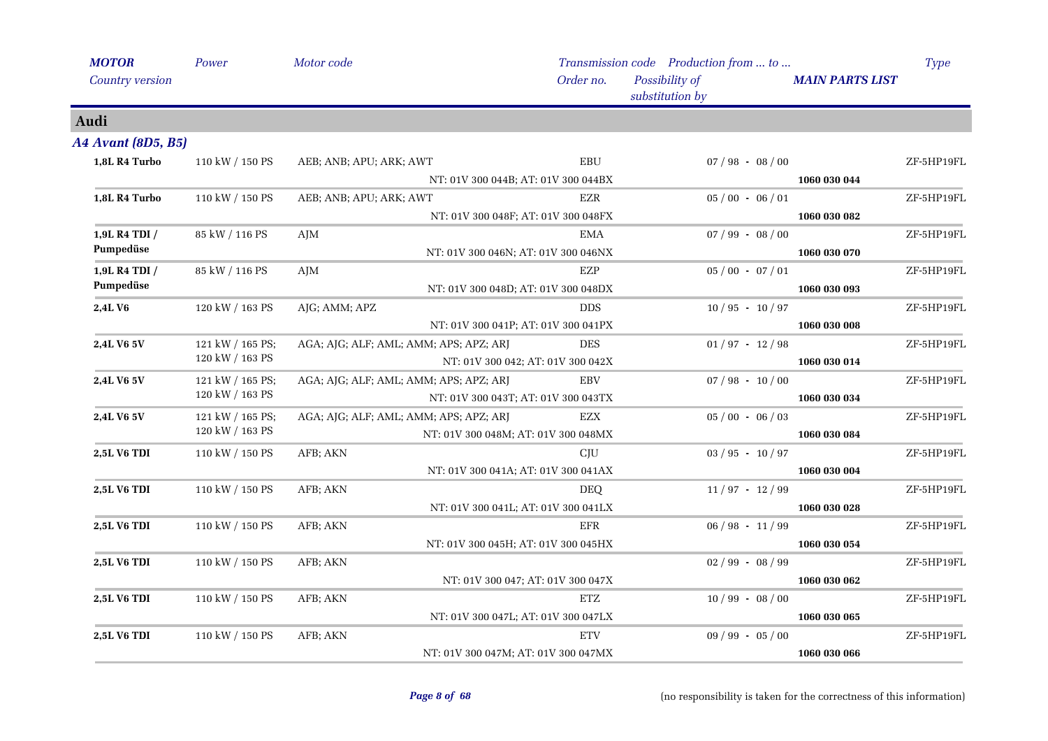| *MOTOR* | *Power* | *Motor code* | *Transmission code* | *Production from ... to ...* | | *Type* |
|---|---|---|---|---|---|---|
| *Country version* | | | *Order no.* | *Possibility of substitution by* | *MAIN PARTS LIST* | |

## Audi

### *A4 Avant (8D5, B5)*

| MOTOR | Power | Motor code | Transmission code / Order no. | Production from ... to ... | MAIN PARTS LIST | Type |
|---|---|---|---|---|---|---|
| **1,8L R4 Turbo** | 110 kW / 150 PS | AEB; ANB; APU; ARK; AWT | EBU | 07 / 98 - 08 / 00 | | ZF-5HP19FL |
| | | | NT: 01V 300 044B; AT: 01V 300 044BX | | **1060 030 044** | |
| **1,8L R4 Turbo** | 110 kW / 150 PS | AEB; ANB; APU; ARK; AWT | EZR | 05 / 00 - 06 / 01 | | ZF-5HP19FL |
| | | | NT: 01V 300 048F; AT: 01V 300 048FX | | **1060 030 082** | |
| **1,9L R4 TDI / Pumpedüse** | 85 kW / 116 PS | AJM | EMA | 07 / 99 - 08 / 00 | | ZF-5HP19FL |
| | | | NT: 01V 300 046N; AT: 01V 300 046NX | | **1060 030 070** | |
| **1,9L R4 TDI / Pumpedüse** | 85 kW / 116 PS | AJM | EZP | 05 / 00 - 07 / 01 | | ZF-5HP19FL |
| | | | NT: 01V 300 048D; AT: 01V 300 048DX | | **1060 030 093** | |
| **2,4L V6** | 120 kW / 163 PS | AJG; AMM; APZ | DDS | 10 / 95 - 10 / 97 | | ZF-5HP19FL |
| | | | NT: 01V 300 041P; AT: 01V 300 041PX | | **1060 030 008** | |
| **2,4L V6 5V** | 121 kW / 165 PS; 120 kW / 163 PS | AGA; AJG; ALF; AML; AMM; APS; APZ; ARJ | DES | 01 / 97 - 12 / 98 | | ZF-5HP19FL |
| | | | NT: 01V 300 042; AT: 01V 300 042X | | **1060 030 014** | |
| **2,4L V6 5V** | 121 kW / 165 PS; 120 kW / 163 PS | AGA; AJG; ALF; AML; AMM; APS; APZ; ARJ | EBV | 07 / 98 - 10 / 00 | | ZF-5HP19FL |
| | | | NT: 01V 300 043T; AT: 01V 300 043TX | | **1060 030 034** | |
| **2,4L V6 5V** | 121 kW / 165 PS; 120 kW / 163 PS | AGA; AJG; ALF; AML; AMM; APS; APZ; ARJ | EZX | 05 / 00 - 06 / 03 | | ZF-5HP19FL |
| | | | NT: 01V 300 048M; AT: 01V 300 048MX | | **1060 030 084** | |
| **2,5L V6 TDI** | 110 kW / 150 PS | AFB; AKN | CJU | 03 / 95 - 10 / 97 | | ZF-5HP19FL |
| | | | NT: 01V 300 041A; AT: 01V 300 041AX | | **1060 030 004** | |
| **2,5L V6 TDI** | 110 kW / 150 PS | AFB; AKN | DEQ | 11 / 97 - 12 / 99 | | ZF-5HP19FL |
| | | | NT: 01V 300 041L; AT: 01V 300 041LX | | **1060 030 028** | |
| **2,5L V6 TDI** | 110 kW / 150 PS | AFB; AKN | EFR | 06 / 98 - 11 / 99 | | ZF-5HP19FL |
| | | | NT: 01V 300 045H; AT: 01V 300 045HX | | **1060 030 054** | |
| **2,5L V6 TDI** | 110 kW / 150 PS | AFB; AKN | | 02 / 99 - 08 / 99 | | ZF-5HP19FL |
| | | | NT: 01V 300 047; AT: 01V 300 047X | | **1060 030 062** | |
| **2,5L V6 TDI** | 110 kW / 150 PS | AFB; AKN | ETZ | 10 / 99 - 08 / 00 | | ZF-5HP19FL |
| | | | NT: 01V 300 047L; AT: 01V 300 047LX | | **1060 030 065** | |
| **2,5L V6 TDI** | 110 kW / 150 PS | AFB; AKN | ETV | 09 / 99 - 05 / 00 | | ZF-5HP19FL |
| | | | NT: 01V 300 047M; AT: 01V 300 047MX | | **1060 030 066** | |

(no responsibility is taken for the correctness of this information)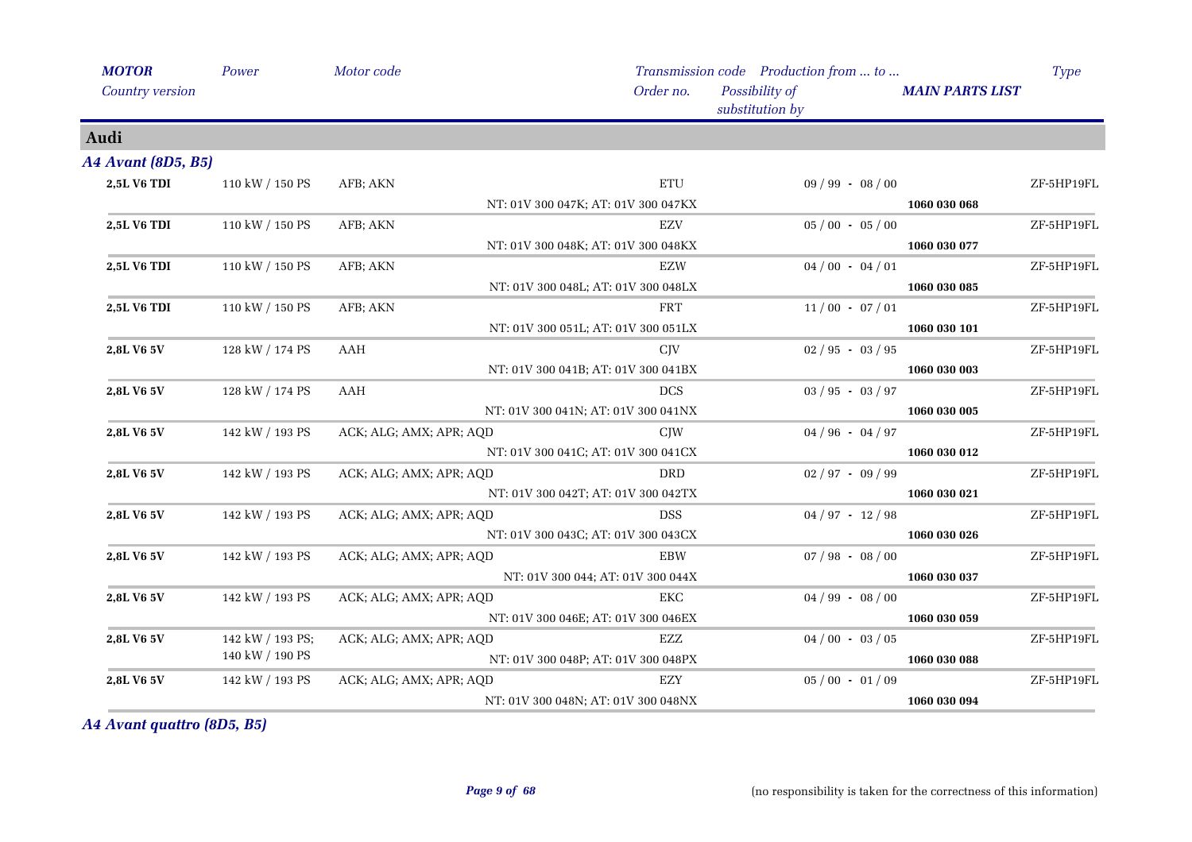| *MOTOR* *Country version* | *Power* | *Motor code* | *Transmission code* *Order no.* | *Production from ... to ...* *Possibility of substitution by* | *MAIN PARTS LIST* | *Type* |
|---|---|---|---|---|---|---|

## Audi

### *A4 Avant (8D5, B5)*

| MOTOR | Power | Motor code | Transmission code / Order no. | Production from ... to ... | MAIN PARTS LIST | Type |
|---|---|---|---|---|---|---|
| **2,5L V6 TDI** | 110 kW / 150 PS | AFB; AKN | ETU | 09 / 99 - 08 / 00 | | ZF-5HP19FL |
| | | | NT: 01V 300 047K; AT: 01V 300 047KX | | **1060 030 068** | |
| **2,5L V6 TDI** | 110 kW / 150 PS | AFB; AKN | EZV | 05 / 00 - 05 / 00 | | ZF-5HP19FL |
| | | | NT: 01V 300 048K; AT: 01V 300 048KX | | **1060 030 077** | |
| **2,5L V6 TDI** | 110 kW / 150 PS | AFB; AKN | EZW | 04 / 00 - 04 / 01 | | ZF-5HP19FL |
| | | | NT: 01V 300 048L; AT: 01V 300 048LX | | **1060 030 085** | |
| **2,5L V6 TDI** | 110 kW / 150 PS | AFB; AKN | FRT | 11 / 00 - 07 / 01 | | ZF-5HP19FL |
| | | | NT: 01V 300 051L; AT: 01V 300 051LX | | **1060 030 101** | |
| **2,8L V6 5V** | 128 kW / 174 PS | AAH | CJV | 02 / 95 - 03 / 95 | | ZF-5HP19FL |
| | | | NT: 01V 300 041B; AT: 01V 300 041BX | | **1060 030 003** | |
| **2,8L V6 5V** | 128 kW / 174 PS | AAH | DCS | 03 / 95 - 03 / 97 | | ZF-5HP19FL |
| | | | NT: 01V 300 041N; AT: 01V 300 041NX | | **1060 030 005** | |
| **2,8L V6 5V** | 142 kW / 193 PS | ACK; ALG; AMX; APR; AQD | CJW | 04 / 96 - 04 / 97 | | ZF-5HP19FL |
| | | | NT: 01V 300 041C; AT: 01V 300 041CX | | **1060 030 012** | |
| **2,8L V6 5V** | 142 kW / 193 PS | ACK; ALG; AMX; APR; AQD | DRD | 02 / 97 - 09 / 99 | | ZF-5HP19FL |
| | | | NT: 01V 300 042T; AT: 01V 300 042TX | | **1060 030 021** | |
| **2,8L V6 5V** | 142 kW / 193 PS | ACK; ALG; AMX; APR; AQD | DSS | 04 / 97 - 12 / 98 | | ZF-5HP19FL |
| | | | NT: 01V 300 043C; AT: 01V 300 043CX | | **1060 030 026** | |
| **2,8L V6 5V** | 142 kW / 193 PS | ACK; ALG; AMX; APR; AQD | EBW | 07 / 98 - 08 / 00 | | ZF-5HP19FL |
| | | | NT: 01V 300 044; AT: 01V 300 044X | | **1060 030 037** | |
| **2,8L V6 5V** | 142 kW / 193 PS | ACK; ALG; AMX; APR; AQD | EKC | 04 / 99 - 08 / 00 | | ZF-5HP19FL |
| | | | NT: 01V 300 046E; AT: 01V 300 046EX | | **1060 030 059** | |
| **2,8L V6 5V** | 142 kW / 193 PS; 140 kW / 190 PS | ACK; ALG; AMX; APR; AQD | EZZ | 04 / 00 - 03 / 05 | | ZF-5HP19FL |
| | | | NT: 01V 300 048P; AT: 01V 300 048PX | | **1060 030 088** | |
| **2,8L V6 5V** | 142 kW / 193 PS | ACK; ALG; AMX; APR; AQD | EZY | 05 / 00 - 01 / 09 | | ZF-5HP19FL |
| | | | NT: 01V 300 048N; AT: 01V 300 048NX | | **1060 030 094** | |

### *A4 Avant quattro (8D5, B5)*

(no responsibility is taken for the correctness of this information)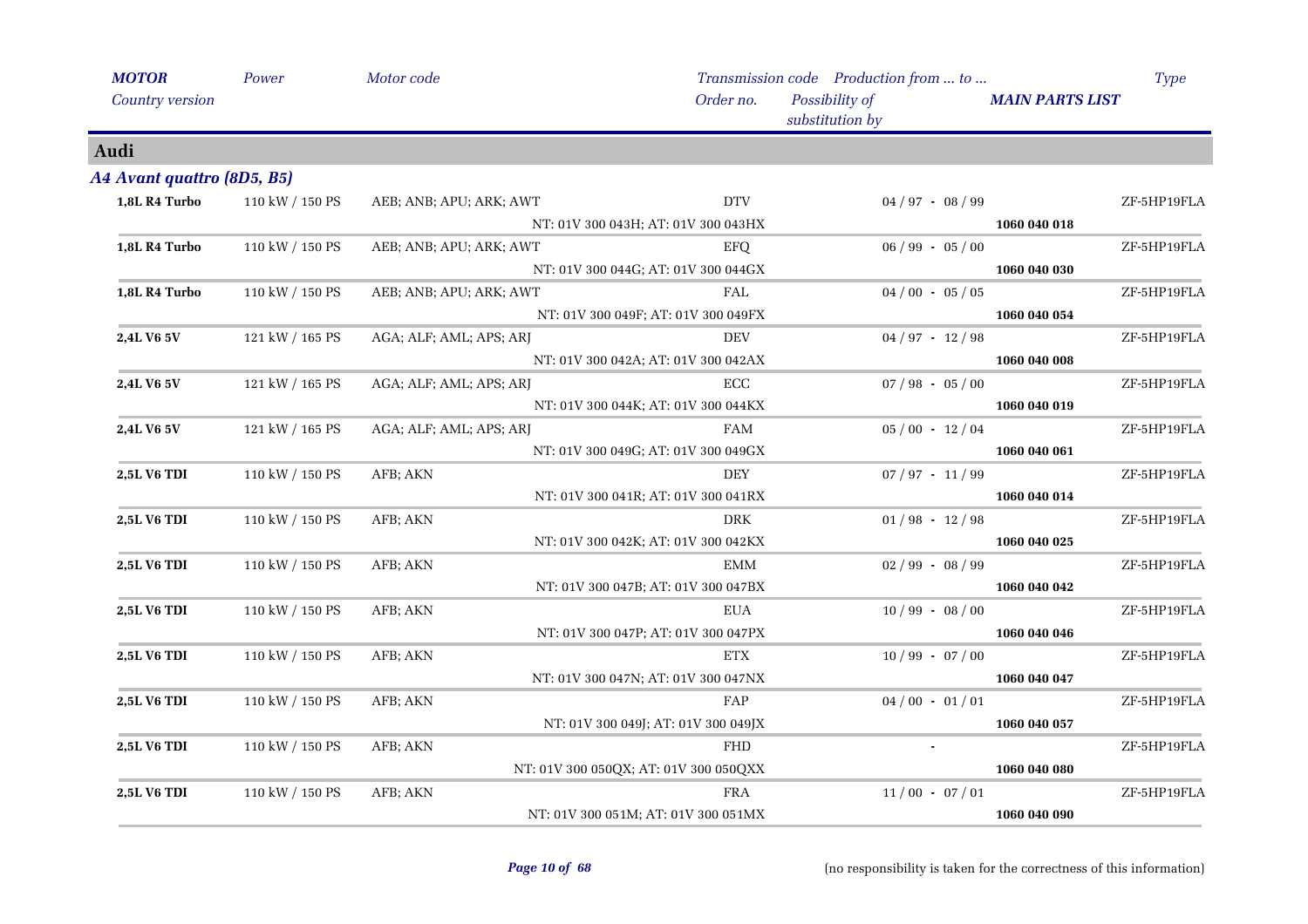| *MOTOR* | *Power* | *Motor code* | *Transmission code* | *Production from ... to ...* | | *Type* |
|---|---|---|---|---|---|---|
| *Country version* | | | *Order no.* | *Possibility of substitution by* | *MAIN PARTS LIST* | |

## Audi

### *A4 Avant quattro (8D5, B5)*

| MOTOR | Power | Motor code | Transmission code / Order no. | Production from ... to ... / Possibility of substitution by | MAIN PARTS LIST | Type |
|---|---|---|---|---|---|---|
| **1,8L R4 Turbo** | 110 kW / 150 PS | AEB; ANB; APU; ARK; AWT | DTV | 04 / 97 - 08 / 99 | | ZF-5HP19FLA |
| | | | NT: 01V 300 043H; AT: 01V 300 043HX | | **1060 040 018** | |
| **1,8L R4 Turbo** | 110 kW / 150 PS | AEB; ANB; APU; ARK; AWT | EFQ | 06 / 99 - 05 / 00 | | ZF-5HP19FLA |
| | | | NT: 01V 300 044G; AT: 01V 300 044GX | | **1060 040 030** | |
| **1,8L R4 Turbo** | 110 kW / 150 PS | AEB; ANB; APU; ARK; AWT | FAL | 04 / 00 - 05 / 05 | | ZF-5HP19FLA |
| | | | NT: 01V 300 049F; AT: 01V 300 049FX | | **1060 040 054** | |
| **2,4L V6 5V** | 121 kW / 165 PS | AGA; ALF; AML; APS; ARJ | DEV | 04 / 97 - 12 / 98 | | ZF-5HP19FLA |
| | | | NT: 01V 300 042A; AT: 01V 300 042AX | | **1060 040 008** | |
| **2,4L V6 5V** | 121 kW / 165 PS | AGA; ALF; AML; APS; ARJ | ECC | 07 / 98 - 05 / 00 | | ZF-5HP19FLA |
| | | | NT: 01V 300 044K; AT: 01V 300 044KX | | **1060 040 019** | |
| **2,4L V6 5V** | 121 kW / 165 PS | AGA; ALF; AML; APS; ARJ | FAM | 05 / 00 - 12 / 04 | | ZF-5HP19FLA |
| | | | NT: 01V 300 049G; AT: 01V 300 049GX | | **1060 040 061** | |
| **2,5L V6 TDI** | 110 kW / 150 PS | AFB; AKN | DEY | 07 / 97 - 11 / 99 | | ZF-5HP19FLA |
| | | | NT: 01V 300 041R; AT: 01V 300 041RX | | **1060 040 014** | |
| **2,5L V6 TDI** | 110 kW / 150 PS | AFB; AKN | DRK | 01 / 98 - 12 / 98 | | ZF-5HP19FLA |
| | | | NT: 01V 300 042K; AT: 01V 300 042KX | | **1060 040 025** | |
| **2,5L V6 TDI** | 110 kW / 150 PS | AFB; AKN | EMM | 02 / 99 - 08 / 99 | | ZF-5HP19FLA |
| | | | NT: 01V 300 047B; AT: 01V 300 047BX | | **1060 040 042** | |
| **2,5L V6 TDI** | 110 kW / 150 PS | AFB; AKN | EUA | 10 / 99 - 08 / 00 | | ZF-5HP19FLA |
| | | | NT: 01V 300 047P; AT: 01V 300 047PX | | **1060 040 046** | |
| **2,5L V6 TDI** | 110 kW / 150 PS | AFB; AKN | ETX | 10 / 99 - 07 / 00 | | ZF-5HP19FLA |
| | | | NT: 01V 300 047N; AT: 01V 300 047NX | | **1060 040 047** | |
| **2,5L V6 TDI** | 110 kW / 150 PS | AFB; AKN | FAP | 04 / 00 - 01 / 01 | | ZF-5HP19FLA |
| | | | NT: 01V 300 049J; AT: 01V 300 049JX | | **1060 040 057** | |
| **2,5L V6 TDI** | 110 kW / 150 PS | AFB; AKN | FHD | - | | ZF-5HP19FLA |
| | | | NT: 01V 300 050QX; AT: 01V 300 050QXX | | **1060 040 080** | |
| **2,5L V6 TDI** | 110 kW / 150 PS | AFB; AKN | FRA | 11 / 00 - 07 / 01 | | ZF-5HP19FLA |
| | | | NT: 01V 300 051M; AT: 01V 300 051MX | | **1060 040 090** | |

(no responsibility is taken for the correctness of this information)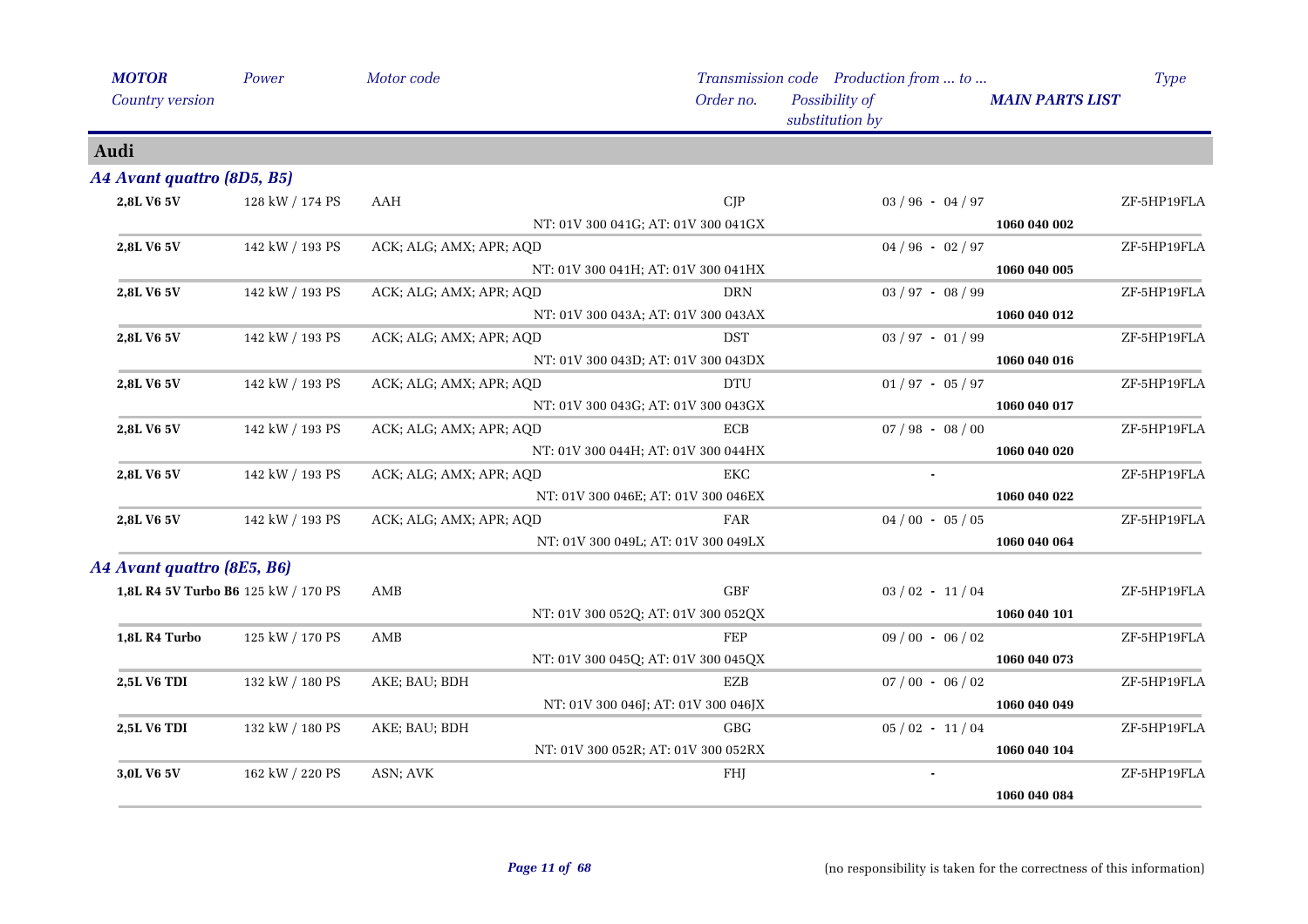| MOTOR | Power | Motor code | Transmission code | Production from ... to ... | Type |
|---|---|---|---|---|---|
| Country version | | | Order no. | Possibility of substitution by | MAIN PARTS LIST |

## Audi

### A4 Avant quattro (8D5, B5)

| MOTOR | Power | Motor code | Transmission code | Production from ... to ... | Type |
|---|---|---|---|---|---|
| 2,8L V6 5V | 128 kW / 174 PS | AAH | CJP | 03 / 96 - 04 / 97 | ZF-5HP19FLA |
| | | NT: 01V 300 041G; AT: 01V 300 041GX | | | 1060 040 002 |
| 2,8L V6 5V | 142 kW / 193 PS | ACK; ALG; AMX; APR; AQD | CKR | 04 / 96 - 02 / 97 | ZF-5HP19FLA |
| | | NT: 01V 300 041H; AT: 01V 300 041HX | | | 1060 040 005 |
| 2,8L V6 5V | 142 kW / 193 PS | ACK; ALG; AMX; APR; AQD | DRN | 03 / 97 - 08 / 99 | ZF-5HP19FLA |
| | | NT: 01V 300 043A; AT: 01V 300 043AX | | | 1060 040 012 |
| 2,8L V6 5V | 142 kW / 193 PS | ACK; ALG; AMX; APR; AQD | DST | 03 / 97 - 01 / 99 | ZF-5HP19FLA |
| | | NT: 01V 300 043D; AT: 01V 300 043DX | | | 1060 040 016 |
| 2,8L V6 5V | 142 kW / 193 PS | ACK; ALG; AMX; APR; AQD | DTU | 01 / 97 - 05 / 97 | ZF-5HP19FLA |
| | | NT: 01V 300 043G; AT: 01V 300 043GX | | | 1060 040 017 |
| 2,8L V6 5V | 142 kW / 193 PS | ACK; ALG; AMX; APR; AQD | ECB | 07 / 98 - 08 / 00 | ZF-5HP19FLA |
| | | NT: 01V 300 044H; AT: 01V 300 044HX | | | 1060 040 020 |
| 2,8L V6 5V | 142 kW / 193 PS | ACK; ALG; AMX; APR; AQD | EKC | - | ZF-5HP19FLA |
| | | NT: 01V 300 046E; AT: 01V 300 046EX | | | 1060 040 022 |
| 2,8L V6 5V | 142 kW / 193 PS | ACK; ALG; AMX; APR; AQD | FAR | 04 / 00 - 05 / 05 | ZF-5HP19FLA |
| | | NT: 01V 300 049L; AT: 01V 300 049LX | | | 1060 040 064 |

### A4 Avant quattro (8E5, B6)

| MOTOR | Power | Motor code | Transmission code | Production from ... to ... | Type |
|---|---|---|---|---|---|
| 1,8L R4 5V Turbo B6 | 125 kW / 170 PS | AMB | GBF | 03 / 02 - 11 / 04 | ZF-5HP19FLA |
| | | NT: 01V 300 052Q; AT: 01V 300 052QX | | | 1060 040 101 |
| 1,8L R4 Turbo | 125 kW / 170 PS | AMB | FEP | 09 / 00 - 06 / 02 | ZF-5HP19FLA |
| | | NT: 01V 300 045Q; AT: 01V 300 045QX | | | 1060 040 073 |
| 2,5L V6 TDI | 132 kW / 180 PS | AKE; BAU; BDH | EZB | 07 / 00 - 06 / 02 | ZF-5HP19FLA |
| | | NT: 01V 300 046J; AT: 01V 300 046JX | | | 1060 040 049 |
| 2,5L V6 TDI | 132 kW / 180 PS | AKE; BAU; BDH | GBG | 05 / 02 - 11 / 04 | ZF-5HP19FLA |
| | | NT: 01V 300 052R; AT: 01V 300 052RX | | | 1060 040 104 |
| 3,0L V6 5V | 162 kW / 220 PS | ASN; AVK | FHJ | - | ZF-5HP19FLA |
| | | | | | 1060 040 084 |

(no responsibility is taken for the correctness of this information)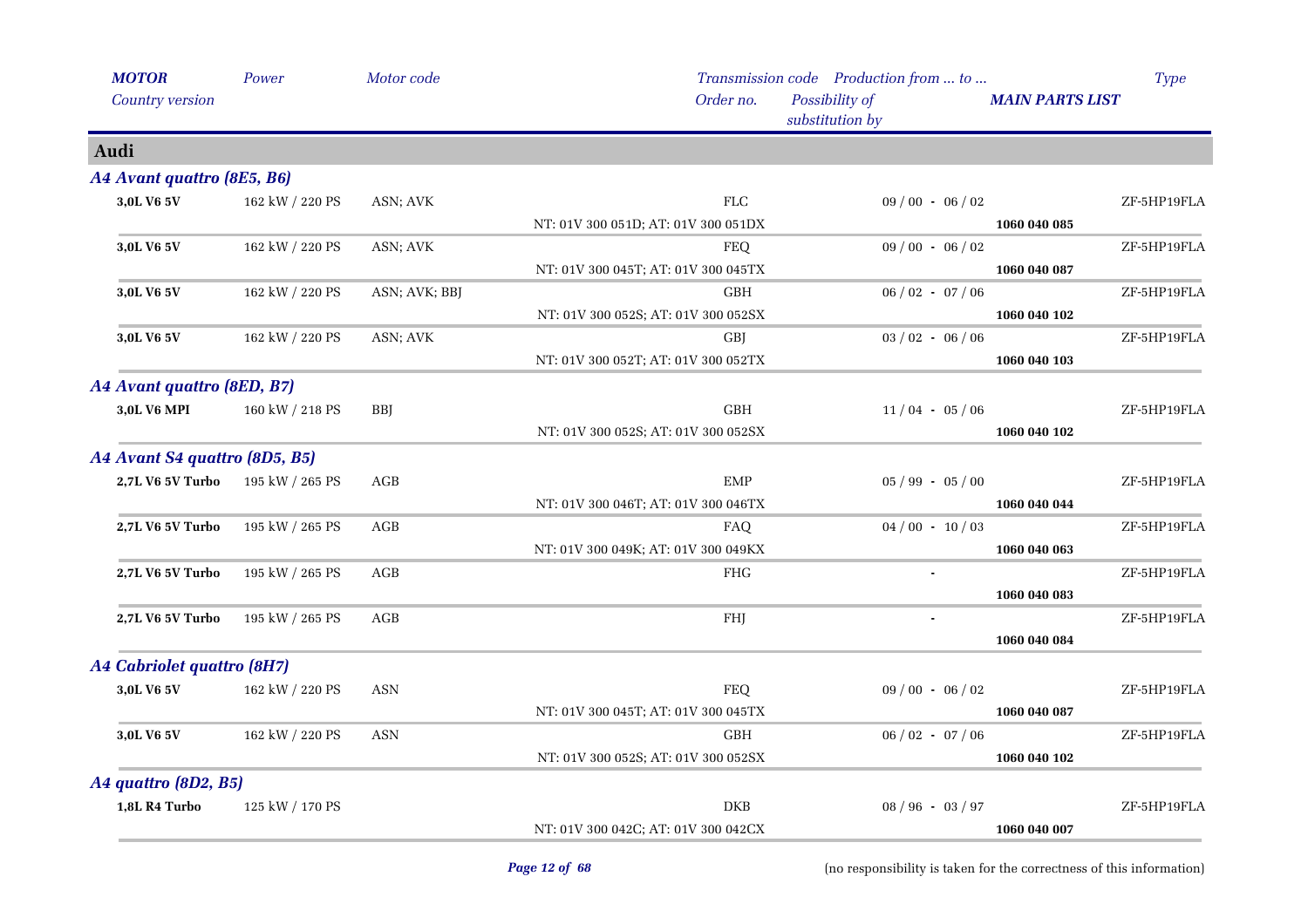| MOTOR | Power | Motor code | Transmission code | Production from ... to ... | Type |
|---|---|---|---|---|---|
| Country version | | | Order no. | Possibility of substitution by | MAIN PARTS LIST |

## Audi

### A4 Avant quattro (8E5, B6)

| MOTOR | Power | Motor code | Transmission code / Order no. | Production from ... to ... | Main parts list | Type |
|---|---|---|---|---|---|---|
| 3,0L V6 5V | 162 kW / 220 PS | ASN; AVK | FLC | 09 / 00 - 06 / 02 | | ZF-5HP19FLA |
| | | | NT: 01V 300 051D; AT: 01V 300 051DX | | 1060 040 085 | |
| 3,0L V6 5V | 162 kW / 220 PS | ASN; AVK | FEQ | 09 / 00 - 06 / 02 | | ZF-5HP19FLA |
| | | | NT: 01V 300 045T; AT: 01V 300 045TX | | 1060 040 087 | |
| 3,0L V6 5V | 162 kW / 220 PS | ASN; AVK; BBJ | GBH | 06 / 02 - 07 / 06 | | ZF-5HP19FLA |
| | | | NT: 01V 300 052S; AT: 01V 300 052SX | | 1060 040 102 | |
| 3,0L V6 5V | 162 kW / 220 PS | ASN; AVK | GBJ | 03 / 02 - 06 / 06 | | ZF-5HP19FLA |
| | | | NT: 01V 300 052T; AT: 01V 300 052TX | | 1060 040 103 | |

### A4 Avant quattro (8ED, B7)

| MOTOR | Power | Motor code | Transmission code / Order no. | Production from ... to ... | Main parts list | Type |
|---|---|---|---|---|---|---|
| 3,0L V6 MPI | 160 kW / 218 PS | BBJ | GBH | 11 / 04 - 05 / 06 | | ZF-5HP19FLA |
| | | | NT: 01V 300 052S; AT: 01V 300 052SX | | 1060 040 102 | |

### A4 Avant S4 quattro (8D5, B5)

| MOTOR | Power | Motor code | Transmission code / Order no. | Production from ... to ... | Main parts list | Type |
|---|---|---|---|---|---|---|
| 2,7L V6 5V Turbo | 195 kW / 265 PS | AGB | EMP | 05 / 99 - 05 / 00 | | ZF-5HP19FLA |
| | | | NT: 01V 300 046T; AT: 01V 300 046TX | | 1060 040 044 | |
| 2,7L V6 5V Turbo | 195 kW / 265 PS | AGB | FAQ | 04 / 00 - 10 / 03 | | ZF-5HP19FLA |
| | | | NT: 01V 300 049K; AT: 01V 300 049KX | | 1060 040 063 | |
| 2,7L V6 5V Turbo | 195 kW / 265 PS | AGB | FHG | - | | ZF-5HP19FLA |
| | | | | | 1060 040 083 | |
| 2,7L V6 5V Turbo | 195 kW / 265 PS | AGB | FHJ | - | | ZF-5HP19FLA |
| | | | | | 1060 040 084 | |

### A4 Cabriolet quattro (8H7)

| MOTOR | Power | Motor code | Transmission code / Order no. | Production from ... to ... | Main parts list | Type |
|---|---|---|---|---|---|---|
| 3,0L V6 5V | 162 kW / 220 PS | ASN | FEQ | 09 / 00 - 06 / 02 | | ZF-5HP19FLA |
| | | | NT: 01V 300 045T; AT: 01V 300 045TX | | 1060 040 087 | |
| 3,0L V6 5V | 162 kW / 220 PS | ASN | GBH | 06 / 02 - 07 / 06 | | ZF-5HP19FLA |
| | | | NT: 01V 300 052S; AT: 01V 300 052SX | | 1060 040 102 | |

### A4 quattro (8D2, B5)

| MOTOR | Power | Motor code | Transmission code / Order no. | Production from ... to ... | Main parts list | Type |
|---|---|---|---|---|---|---|
| 1,8L R4 Turbo | 125 kW / 170 PS | | DKB | 08 / 96 - 03 / 97 | | ZF-5HP19FLA |
| | | | NT: 01V 300 042C; AT: 01V 300 042CX | | 1060 040 007 | |

(no responsibility is taken for the correctness of this information)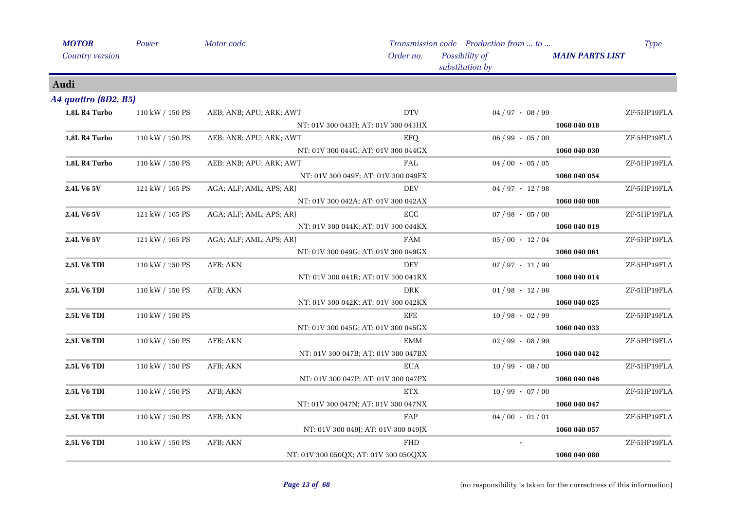## Audi

### *A4 quattro (8D2, B5)*

| MOTOR / Country version | Power | Motor code | Transmission code / Order no. | Production from ... to ... / Possibility of substitution by | MAIN PARTS LIST | Type |
|---|---|---|---|---|---|---|
| **1,8L R4 Turbo** | 110 kW / 150 PS | AEB; ANB; APU; ARK; AWT | DTV | 04 / 97 - 08 / 99 | | ZF-5HP19FLA |
| | | | NT: 01V 300 043H; AT: 01V 300 043HX | | **1060 040 018** | |
| **1,8L R4 Turbo** | 110 kW / 150 PS | AEB; ANB; APU; ARK; AWT | EFQ | 06 / 99 - 05 / 00 | | ZF-5HP19FLA |
| | | | NT: 01V 300 044G; AT: 01V 300 044GX | | **1060 040 030** | |
| **1,8L R4 Turbo** | 110 kW / 150 PS | AEB; ANB; APU; ARK; AWT | FAL | 04 / 00 - 05 / 05 | | ZF-5HP19FLA |
| | | | NT: 01V 300 049F; AT: 01V 300 049FX | | **1060 040 054** | |
| **2,4L V6 5V** | 121 kW / 165 PS | AGA; ALF; AML; APS; ARJ | DEV | 04 / 97 - 12 / 98 | | ZF-5HP19FLA |
| | | | NT: 01V 300 042A; AT: 01V 300 042AX | | **1060 040 008** | |
| **2,4L V6 5V** | 121 kW / 165 PS | AGA; ALF; AML; APS; ARJ | ECC | 07 / 98 - 05 / 00 | | ZF-5HP19FLA |
| | | | NT: 01V 300 044K; AT: 01V 300 044KX | | **1060 040 019** | |
| **2,4L V6 5V** | 121 kW / 165 PS | AGA; ALF; AML; APS; ARJ | FAM | 05 / 00 - 12 / 04 | | ZF-5HP19FLA |
| | | | NT: 01V 300 049G; AT: 01V 300 049GX | | **1060 040 061** | |
| **2,5L V6 TDI** | 110 kW / 150 PS | AFB; AKN | DEY | 07 / 97 - 11 / 99 | | ZF-5HP19FLA |
| | | | NT: 01V 300 041R; AT: 01V 300 041RX | | **1060 040 014** | |
| **2,5L V6 TDI** | 110 kW / 150 PS | AFB; AKN | DRK | 01 / 98 - 12 / 98 | | ZF-5HP19FLA |
| | | | NT: 01V 300 042K; AT: 01V 300 042KX | | **1060 040 025** | |
| **2,5L V6 TDI** | 110 kW / 150 PS | | EFE | 10 / 98 - 02 / 99 | | ZF-5HP19FLA |
| | | | NT: 01V 300 045G; AT: 01V 300 045GX | | **1060 040 033** | |
| **2,5L V6 TDI** | 110 kW / 150 PS | AFB; AKN | EMM | 02 / 99 - 08 / 99 | | ZF-5HP19FLA |
| | | | NT: 01V 300 047B; AT: 01V 300 047BX | | **1060 040 042** | |
| **2,5L V6 TDI** | 110 kW / 150 PS | AFB; AKN | EUA | 10 / 99 - 08 / 00 | | ZF-5HP19FLA |
| | | | NT: 01V 300 047P; AT: 01V 300 047PX | | **1060 040 046** | |
| **2,5L V6 TDI** | 110 kW / 150 PS | AFB; AKN | ETX | 10 / 99 - 07 / 00 | | ZF-5HP19FLA |
| | | | NT: 01V 300 047N; AT: 01V 300 047NX | | **1060 040 047** | |
| **2,5L V6 TDI** | 110 kW / 150 PS | AFB; AKN | FAP | 04 / 00 - 01 / 01 | | ZF-5HP19FLA |
| | | | NT: 01V 300 049J; AT: 01V 300 049JX | | **1060 040 057** | |
| **2,5L V6 TDI** | 110 kW / 150 PS | AFB; AKN | FHD | - | | ZF-5HP19FLA |
| | | | NT: 01V 300 050QX; AT: 01V 300 050QXX | | **1060 040 080** | |

(no responsibility is taken for the correctness of this information)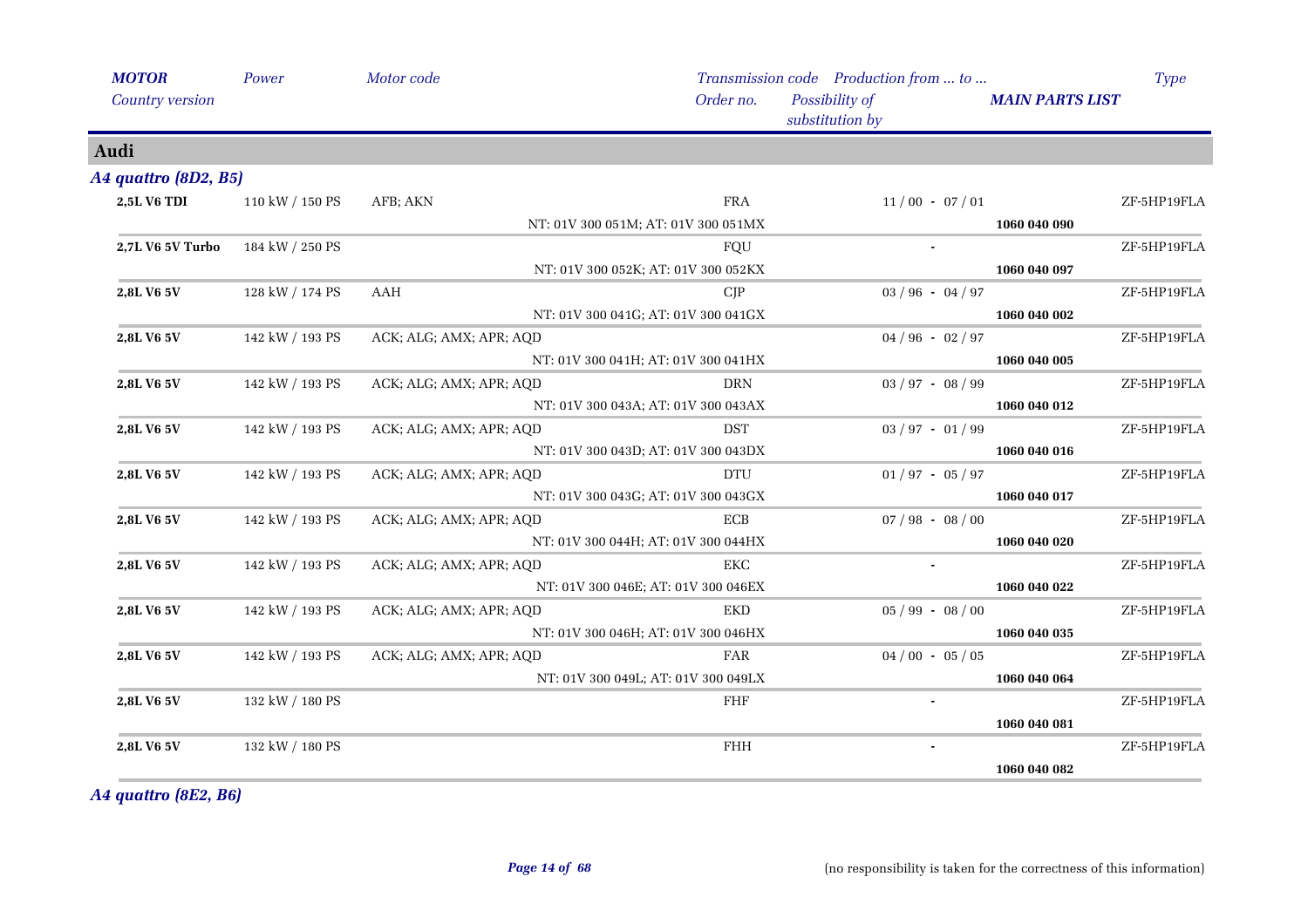| MOTOR<br>Country version | Power | Motor code | Transmission code<br>Order no. | Production from ... to ...<br>Possibility of substitution by | MAIN PARTS LIST | Type |
|---|---|---|---|---|---|---|
| **Audi** | | | | | | |
| ***A4 quattro (8D2, B5)*** | | | | | | |
| **2,5L V6 TDI** | 110 kW / 150 PS | AFB; AKN | FRA | 11 / 00 - 07 / 01 | | ZF-5HP19FLA |
| | | | NT: 01V 300 051M; AT: 01V 300 051MX | | **1060 040 090** | |
| **2,7L V6 5V Turbo** | 184 kW / 250 PS | | FQU | - | | ZF-5HP19FLA |
| | | | NT: 01V 300 052K; AT: 01V 300 052KX | | **1060 040 097** | |
| **2,8L V6 5V** | 128 kW / 174 PS | AAH | CJP | 03 / 96 - 04 / 97 | | ZF-5HP19FLA |
| | | | NT: 01V 300 041G; AT: 01V 300 041GX | | **1060 040 002** | |
| **2,8L V6 5V** | 142 kW / 193 PS | ACK; ALG; AMX; APR; AQD | | 04 / 96 - 02 / 97 | | ZF-5HP19FLA |
| | | | NT: 01V 300 041H; AT: 01V 300 041HX | | **1060 040 005** | |
| **2,8L V6 5V** | 142 kW / 193 PS | ACK; ALG; AMX; APR; AQD | DRN | 03 / 97 - 08 / 99 | | ZF-5HP19FLA |
| | | | NT: 01V 300 043A; AT: 01V 300 043AX | | **1060 040 012** | |
| **2,8L V6 5V** | 142 kW / 193 PS | ACK; ALG; AMX; APR; AQD | DST | 03 / 97 - 01 / 99 | | ZF-5HP19FLA |
| | | | NT: 01V 300 043D; AT: 01V 300 043DX | | **1060 040 016** | |
| **2,8L V6 5V** | 142 kW / 193 PS | ACK; ALG; AMX; APR; AQD | DTU | 01 / 97 - 05 / 97 | | ZF-5HP19FLA |
| | | | NT: 01V 300 043G; AT: 01V 300 043GX | | **1060 040 017** | |
| **2,8L V6 5V** | 142 kW / 193 PS | ACK; ALG; AMX; APR; AQD | ECB | 07 / 98 - 08 / 00 | | ZF-5HP19FLA |
| | | | NT: 01V 300 044H; AT: 01V 300 044HX | | **1060 040 020** | |
| **2,8L V6 5V** | 142 kW / 193 PS | ACK; ALG; AMX; APR; AQD | EKC | - | | ZF-5HP19FLA |
| | | | NT: 01V 300 046E; AT: 01V 300 046EX | | **1060 040 022** | |
| **2,8L V6 5V** | 142 kW / 193 PS | ACK; ALG; AMX; APR; AQD | EKD | 05 / 99 - 08 / 00 | | ZF-5HP19FLA |
| | | | NT: 01V 300 046H; AT: 01V 300 046HX | | **1060 040 035** | |
| **2,8L V6 5V** | 142 kW / 193 PS | ACK; ALG; AMX; APR; AQD | FAR | 04 / 00 - 05 / 05 | | ZF-5HP19FLA |
| | | | NT: 01V 300 049L; AT: 01V 300 049LX | | **1060 040 064** | |
| **2,8L V6 5V** | 132 kW / 180 PS | | FHF | - | | ZF-5HP19FLA |
| | | | | | **1060 040 081** | |
| **2,8L V6 5V** | 132 kW / 180 PS | | FHH | - | | ZF-5HP19FLA |
| | | | | | **1060 040 082** | |

***A4 quattro (8E2, B6)***

(no responsibility is taken for the correctness of this information)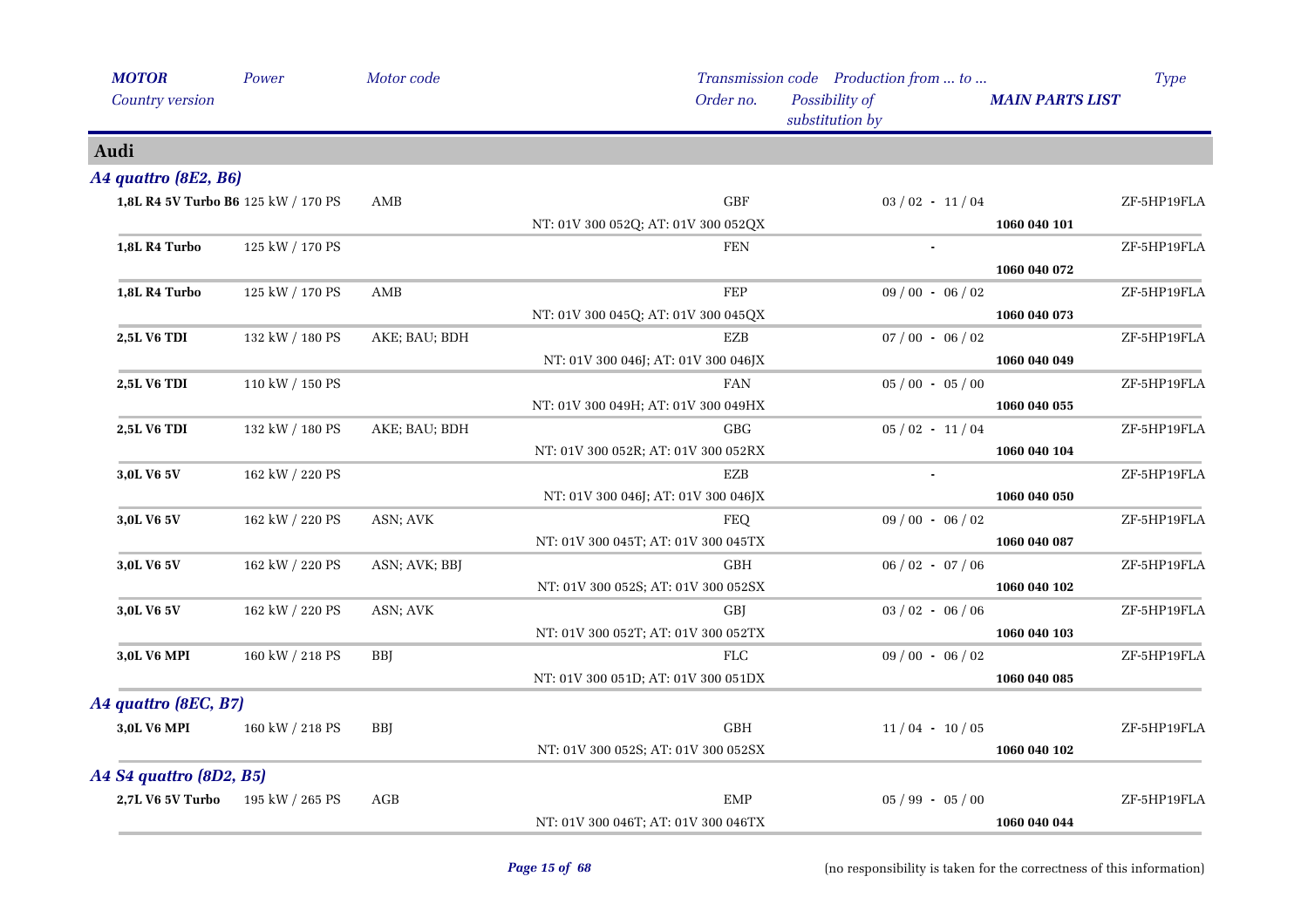| *MOTOR* *Country version* | *Power* | *Motor code* | *Transmission code* *Order no.* | *Production from ... to ...* *Possibility of substitution by* | *MAIN PARTS LIST* | *Type* |
|---|---|---|---|---|---|---|

## Audi

### *A4 quattro (8E2, B6)*

| *MOTOR* *Country version* | *Power* | *Motor code* | *Transmission code* *Order no.* | *Production from ... to ...* *Possibility of substitution by* | *MAIN PARTS LIST* | *Type* |
|---|---|---|---|---|---|---|
| **1,8L R4 5V Turbo B6** | 125 kW / 170 PS | AMB | GBF | 03 / 02 - 11 / 04 | | ZF-5HP19FLA |
| | | | NT: 01V 300 052Q; AT: 01V 300 052QX | | **1060 040 101** | |
| **1,8L R4 Turbo** | 125 kW / 170 PS | | FEN | - | | ZF-5HP19FLA |
| | | | | | **1060 040 072** | |
| **1,8L R4 Turbo** | 125 kW / 170 PS | AMB | FEP | 09 / 00 - 06 / 02 | | ZF-5HP19FLA |
| | | | NT: 01V 300 045Q; AT: 01V 300 045QX | | **1060 040 073** | |
| **2,5L V6 TDI** | 132 kW / 180 PS | AKE; BAU; BDH | EZB | 07 / 00 - 06 / 02 | | ZF-5HP19FLA |
| | | | NT: 01V 300 046J; AT: 01V 300 046JX | | **1060 040 049** | |
| **2,5L V6 TDI** | 110 kW / 150 PS | | FAN | 05 / 00 - 05 / 00 | | ZF-5HP19FLA |
| | | | NT: 01V 300 049H; AT: 01V 300 049HX | | **1060 040 055** | |
| **2,5L V6 TDI** | 132 kW / 180 PS | AKE; BAU; BDH | GBG | 05 / 02 - 11 / 04 | | ZF-5HP19FLA |
| | | | NT: 01V 300 052R; AT: 01V 300 052RX | | **1060 040 104** | |
| **3,0L V6 5V** | 162 kW / 220 PS | | EZB | - | | ZF-5HP19FLA |
| | | | NT: 01V 300 046J; AT: 01V 300 046JX | | **1060 040 050** | |
| **3,0L V6 5V** | 162 kW / 220 PS | ASN; AVK | FEQ | 09 / 00 - 06 / 02 | | ZF-5HP19FLA |
| | | | NT: 01V 300 045T; AT: 01V 300 045TX | | **1060 040 087** | |
| **3,0L V6 5V** | 162 kW / 220 PS | ASN; AVK; BBJ | GBH | 06 / 02 - 07 / 06 | | ZF-5HP19FLA |
| | | | NT: 01V 300 052S; AT: 01V 300 052SX | | **1060 040 102** | |
| **3,0L V6 5V** | 162 kW / 220 PS | ASN; AVK | GBJ | 03 / 02 - 06 / 06 | | ZF-5HP19FLA |
| | | | NT: 01V 300 052T; AT: 01V 300 052TX | | **1060 040 103** | |
| **3,0L V6 MPI** | 160 kW / 218 PS | BBJ | FLC | 09 / 00 - 06 / 02 | | ZF-5HP19FLA |
| | | | NT: 01V 300 051D; AT: 01V 300 051DX | | **1060 040 085** | |

### *A4 quattro (8EC, B7)*

| *MOTOR* *Country version* | *Power* | *Motor code* | *Transmission code* *Order no.* | *Production from ... to ...* *Possibility of substitution by* | *MAIN PARTS LIST* | *Type* |
|---|---|---|---|---|---|---|
| **3,0L V6 MPI** | 160 kW / 218 PS | BBJ | GBH | 11 / 04 - 10 / 05 | | ZF-5HP19FLA |
| | | | NT: 01V 300 052S; AT: 01V 300 052SX | | **1060 040 102** | |

### *A4 S4 quattro (8D2, B5)*

| *MOTOR* *Country version* | *Power* | *Motor code* | *Transmission code* *Order no.* | *Production from ... to ...* *Possibility of substitution by* | *MAIN PARTS LIST* | *Type* |
|---|---|---|---|---|---|---|
| **2,7L V6 5V Turbo** | 195 kW / 265 PS | AGB | EMP | 05 / 99 - 05 / 00 | | ZF-5HP19FLA |
| | | | NT: 01V 300 046T; AT: 01V 300 046TX | | **1060 040 044** | |

(no responsibility is taken for the correctness of this information)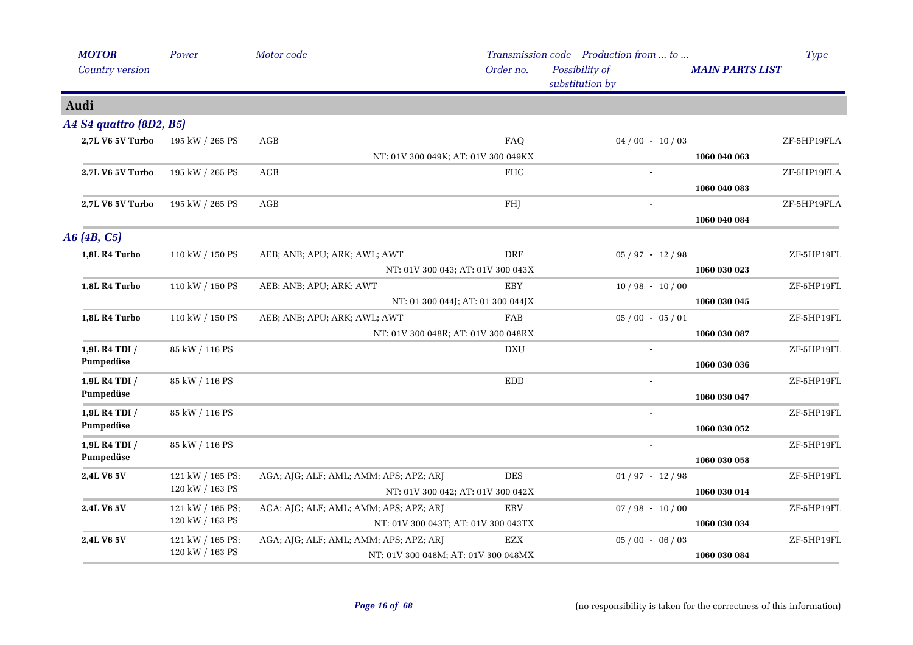| *MOTOR* / *Country version* | *Power* | *Motor code* | *Transmission code* / *Order no.* | *Production from ... to ...* / *Possibility of substitution by* | ***MAIN PARTS LIST*** | *Type* |
|---|---|---|---|---|---|---|
| **Audi** | | | | | | |
| ***A4 S4 quattro (8D2, B5)*** | | | | | | |
| **2,7L V6 5V Turbo** | 195 kW / 265 PS | AGB | FAQ | 04 / 00 - 10 / 03 | | ZF-5HP19FLA |
| | | NT: 01V 300 049K; AT: 01V 300 049KX | | | **1060 040 063** | |
| **2,7L V6 5V Turbo** | 195 kW / 265 PS | AGB | FHG | - | | ZF-5HP19FLA |
| | | | | | **1060 040 083** | |
| **2,7L V6 5V Turbo** | 195 kW / 265 PS | AGB | FHJ | - | | ZF-5HP19FLA |
| | | | | | **1060 040 084** | |
| ***A6 (4B, C5)*** | | | | | | |
| **1,8L R4 Turbo** | 110 kW / 150 PS | AEB; ANB; APU; ARK; AWL; AWT | DRF | 05 / 97 - 12 / 98 | | ZF-5HP19FL |
| | | NT: 01V 300 043; AT: 01V 300 043X | | | **1060 030 023** | |
| **1,8L R4 Turbo** | 110 kW / 150 PS | AEB; ANB; APU; ARK; AWT | EBY | 10 / 98 - 10 / 00 | | ZF-5HP19FL |
| | | NT: 01 300 044J; AT: 01 300 044JX | | | **1060 030 045** | |
| **1,8L R4 Turbo** | 110 kW / 150 PS | AEB; ANB; APU; ARK; AWL; AWT | FAB | 05 / 00 - 05 / 01 | | ZF-5HP19FL |
| | | NT: 01V 300 048R; AT: 01V 300 048RX | | | **1060 030 087** | |
| **1,9L R4 TDI / Pumpedüse** | 85 kW / 116 PS | | DXU | - | **1060 030 036** | ZF-5HP19FL |
| **1,9L R4 TDI / Pumpedüse** | 85 kW / 116 PS | | EDD | - | **1060 030 047** | ZF-5HP19FL |
| **1,9L R4 TDI / Pumpedüse** | 85 kW / 116 PS | | | - | **1060 030 052** | ZF-5HP19FL |
| **1,9L R4 TDI / Pumpedüse** | 85 kW / 116 PS | | | - | **1060 030 058** | ZF-5HP19FL |
| **2,4L V6 5V** | 121 kW / 165 PS; 120 kW / 163 PS | AGA; AJG; ALF; AML; AMM; APS; APZ; ARJ | DES | 01 / 97 - 12 / 98 | | ZF-5HP19FL |
| | | NT: 01V 300 042; AT: 01V 300 042X | | | **1060 030 014** | |
| **2,4L V6 5V** | 121 kW / 165 PS; 120 kW / 163 PS | AGA; AJG; ALF; AML; AMM; APS; APZ; ARJ | EBV | 07 / 98 - 10 / 00 | | ZF-5HP19FL |
| | | NT: 01V 300 043T; AT: 01V 300 043TX | | | **1060 030 034** | |
| **2,4L V6 5V** | 121 kW / 165 PS; 120 kW / 163 PS | AGA; AJG; ALF; AML; AMM; APS; APZ; ARJ | EZX | 05 / 00 - 06 / 03 | | ZF-5HP19FL |
| | | NT: 01V 300 048M; AT: 01V 300 048MX | | | **1060 030 084** | |

(no responsibility is taken for the correctness of this information)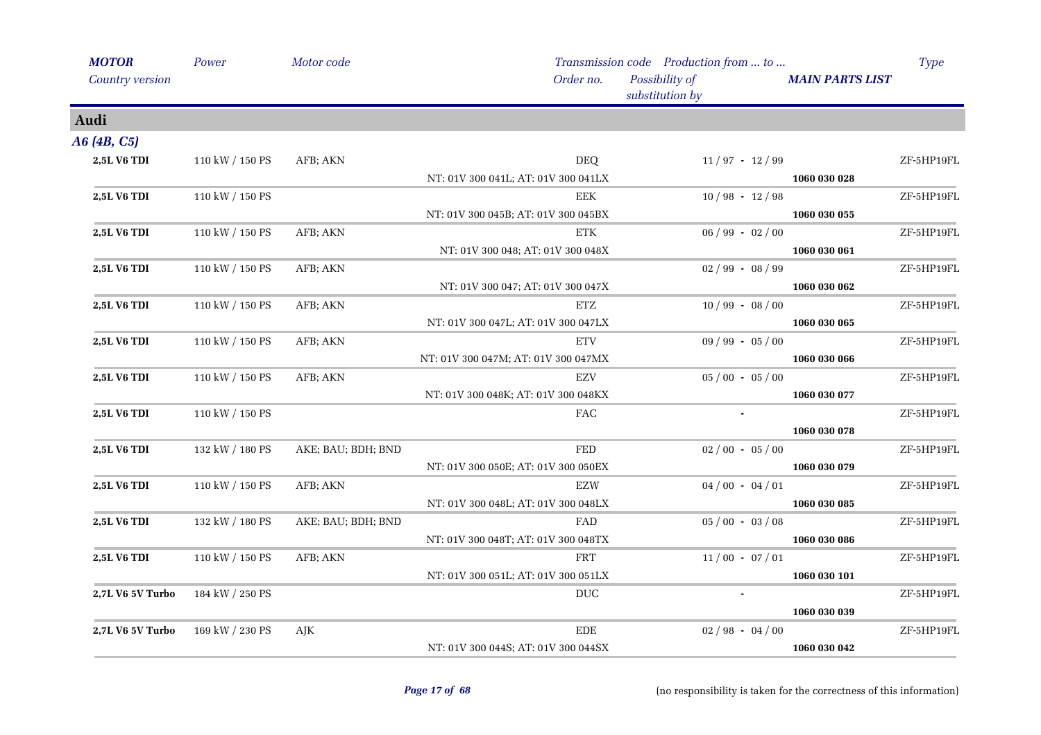| *MOTOR* | *Power* | *Motor code* | *Transmission code* | *Production from ... to ...* | | *Type* |
|---|---|---|---|---|---|---|
| *Country version* | | | *Order no.* | *Possibility of substitution by* | ***MAIN PARTS LIST*** | |
| **Audi** | | | | | | |
| ***A6 (4B, C5)*** | | | | | | |
| **2,5L V6 TDI** | 110 kW / 150 PS | AFB; AKN | DEQ | 11 / 97 - 12 / 99 | | ZF-5HP19FL |
| | | | NT: 01V 300 041L; AT: 01V 300 041LX | | **1060 030 028** | |
| **2,5L V6 TDI** | 110 kW / 150 PS | | EEK | 10 / 98 - 12 / 98 | | ZF-5HP19FL |
| | | | NT: 01V 300 045B; AT: 01V 300 045BX | | **1060 030 055** | |
| **2,5L V6 TDI** | 110 kW / 150 PS | AFB; AKN | ETK | 06 / 99 - 02 / 00 | | ZF-5HP19FL |
| | | | NT: 01V 300 048; AT: 01V 300 048X | | **1060 030 061** | |
| **2,5L V6 TDI** | 110 kW / 150 PS | AFB; AKN | | 02 / 99 - 08 / 99 | | ZF-5HP19FL |
| | | | NT: 01V 300 047; AT: 01V 300 047X | | **1060 030 062** | |
| **2,5L V6 TDI** | 110 kW / 150 PS | AFB; AKN | ETZ | 10 / 99 - 08 / 00 | | ZF-5HP19FL |
| | | | NT: 01V 300 047L; AT: 01V 300 047LX | | **1060 030 065** | |
| **2,5L V6 TDI** | 110 kW / 150 PS | AFB; AKN | ETV | 09 / 99 - 05 / 00 | | ZF-5HP19FL |
| | | | NT: 01V 300 047M; AT: 01V 300 047MX | | **1060 030 066** | |
| **2,5L V6 TDI** | 110 kW / 150 PS | AFB; AKN | EZV | 05 / 00 - 05 / 00 | | ZF-5HP19FL |
| | | | NT: 01V 300 048K; AT: 01V 300 048KX | | **1060 030 077** | |
| **2,5L V6 TDI** | 110 kW / 150 PS | | FAC | - | | ZF-5HP19FL |
| | | | | | **1060 030 078** | |
| **2,5L V6 TDI** | 132 kW / 180 PS | AKE; BAU; BDH; BND | FED | 02 / 00 - 05 / 00 | | ZF-5HP19FL |
| | | | NT: 01V 300 050E; AT: 01V 300 050EX | | **1060 030 079** | |
| **2,5L V6 TDI** | 110 kW / 150 PS | AFB; AKN | EZW | 04 / 00 - 04 / 01 | | ZF-5HP19FL |
| | | | NT: 01V 300 048L; AT: 01V 300 048LX | | **1060 030 085** | |
| **2,5L V6 TDI** | 132 kW / 180 PS | AKE; BAU; BDH; BND | FAD | 05 / 00 - 03 / 08 | | ZF-5HP19FL |
| | | | NT: 01V 300 048T; AT: 01V 300 048TX | | **1060 030 086** | |
| **2,5L V6 TDI** | 110 kW / 150 PS | AFB; AKN | FRT | 11 / 00 - 07 / 01 | | ZF-5HP19FL |
| | | | NT: 01V 300 051L; AT: 01V 300 051LX | | **1060 030 101** | |
| **2,7L V6 5V Turbo** | 184 kW / 250 PS | | DUC | - | | ZF-5HP19FL |
| | | | | | **1060 030 039** | |
| **2,7L V6 5V Turbo** | 169 kW / 230 PS | AJK | EDE | 02 / 98 - 04 / 00 | | ZF-5HP19FL |
| | | | NT: 01V 300 044S; AT: 01V 300 044SX | | **1060 030 042** | |

(no responsibility is taken for the correctness of this information)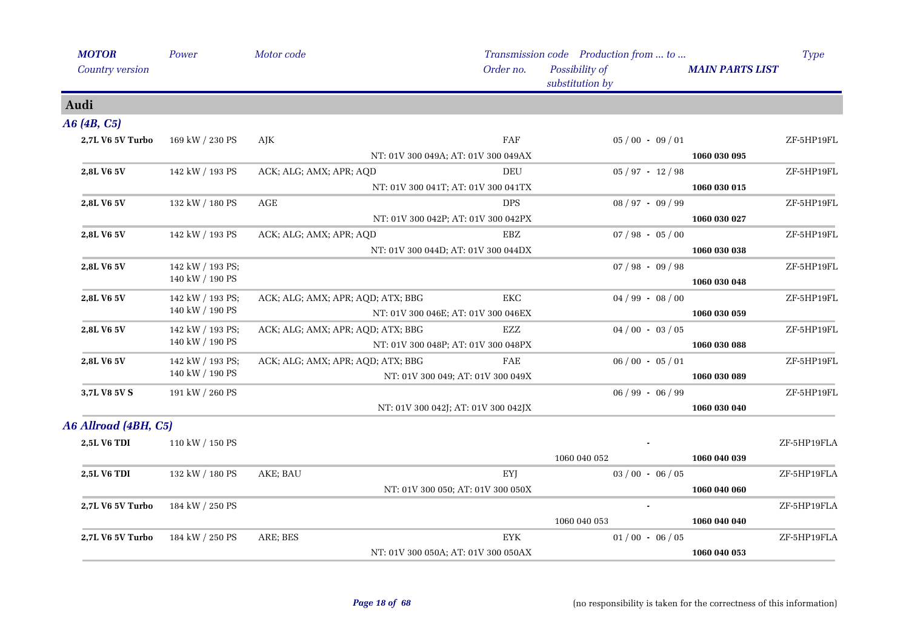| *MOTOR* / *Country version* | *Power* | *Motor code* | *Transmission code* / *Order no.* | *Production from ... to ...* / *Possibility of substitution by* | ***MAIN PARTS LIST*** | *Type* |
|---|---|---|---|---|---|---|

## Audi

### *A6 (4B, C5)*

| *MOTOR* / *Country version* | *Power* | *Motor code* | *Transmission code* / *Order no.* | *Production from ... to ...* / *Possibility of substitution by* | ***MAIN PARTS LIST*** | *Type* |
|---|---|---|---|---|---|---|
| **2,7L V6 5V Turbo** | 169 kW / 230 PS | AJK | FAF | 05 / 00 - 09 / 01 | | ZF-5HP19FL |
| | | | NT: 01V 300 049A; AT: 01V 300 049AX | | **1060 030 095** | |
| **2,8L V6 5V** | 142 kW / 193 PS | ACK; ALG; AMX; APR; AQD | DEU | 05 / 97 - 12 / 98 | | ZF-5HP19FL |
| | | | NT: 01V 300 041T; AT: 01V 300 041TX | | **1060 030 015** | |
| **2,8L V6 5V** | 132 kW / 180 PS | AGE | DPS | 08 / 97 - 09 / 99 | | ZF-5HP19FL |
| | | | NT: 01V 300 042P; AT: 01V 300 042PX | | **1060 030 027** | |
| **2,8L V6 5V** | 142 kW / 193 PS | ACK; ALG; AMX; APR; AQD | EBZ | 07 / 98 - 05 / 00 | | ZF-5HP19FL |
| | | | NT: 01V 300 044D; AT: 01V 300 044DX | | **1060 030 038** | |
| **2,8L V6 5V** | 142 kW / 193 PS; 140 kW / 190 PS | | | 07 / 98 - 09 / 98 | | ZF-5HP19FL |
| | | | | | **1060 030 048** | |
| **2,8L V6 5V** | 142 kW / 193 PS; 140 kW / 190 PS | ACK; ALG; AMX; APR; AQD; ATX; BBG | EKC | 04 / 99 - 08 / 00 | | ZF-5HP19FL |
| | | | NT: 01V 300 046E; AT: 01V 300 046EX | | **1060 030 059** | |
| **2,8L V6 5V** | 142 kW / 193 PS; 140 kW / 190 PS | ACK; ALG; AMX; APR; AQD; ATX; BBG | EZZ | 04 / 00 - 03 / 05 | | ZF-5HP19FL |
| | | | NT: 01V 300 048P; AT: 01V 300 048PX | | **1060 030 088** | |
| **2,8L V6 5V** | 142 kW / 193 PS; 140 kW / 190 PS | ACK; ALG; AMX; APR; AQD; ATX; BBG | FAE | 06 / 00 - 05 / 01 | | ZF-5HP19FL |
| | | | NT: 01V 300 049; AT: 01V 300 049X | | **1060 030 089** | |
| **3,7L V8 5V S** | 191 kW / 260 PS | | | 06 / 99 - 06 / 99 | | ZF-5HP19FL |
| | | | NT: 01V 300 042J; AT: 01V 300 042JX | | **1060 030 040** | |

### *A6 Allroad (4BH, C5)*

| *MOTOR* / *Country version* | *Power* | *Motor code* | *Transmission code* / *Order no.* | *Production from ... to ...* / *Possibility of substitution by* | ***MAIN PARTS LIST*** | *Type* |
|---|---|---|---|---|---|---|
| **2,5L V6 TDI** | 110 kW / 150 PS | | | - | | ZF-5HP19FLA |
| | | | | 1060 040 052 | **1060 040 039** | |
| **2,5L V6 TDI** | 132 kW / 180 PS | AKE; BAU | EYJ | 03 / 00 - 06 / 05 | | ZF-5HP19FLA |
| | | | NT: 01V 300 050; AT: 01V 300 050X | | **1060 040 060** | |
| **2,7L V6 5V Turbo** | 184 kW / 250 PS | | | - | | ZF-5HP19FLA |
| | | | | 1060 040 053 | **1060 040 040** | |
| **2,7L V6 5V Turbo** | 184 kW / 250 PS | ARE; BES | EYK | 01 / 00 - 06 / 05 | | ZF-5HP19FLA |
| | | | NT: 01V 300 050A; AT: 01V 300 050AX | | **1060 040 053** | |

(no responsibility is taken for the correctness of this information)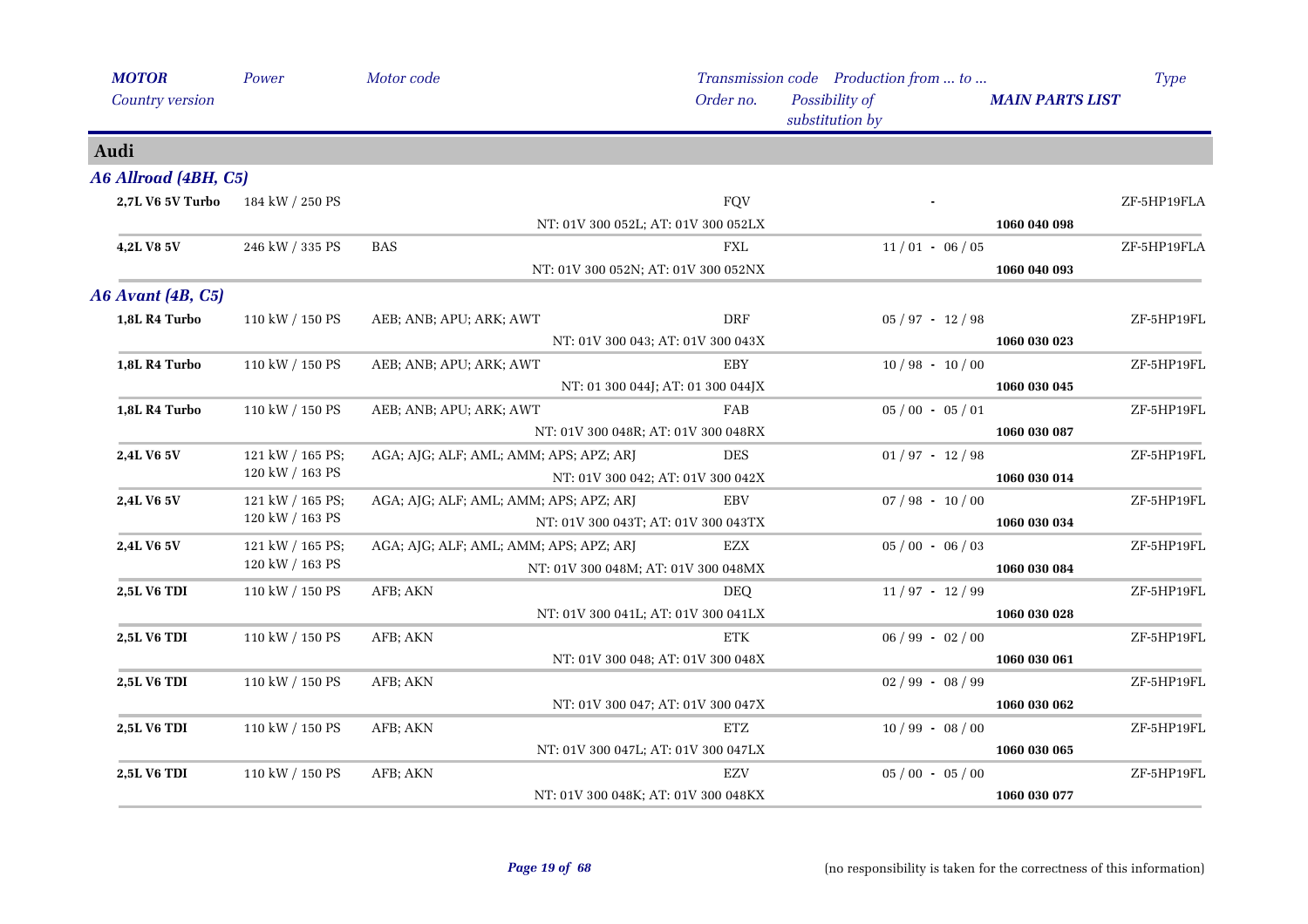| MOTOR | Power | Motor code | Transmission code | Production from ... to ... | | Type |
|---|---|---|---|---|---|---|
| Country version | | | Order no. | Possibility of substitution by | MAIN PARTS LIST | |

## Audi

### A6 Allroad (4BH, C5)

| MOTOR | Power | Motor code | Transmission code / Order no. | Production from ... to ... | MAIN PARTS LIST | Type |
|---|---|---|---|---|---|---|
| **2,7L V6 5V Turbo** | 184 kW / 250 PS | | FQV | - | | ZF-5HP19FLA |
| | | | NT: 01V 300 052L; AT: 01V 300 052LX | | **1060 040 098** | |
| **4,2L V8 5V** | 246 kW / 335 PS | BAS | FXL | 11 / 01 - 06 / 05 | | ZF-5HP19FLA |
| | | | NT: 01V 300 052N; AT: 01V 300 052NX | | **1060 040 093** | |

### A6 Avant (4B, C5)

| MOTOR | Power | Motor code | Transmission code / Order no. | Production from ... to ... | MAIN PARTS LIST | Type |
|---|---|---|---|---|---|---|
| **1,8L R4 Turbo** | 110 kW / 150 PS | AEB; ANB; APU; ARK; AWT | DRF | 05 / 97 - 12 / 98 | | ZF-5HP19FL |
| | | | NT: 01V 300 043; AT: 01V 300 043X | | **1060 030 023** | |
| **1,8L R4 Turbo** | 110 kW / 150 PS | AEB; ANB; APU; ARK; AWT | EBY | 10 / 98 - 10 / 00 | | ZF-5HP19FL |
| | | | NT: 01 300 044J; AT: 01 300 044JX | | **1060 030 045** | |
| **1,8L R4 Turbo** | 110 kW / 150 PS | AEB; ANB; APU; ARK; AWT | FAB | 05 / 00 - 05 / 01 | | ZF-5HP19FL |
| | | | NT: 01V 300 048R; AT: 01V 300 048RX | | **1060 030 087** | |
| **2,4L V6 5V** | 121 kW / 165 PS; 120 kW / 163 PS | AGA; AJG; ALF; AML; AMM; APS; APZ; ARJ | DES | 01 / 97 - 12 / 98 | | ZF-5HP19FL |
| | | | NT: 01V 300 042; AT: 01V 300 042X | | **1060 030 014** | |
| **2,4L V6 5V** | 121 kW / 165 PS; 120 kW / 163 PS | AGA; AJG; ALF; AML; AMM; APS; APZ; ARJ | EBV | 07 / 98 - 10 / 00 | | ZF-5HP19FL |
| | | | NT: 01V 300 043T; AT: 01V 300 043TX | | **1060 030 034** | |
| **2,4L V6 5V** | 121 kW / 165 PS; 120 kW / 163 PS | AGA; AJG; ALF; AML; AMM; APS; APZ; ARJ | EZX | 05 / 00 - 06 / 03 | | ZF-5HP19FL |
| | | | NT: 01V 300 048M; AT: 01V 300 048MX | | **1060 030 084** | |
| **2,5L V6 TDI** | 110 kW / 150 PS | AFB; AKN | DEQ | 11 / 97 - 12 / 99 | | ZF-5HP19FL |
| | | | NT: 01V 300 041L; AT: 01V 300 041LX | | **1060 030 028** | |
| **2,5L V6 TDI** | 110 kW / 150 PS | AFB; AKN | ETK | 06 / 99 - 02 / 00 | | ZF-5HP19FL |
| | | | NT: 01V 300 048; AT: 01V 300 048X | | **1060 030 061** | |
| **2,5L V6 TDI** | 110 kW / 150 PS | AFB; AKN | | 02 / 99 - 08 / 99 | | ZF-5HP19FL |
| | | | NT: 01V 300 047; AT: 01V 300 047X | | **1060 030 062** | |
| **2,5L V6 TDI** | 110 kW / 150 PS | AFB; AKN | ETZ | 10 / 99 - 08 / 00 | | ZF-5HP19FL |
| | | | NT: 01V 300 047L; AT: 01V 300 047LX | | **1060 030 065** | |
| **2,5L V6 TDI** | 110 kW / 150 PS | AFB; AKN | EZV | 05 / 00 - 05 / 00 | | ZF-5HP19FL |
| | | | NT: 01V 300 048K; AT: 01V 300 048KX | | **1060 030 077** | |

(no responsibility is taken for the correctness of this information)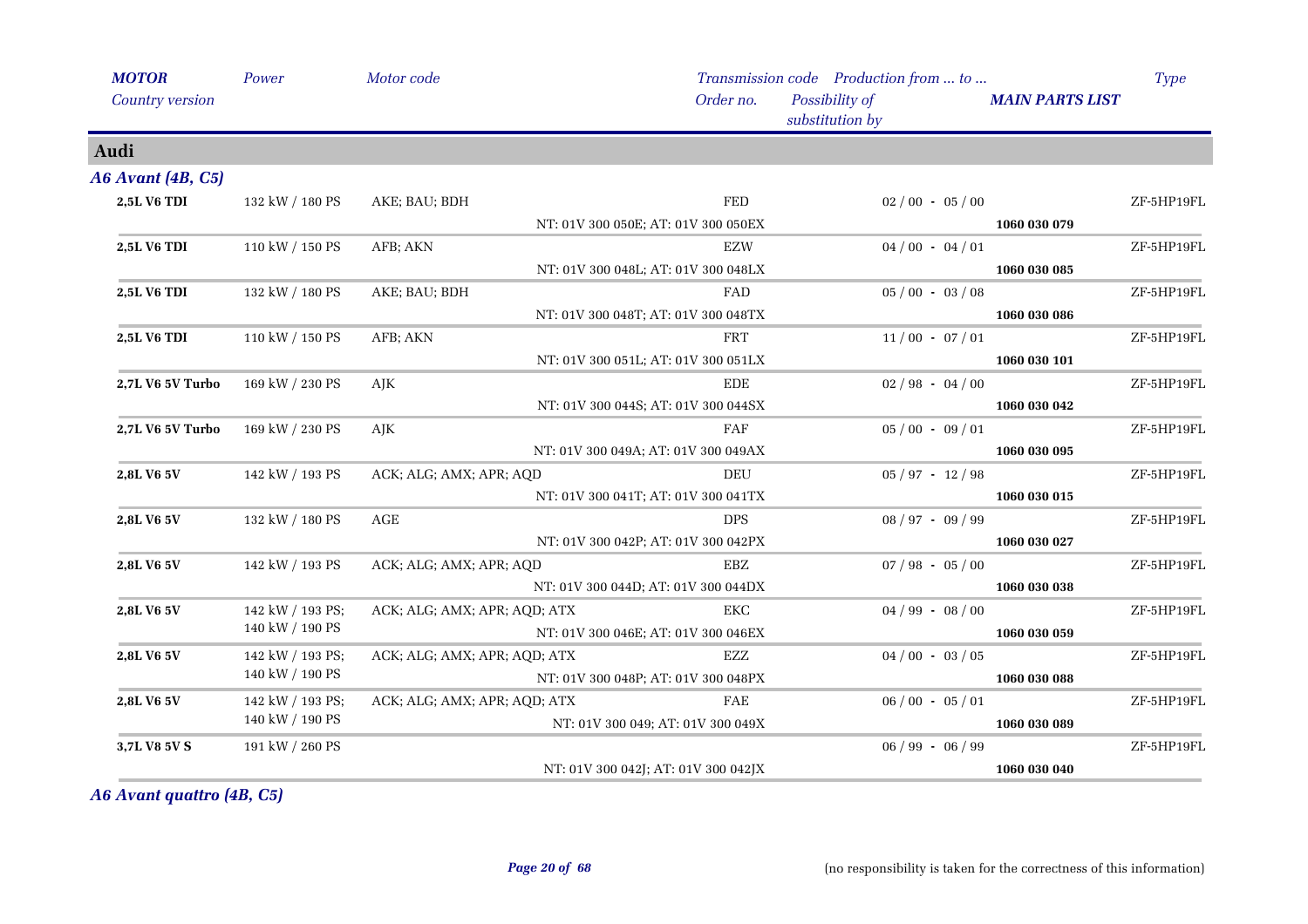| *MOTOR* | *Power* | *Motor code* | *Transmission code* | *Production from ... to ...* | | *Type* |
|---|---|---|---|---|---|---|
| *Country version* | | | *Order no.* | *Possibility of substitution by* | ***MAIN PARTS LIST*** | |

## Audi

### *A6 Avant (4B, C5)*

| | | | | | | |
|---|---|---|---|---|---|---|
| **2,5L V6 TDI** | 132 kW / 180 PS | AKE; BAU; BDH | FED | 02 / 00 - 05 / 00 | | ZF-5HP19FL |
| | | NT: 01V 300 050E; AT: 01V 300 050EX | | | **1060 030 079** | |
| **2,5L V6 TDI** | 110 kW / 150 PS | AFB; AKN | EZW | 04 / 00 - 04 / 01 | | ZF-5HP19FL |
| | | NT: 01V 300 048L; AT: 01V 300 048LX | | | **1060 030 085** | |
| **2,5L V6 TDI** | 132 kW / 180 PS | AKE; BAU; BDH | FAD | 05 / 00 - 03 / 08 | | ZF-5HP19FL |
| | | NT: 01V 300 048T; AT: 01V 300 048TX | | | **1060 030 086** | |
| **2,5L V6 TDI** | 110 kW / 150 PS | AFB; AKN | FRT | 11 / 00 - 07 / 01 | | ZF-5HP19FL |
| | | NT: 01V 300 051L; AT: 01V 300 051LX | | | **1060 030 101** | |
| **2,7L V6 5V Turbo** | 169 kW / 230 PS | AJK | EDE | 02 / 98 - 04 / 00 | | ZF-5HP19FL |
| | | NT: 01V 300 044S; AT: 01V 300 044SX | | | **1060 030 042** | |
| **2,7L V6 5V Turbo** | 169 kW / 230 PS | AJK | FAF | 05 / 00 - 09 / 01 | | ZF-5HP19FL |
| | | NT: 01V 300 049A; AT: 01V 300 049AX | | | **1060 030 095** | |
| **2,8L V6 5V** | 142 kW / 193 PS | ACK; ALG; AMX; APR; AQD | DEU | 05 / 97 - 12 / 98 | | ZF-5HP19FL |
| | | NT: 01V 300 041T; AT: 01V 300 041TX | | | **1060 030 015** | |
| **2,8L V6 5V** | 132 kW / 180 PS | AGE | DPS | 08 / 97 - 09 / 99 | | ZF-5HP19FL |
| | | NT: 01V 300 042P; AT: 01V 300 042PX | | | **1060 030 027** | |
| **2,8L V6 5V** | 142 kW / 193 PS | ACK; ALG; AMX; APR; AQD | EBZ | 07 / 98 - 05 / 00 | | ZF-5HP19FL |
| | | NT: 01V 300 044D; AT: 01V 300 044DX | | | **1060 030 038** | |
| **2,8L V6 5V** | 142 kW / 193 PS; 140 kW / 190 PS | ACK; ALG; AMX; APR; AQD; ATX | EKC | 04 / 99 - 08 / 00 | | ZF-5HP19FL |
| | | NT: 01V 300 046E; AT: 01V 300 046EX | | | **1060 030 059** | |
| **2,8L V6 5V** | 142 kW / 193 PS; 140 kW / 190 PS | ACK; ALG; AMX; APR; AQD; ATX | EZZ | 04 / 00 - 03 / 05 | | ZF-5HP19FL |
| | | NT: 01V 300 048P; AT: 01V 300 048PX | | | **1060 030 088** | |
| **2,8L V6 5V** | 142 kW / 193 PS; 140 kW / 190 PS | ACK; ALG; AMX; APR; AQD; ATX | FAE | 06 / 00 - 05 / 01 | | ZF-5HP19FL |
| | | NT: 01V 300 049; AT: 01V 300 049X | | | **1060 030 089** | |
| **3,7L V8 5V S** | 191 kW / 260 PS | | | 06 / 99 - 06 / 99 | | ZF-5HP19FL |
| | | NT: 01V 300 042J; AT: 01V 300 042JX | | | **1060 030 040** | |

### *A6 Avant quattro (4B, C5)*

(no responsibility is taken for the correctness of this information)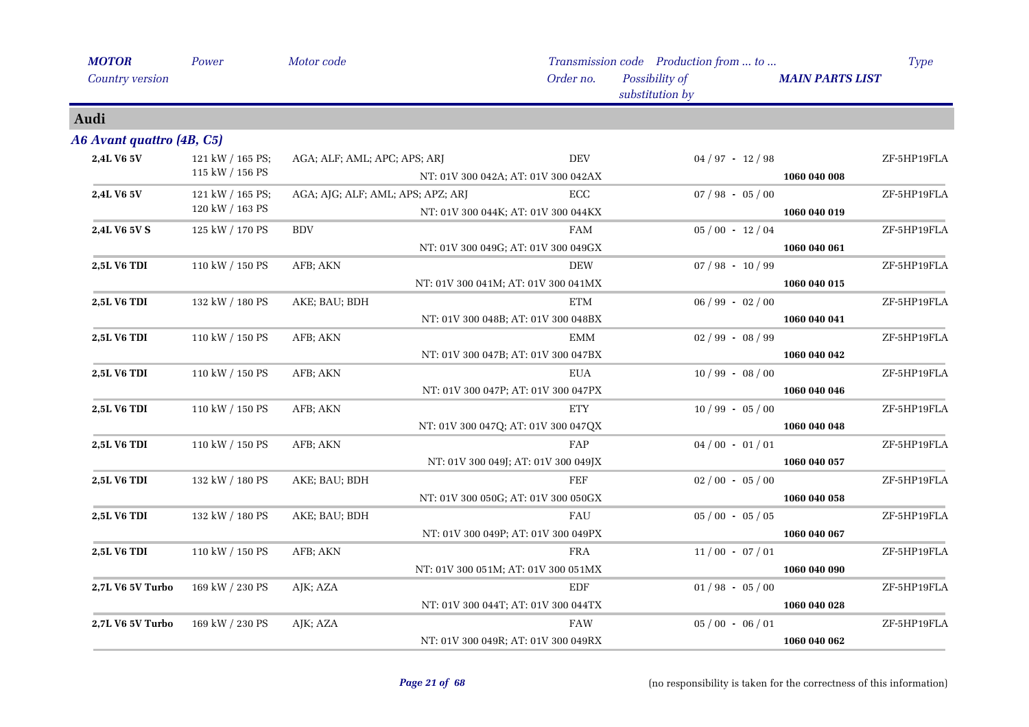## Audi

### *A6 Avant quattro (4B, C5)*

| MOTOR / Country version | Power | Motor code | Transmission code / Order no. | Production from ... to ... / Possibility of substitution by | MAIN PARTS LIST | Type |
|---|---|---|---|---|---|---|
| **2,4L V6 5V** | 121 kW / 165 PS; 115 kW / 156 PS | AGA; ALF; AML; APC; APS; ARJ | DEV | 04 / 97 - 12 / 98 | | ZF-5HP19FLA |
| | | | NT: 01V 300 042A; AT: 01V 300 042AX | | **1060 040 008** | |
| **2,4L V6 5V** | 121 kW / 165 PS; 120 kW / 163 PS | AGA; AJG; ALF; AML; APS; APZ; ARJ | ECC | 07 / 98 - 05 / 00 | | ZF-5HP19FLA |
| | | | NT: 01V 300 044K; AT: 01V 300 044KX | | **1060 040 019** | |
| **2,4L V6 5V S** | 125 kW / 170 PS | BDV | FAM | 05 / 00 - 12 / 04 | | ZF-5HP19FLA |
| | | | NT: 01V 300 049G; AT: 01V 300 049GX | | **1060 040 061** | |
| **2,5L V6 TDI** | 110 kW / 150 PS | AFB; AKN | DEW | 07 / 98 - 10 / 99 | | ZF-5HP19FLA |
| | | | NT: 01V 300 041M; AT: 01V 300 041MX | | **1060 040 015** | |
| **2,5L V6 TDI** | 132 kW / 180 PS | AKE; BAU; BDH | ETM | 06 / 99 - 02 / 00 | | ZF-5HP19FLA |
| | | | NT: 01V 300 048B; AT: 01V 300 048BX | | **1060 040 041** | |
| **2,5L V6 TDI** | 110 kW / 150 PS | AFB; AKN | EMM | 02 / 99 - 08 / 99 | | ZF-5HP19FLA |
| | | | NT: 01V 300 047B; AT: 01V 300 047BX | | **1060 040 042** | |
| **2,5L V6 TDI** | 110 kW / 150 PS | AFB; AKN | EUA | 10 / 99 - 08 / 00 | | ZF-5HP19FLA |
| | | | NT: 01V 300 047P; AT: 01V 300 047PX | | **1060 040 046** | |
| **2,5L V6 TDI** | 110 kW / 150 PS | AFB; AKN | ETY | 10 / 99 - 05 / 00 | | ZF-5HP19FLA |
| | | | NT: 01V 300 047Q; AT: 01V 300 047QX | | **1060 040 048** | |
| **2,5L V6 TDI** | 110 kW / 150 PS | AFB; AKN | FAP | 04 / 00 - 01 / 01 | | ZF-5HP19FLA |
| | | | NT: 01V 300 049J; AT: 01V 300 049JX | | **1060 040 057** | |
| **2,5L V6 TDI** | 132 kW / 180 PS | AKE; BAU; BDH | FEF | 02 / 00 - 05 / 00 | | ZF-5HP19FLA |
| | | | NT: 01V 300 050G; AT: 01V 300 050GX | | **1060 040 058** | |
| **2,5L V6 TDI** | 132 kW / 180 PS | AKE; BAU; BDH | FAU | 05 / 00 - 05 / 05 | | ZF-5HP19FLA |
| | | | NT: 01V 300 049P; AT: 01V 300 049PX | | **1060 040 067** | |
| **2,5L V6 TDI** | 110 kW / 150 PS | AFB; AKN | FRA | 11 / 00 - 07 / 01 | | ZF-5HP19FLA |
| | | | NT: 01V 300 051M; AT: 01V 300 051MX | | **1060 040 090** | |
| **2,7L V6 5V Turbo** | 169 kW / 230 PS | AJK; AZA | EDF | 01 / 98 - 05 / 00 | | ZF-5HP19FLA |
| | | | NT: 01V 300 044T; AT: 01V 300 044TX | | **1060 040 028** | |
| **2,7L V6 5V Turbo** | 169 kW / 230 PS | AJK; AZA | FAW | 05 / 00 - 06 / 01 | | ZF-5HP19FLA |
| | | | NT: 01V 300 049R; AT: 01V 300 049RX | | **1060 040 062** | |

(no responsibility is taken for the correctness of this information)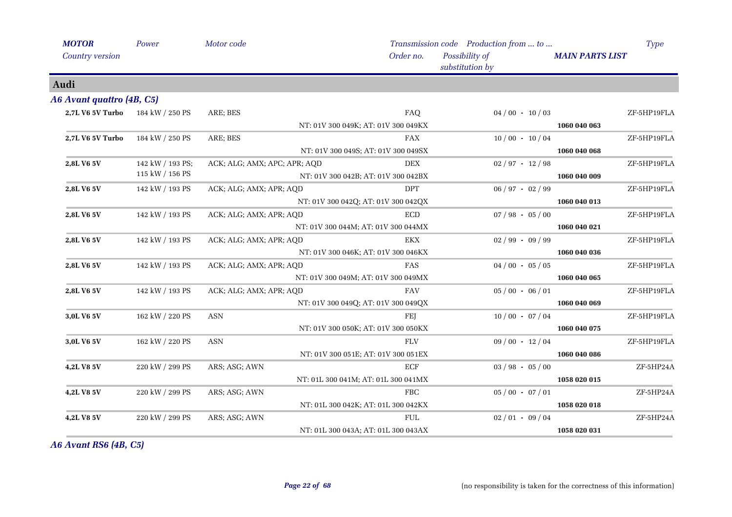| MOTOR | Power | Motor code | Transmission code | Production from ... to ... | | Type |
|---|---|---|---|---|---|---|
| Country version | | | Order no. | Possibility of substitution by | MAIN PARTS LIST | |

## Audi

### A6 Avant quattro (4B, C5)

| MOTOR | Power | Motor code | Transmission code / Order no. | Production from ... to ... | MAIN PARTS LIST | Type |
|---|---|---|---|---|---|---|
| 2,7L V6 5V Turbo | 184 kW / 250 PS | ARE; BES | FAQ | 04 / 00 - 10 / 03 | | ZF-5HP19FLA |
| | | | NT: 01V 300 049K; AT: 01V 300 049KX | | 1060 040 063 | |
| 2,7L V6 5V Turbo | 184 kW / 250 PS | ARE; BES | FAX | 10 / 00 - 10 / 04 | | ZF-5HP19FLA |
| | | | NT: 01V 300 049S; AT: 01V 300 049SX | | 1060 040 068 | |
| 2,8L V6 5V | 142 kW / 193 PS; 115 kW / 156 PS | ACK; ALG; AMX; APC; APR; AQD | DEX | 02 / 97 - 12 / 98 | | ZF-5HP19FLA |
| | | | NT: 01V 300 042B; AT: 01V 300 042BX | | 1060 040 009 | |
| 2,8L V6 5V | 142 kW / 193 PS | ACK; ALG; AMX; APR; AQD | DPT | 06 / 97 - 02 / 99 | | ZF-5HP19FLA |
| | | | NT: 01V 300 042Q; AT: 01V 300 042QX | | 1060 040 013 | |
| 2,8L V6 5V | 142 kW / 193 PS | ACK; ALG; AMX; APR; AQD | ECD | 07 / 98 - 05 / 00 | | ZF-5HP19FLA |
| | | | NT: 01V 300 044M; AT: 01V 300 044MX | | 1060 040 021 | |
| 2,8L V6 5V | 142 kW / 193 PS | ACK; ALG; AMX; APR; AQD | EKX | 02 / 99 - 09 / 99 | | ZF-5HP19FLA |
| | | | NT: 01V 300 046K; AT: 01V 300 046KX | | 1060 040 036 | |
| 2,8L V6 5V | 142 kW / 193 PS | ACK; ALG; AMX; APR; AQD | FAS | 04 / 00 - 05 / 05 | | ZF-5HP19FLA |
| | | | NT: 01V 300 049M; AT: 01V 300 049MX | | 1060 040 065 | |
| 2,8L V6 5V | 142 kW / 193 PS | ACK; ALG; AMX; APR; AQD | FAV | 05 / 00 - 06 / 01 | | ZF-5HP19FLA |
| | | | NT: 01V 300 049Q; AT: 01V 300 049QX | | 1060 040 069 | |
| 3,0L V6 5V | 162 kW / 220 PS | ASN | FEJ | 10 / 00 - 07 / 04 | | ZF-5HP19FLA |
| | | | NT: 01V 300 050K; AT: 01V 300 050KX | | 1060 040 075 | |
| 3,0L V6 5V | 162 kW / 220 PS | ASN | FLV | 09 / 00 - 12 / 04 | | ZF-5HP19FLA |
| | | | NT: 01V 300 051E; AT: 01V 300 051EX | | 1060 040 086 | |
| 4,2L V8 5V | 220 kW / 299 PS | ARS; ASG; AWN | ECF | 03 / 98 - 05 / 00 | | ZF-5HP24A |
| | | | NT: 01L 300 041M; AT: 01L 300 041MX | | 1058 020 015 | |
| 4,2L V8 5V | 220 kW / 299 PS | ARS; ASG; AWN | FBC | 05 / 00 - 07 / 01 | | ZF-5HP24A |
| | | | NT: 01L 300 042K; AT: 01L 300 042KX | | 1058 020 018 | |
| 4,2L V8 5V | 220 kW / 299 PS | ARS; ASG; AWN | FUL | 02 / 01 - 09 / 04 | | ZF-5HP24A |
| | | | NT: 01L 300 043A; AT: 01L 300 043AX | | 1058 020 031 | |

### A6 Avant RS6 (4B, C5)

(no responsibility is taken for the correctness of this information)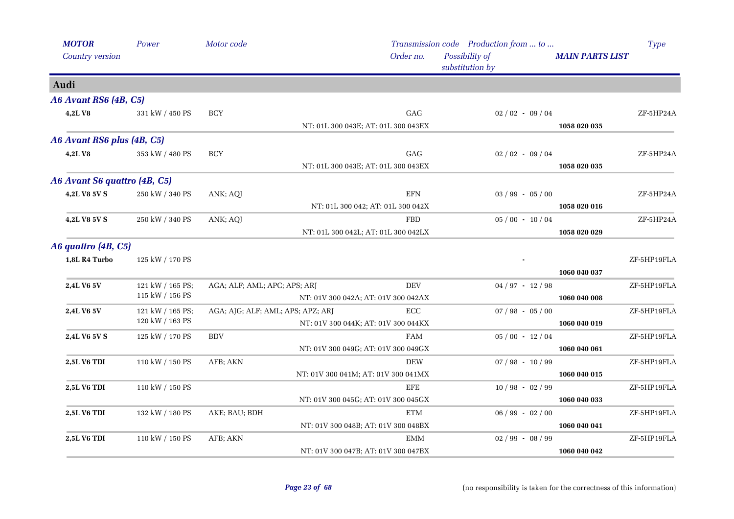| *MOTOR* | *Power* | *Motor code* | *Transmission code* | *Production from ... to ...* | | *Type* |
|---|---|---|---|---|---|---|
| *Country version* | | | *Order no.* | *Possibility of substitution by* | *MAIN PARTS LIST* | |
| **Audi** | | | | | | |
| ***A6 Avant RS6 (4B, C5)*** | | | | | | |
| **4,2L V8** | 331 kW / 450 PS | BCY | GAG | 02 / 02 - 09 / 04 | | ZF-5HP24A |
| | | | NT: 01L 300 043E; AT: 01L 300 043EX | | **1058 020 035** | |
| ***A6 Avant RS6 plus (4B, C5)*** | | | | | | |
| **4,2L V8** | 353 kW / 480 PS | BCY | GAG | 02 / 02 - 09 / 04 | | ZF-5HP24A |
| | | | NT: 01L 300 043E; AT: 01L 300 043EX | | **1058 020 035** | |
| ***A6 Avant S6 quattro (4B, C5)*** | | | | | | |
| **4,2L V8 5V S** | 250 kW / 340 PS | ANK; AQJ | EFN | 03 / 99 - 05 / 00 | | ZF-5HP24A |
| | | | NT: 01L 300 042; AT: 01L 300 042X | | **1058 020 016** | |
| **4,2L V8 5V S** | 250 kW / 340 PS | ANK; AQJ | FBD | 05 / 00 - 10 / 04 | | ZF-5HP24A |
| | | | NT: 01L 300 042L; AT: 01L 300 042LX | | **1058 020 029** | |
| ***A6 quattro (4B, C5)*** | | | | | | |
| **1,8L R4 Turbo** | 125 kW / 170 PS | | | - | | ZF-5HP19FLA |
| | | | | | **1060 040 037** | |
| **2,4L V6 5V** | 121 kW / 165 PS; 115 kW / 156 PS | AGA; ALF; AML; APC; APS; ARJ | DEV | 04 / 97 - 12 / 98 | | ZF-5HP19FLA |
| | | | NT: 01V 300 042A; AT: 01V 300 042AX | | **1060 040 008** | |
| **2,4L V6 5V** | 121 kW / 165 PS; 120 kW / 163 PS | AGA; AJG; ALF; AML; APS; APZ; ARJ | ECC | 07 / 98 - 05 / 00 | | ZF-5HP19FLA |
| | | | NT: 01V 300 044K; AT: 01V 300 044KX | | **1060 040 019** | |
| **2,4L V6 5V S** | 125 kW / 170 PS | BDV | FAM | 05 / 00 - 12 / 04 | | ZF-5HP19FLA |
| | | | NT: 01V 300 049G; AT: 01V 300 049GX | | **1060 040 061** | |
| **2,5L V6 TDI** | 110 kW / 150 PS | AFB; AKN | DEW | 07 / 98 - 10 / 99 | | ZF-5HP19FLA |
| | | | NT: 01V 300 041M; AT: 01V 300 041MX | | **1060 040 015** | |
| **2,5L V6 TDI** | 110 kW / 150 PS | | EFE | 10 / 98 - 02 / 99 | | ZF-5HP19FLA |
| | | | NT: 01V 300 045G; AT: 01V 300 045GX | | **1060 040 033** | |
| **2,5L V6 TDI** | 132 kW / 180 PS | AKE; BAU; BDH | ETM | 06 / 99 - 02 / 00 | | ZF-5HP19FLA |
| | | | NT: 01V 300 048B; AT: 01V 300 048BX | | **1060 040 041** | |
| **2,5L V6 TDI** | 110 kW / 150 PS | AFB; AKN | EMM | 02 / 99 - 08 / 99 | | ZF-5HP19FLA |
| | | | NT: 01V 300 047B; AT: 01V 300 047BX | | **1060 040 042** | |

(no responsibility is taken for the correctness of this information)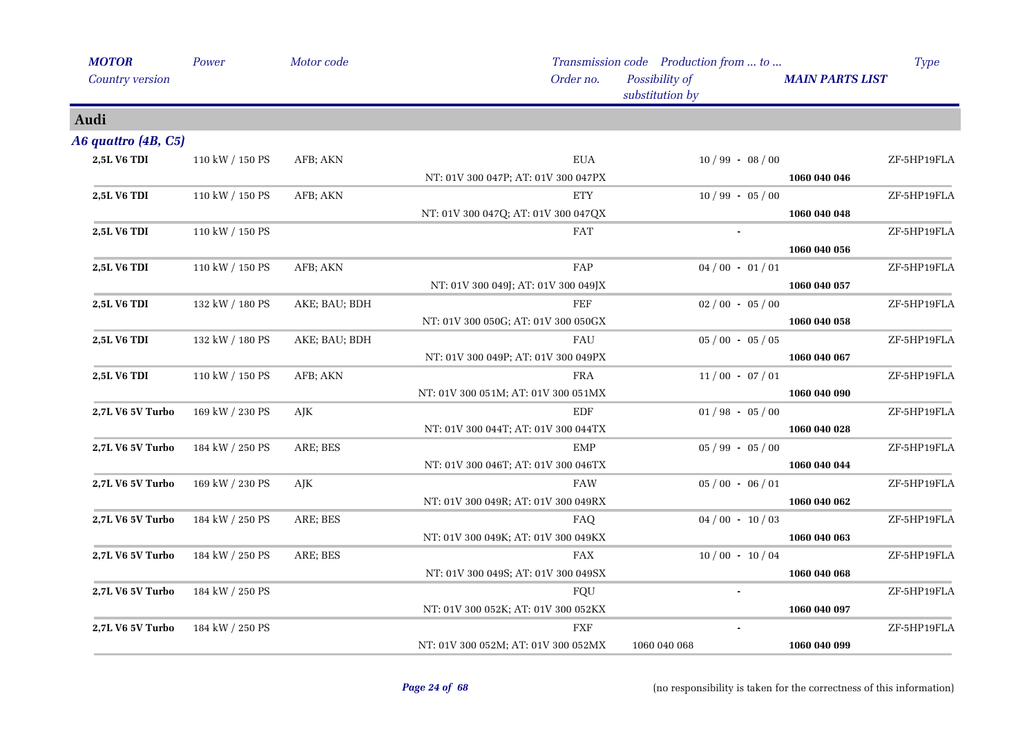## Audi

### *A6 quattro (4B, C5)*

| MOTOR / Country version | Power | Motor code | Transmission code / Order no. | Production from ... to ... / Possibility of substitution by | MAIN PARTS LIST | Type |
|---|---|---|---|---|---|---|
| **2,5L V6 TDI** | 110 kW / 150 PS | AFB; AKN | EUA | 10 / 99 - 08 / 00 | | ZF-5HP19FLA |
| | | | NT: 01V 300 047P; AT: 01V 300 047PX | | **1060 040 046** | |
| **2,5L V6 TDI** | 110 kW / 150 PS | AFB; AKN | ETY | 10 / 99 - 05 / 00 | | ZF-5HP19FLA |
| | | | NT: 01V 300 047Q; AT: 01V 300 047QX | | **1060 040 048** | |
| **2,5L V6 TDI** | 110 kW / 150 PS | | FAT | - | | ZF-5HP19FLA |
| | | | | | **1060 040 056** | |
| **2,5L V6 TDI** | 110 kW / 150 PS | AFB; AKN | FAP | 04 / 00 - 01 / 01 | | ZF-5HP19FLA |
| | | | NT: 01V 300 049J; AT: 01V 300 049JX | | **1060 040 057** | |
| **2,5L V6 TDI** | 132 kW / 180 PS | AKE; BAU; BDH | FEF | 02 / 00 - 05 / 00 | | ZF-5HP19FLA |
| | | | NT: 01V 300 050G; AT: 01V 300 050GX | | **1060 040 058** | |
| **2,5L V6 TDI** | 132 kW / 180 PS | AKE; BAU; BDH | FAU | 05 / 00 - 05 / 05 | | ZF-5HP19FLA |
| | | | NT: 01V 300 049P; AT: 01V 300 049PX | | **1060 040 067** | |
| **2,5L V6 TDI** | 110 kW / 150 PS | AFB; AKN | FRA | 11 / 00 - 07 / 01 | | ZF-5HP19FLA |
| | | | NT: 01V 300 051M; AT: 01V 300 051MX | | **1060 040 090** | |
| **2,7L V6 5V Turbo** | 169 kW / 230 PS | AJK | EDF | 01 / 98 - 05 / 00 | | ZF-5HP19FLA |
| | | | NT: 01V 300 044T; AT: 01V 300 044TX | | **1060 040 028** | |
| **2,7L V6 5V Turbo** | 184 kW / 250 PS | ARE; BES | EMP | 05 / 99 - 05 / 00 | | ZF-5HP19FLA |
| | | | NT: 01V 300 046T; AT: 01V 300 046TX | | **1060 040 044** | |
| **2,7L V6 5V Turbo** | 169 kW / 230 PS | AJK | FAW | 05 / 00 - 06 / 01 | | ZF-5HP19FLA |
| | | | NT: 01V 300 049R; AT: 01V 300 049RX | | **1060 040 062** | |
| **2,7L V6 5V Turbo** | 184 kW / 250 PS | ARE; BES | FAQ | 04 / 00 - 10 / 03 | | ZF-5HP19FLA |
| | | | NT: 01V 300 049K; AT: 01V 300 049KX | | **1060 040 063** | |
| **2,7L V6 5V Turbo** | 184 kW / 250 PS | ARE; BES | FAX | 10 / 00 - 10 / 04 | | ZF-5HP19FLA |
| | | | NT: 01V 300 049S; AT: 01V 300 049SX | | **1060 040 068** | |
| **2,7L V6 5V Turbo** | 184 kW / 250 PS | | FQU | - | | ZF-5HP19FLA |
| | | | NT: 01V 300 052K; AT: 01V 300 052KX | | **1060 040 097** | |
| **2,7L V6 5V Turbo** | 184 kW / 250 PS | | FXF | - | | ZF-5HP19FLA |
| | | | NT: 01V 300 052M; AT: 01V 300 052MX | 1060 040 068 | **1060 040 099** | |

(no responsibility is taken for the correctness of this information)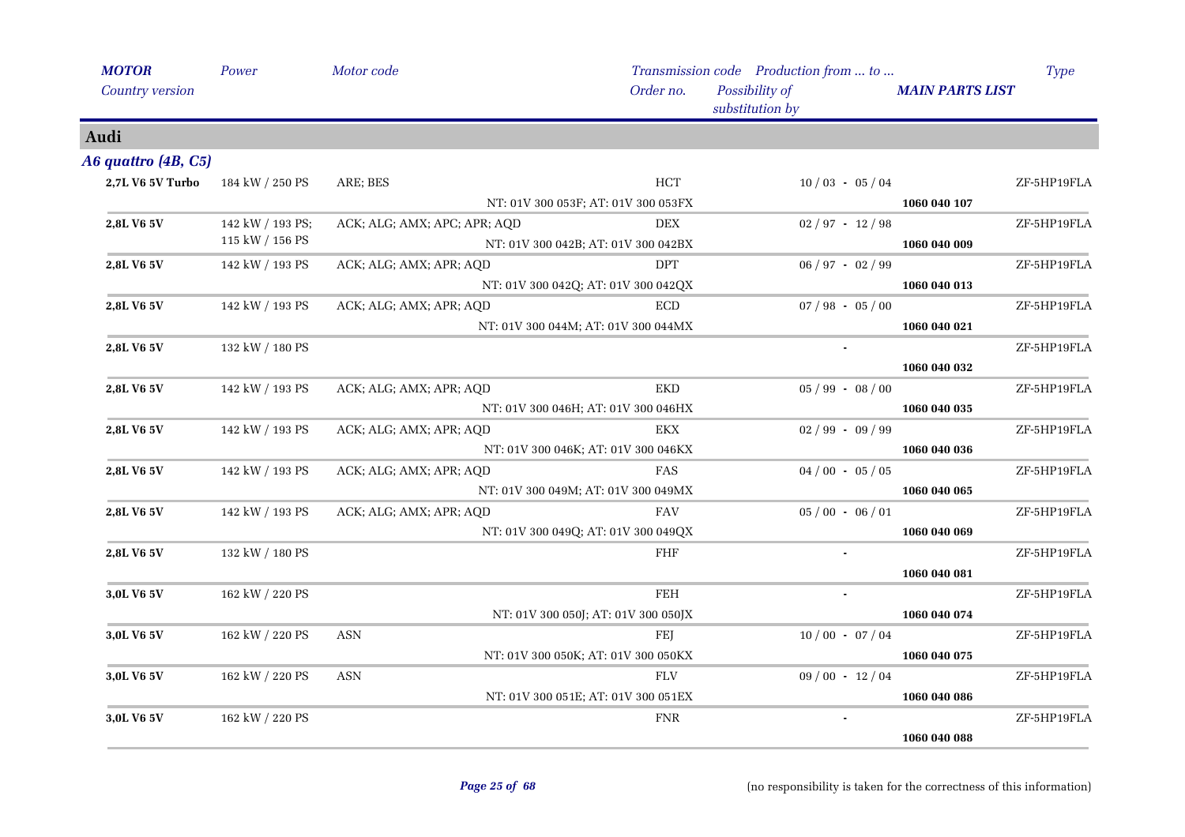| *MOTOR* | *Power* | *Motor code* | *Transmission code* | *Production from ... to ...* | | *Type* |
|---|---|---|---|---|---|---|
| *Country version* | | | *Order no.* | *Possibility of substitution by* | *MAIN PARTS LIST* | |

## Audi

### *A6 quattro (4B, C5)*

| MOTOR / Country version | Power | Motor code / Order no. | Transmission code | Production from ... to ... | MAIN PARTS LIST | Type |
|---|---|---|---|---|---|---|
| **2,7L V6 5V Turbo** | 184 kW / 250 PS | ARE; BES | HCT | 10 / 03 - 05 / 04 | | ZF-5HP19FLA |
| | | NT: 01V 300 053F; AT: 01V 300 053FX | | | **1060 040 107** | |
| **2,8L V6 5V** | 142 kW / 193 PS; 115 kW / 156 PS | ACK; ALG; AMX; APC; APR; AQD | DEX | 02 / 97 - 12 / 98 | | ZF-5HP19FLA |
| | | NT: 01V 300 042B; AT: 01V 300 042BX | | | **1060 040 009** | |
| **2,8L V6 5V** | 142 kW / 193 PS | ACK; ALG; AMX; APR; AQD | DPT | 06 / 97 - 02 / 99 | | ZF-5HP19FLA |
| | | NT: 01V 300 042Q; AT: 01V 300 042QX | | | **1060 040 013** | |
| **2,8L V6 5V** | 142 kW / 193 PS | ACK; ALG; AMX; APR; AQD | ECD | 07 / 98 - 05 / 00 | | ZF-5HP19FLA |
| | | NT: 01V 300 044M; AT: 01V 300 044MX | | | **1060 040 021** | |
| **2,8L V6 5V** | 132 kW / 180 PS | | | - | | ZF-5HP19FLA |
| | | | | | **1060 040 032** | |
| **2,8L V6 5V** | 142 kW / 193 PS | ACK; ALG; AMX; APR; AQD | EKD | 05 / 99 - 08 / 00 | | ZF-5HP19FLA |
| | | NT: 01V 300 046H; AT: 01V 300 046HX | | | **1060 040 035** | |
| **2,8L V6 5V** | 142 kW / 193 PS | ACK; ALG; AMX; APR; AQD | EKX | 02 / 99 - 09 / 99 | | ZF-5HP19FLA |
| | | NT: 01V 300 046K; AT: 01V 300 046KX | | | **1060 040 036** | |
| **2,8L V6 5V** | 142 kW / 193 PS | ACK; ALG; AMX; APR; AQD | FAS | 04 / 00 - 05 / 05 | | ZF-5HP19FLA |
| | | NT: 01V 300 049M; AT: 01V 300 049MX | | | **1060 040 065** | |
| **2,8L V6 5V** | 142 kW / 193 PS | ACK; ALG; AMX; APR; AQD | FAV | 05 / 00 - 06 / 01 | | ZF-5HP19FLA |
| | | NT: 01V 300 049Q; AT: 01V 300 049QX | | | **1060 040 069** | |
| **2,8L V6 5V** | 132 kW / 180 PS | | FHF | - | | ZF-5HP19FLA |
| | | | | | **1060 040 081** | |
| **3,0L V6 5V** | 162 kW / 220 PS | | FEH | - | | ZF-5HP19FLA |
| | | NT: 01V 300 050J; AT: 01V 300 050JX | | | **1060 040 074** | |
| **3,0L V6 5V** | 162 kW / 220 PS | ASN | FEJ | 10 / 00 - 07 / 04 | | ZF-5HP19FLA |
| | | NT: 01V 300 050K; AT: 01V 300 050KX | | | **1060 040 075** | |
| **3,0L V6 5V** | 162 kW / 220 PS | ASN | FLV | 09 / 00 - 12 / 04 | | ZF-5HP19FLA |
| | | NT: 01V 300 051E; AT: 01V 300 051EX | | | **1060 040 086** | |
| **3,0L V6 5V** | 162 kW / 220 PS | | FNR | - | | ZF-5HP19FLA |
| | | | | | **1060 040 088** | |

(no responsibility is taken for the correctness of this information)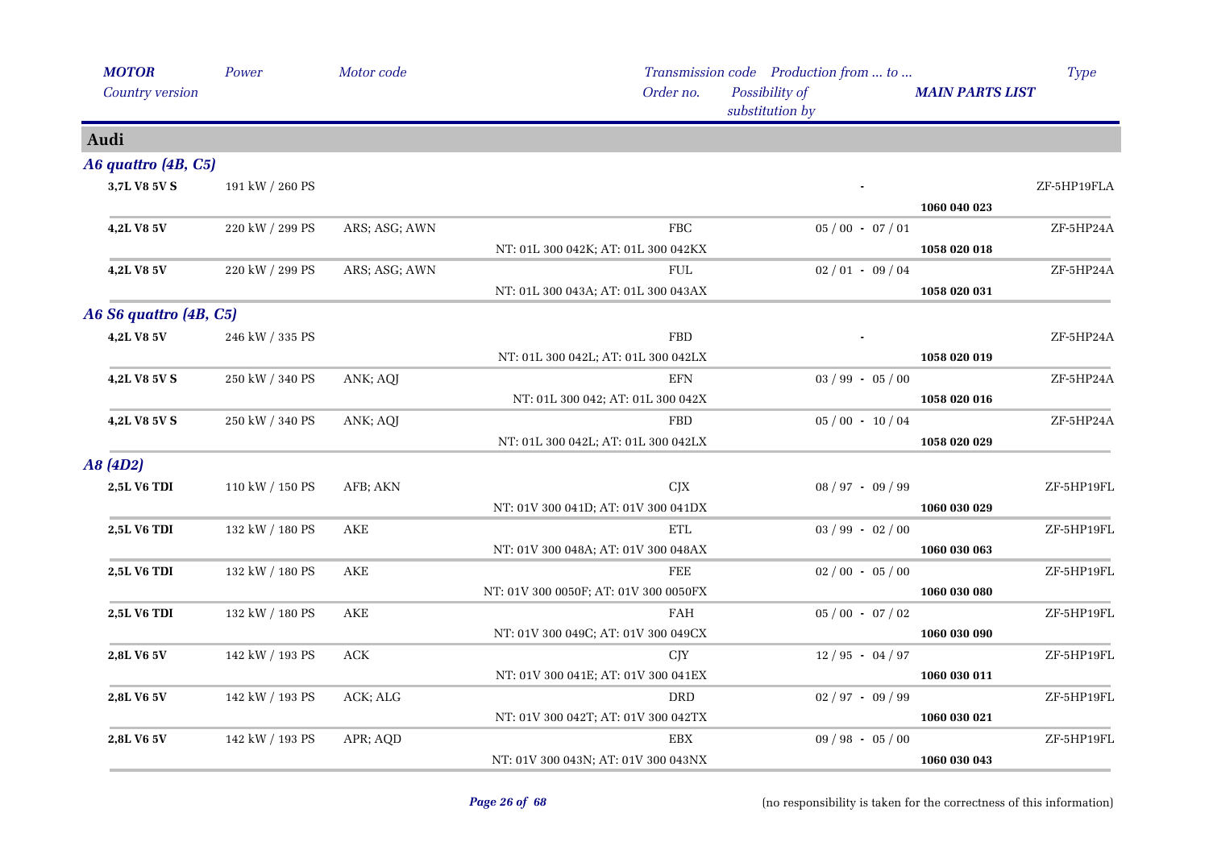| MOTOR<br>Country version | Power | Motor code | Transmission code<br>Order no. | Production from ... to ...<br>Possibility of substitution by | MAIN PARTS LIST | Type |
|---|---|---|---|---|---|---|
| **Audi** | | | | | | |
| ***A6 quattro (4B, C5)*** | | | | | | |
| **3,7L V8 5V S** | 191 kW / 260 PS | | | - | | ZF-5HP19FLA |
| | | | | | **1060 040 023** | |
| **4,2L V8 5V** | 220 kW / 299 PS | ARS; ASG; AWN | FBC | 05 / 00 - 07 / 01 | | ZF-5HP24A |
| | | | NT: 01L 300 042K; AT: 01L 300 042KX | | **1058 020 018** | |
| **4,2L V8 5V** | 220 kW / 299 PS | ARS; ASG; AWN | FUL | 02 / 01 - 09 / 04 | | ZF-5HP24A |
| | | | NT: 01L 300 043A; AT: 01L 300 043AX | | **1058 020 031** | |
| ***A6 S6 quattro (4B, C5)*** | | | | | | |
| **4,2L V8 5V** | 246 kW / 335 PS | | FBD | - | | ZF-5HP24A |
| | | | NT: 01L 300 042L; AT: 01L 300 042LX | | **1058 020 019** | |
| **4,2L V8 5V S** | 250 kW / 340 PS | ANK; AQJ | EFN | 03 / 99 - 05 / 00 | | ZF-5HP24A |
| | | | NT: 01L 300 042; AT: 01L 300 042X | | **1058 020 016** | |
| **4,2L V8 5V S** | 250 kW / 340 PS | ANK; AQJ | FBD | 05 / 00 - 10 / 04 | | ZF-5HP24A |
| | | | NT: 01L 300 042L; AT: 01L 300 042LX | | **1058 020 029** | |
| ***A8 (4D2)*** | | | | | | |
| **2,5L V6 TDI** | 110 kW / 150 PS | AFB; AKN | CJX | 08 / 97 - 09 / 99 | | ZF-5HP19FL |
| | | | NT: 01V 300 041D; AT: 01V 300 041DX | | **1060 030 029** | |
| **2,5L V6 TDI** | 132 kW / 180 PS | AKE | ETL | 03 / 99 - 02 / 00 | | ZF-5HP19FL |
| | | | NT: 01V 300 048A; AT: 01V 300 048AX | | **1060 030 063** | |
| **2,5L V6 TDI** | 132 kW / 180 PS | AKE | FEE | 02 / 00 - 05 / 00 | | ZF-5HP19FL |
| | | | NT: 01V 300 0050F; AT: 01V 300 0050FX | | **1060 030 080** | |
| **2,5L V6 TDI** | 132 kW / 180 PS | AKE | FAH | 05 / 00 - 07 / 02 | | ZF-5HP19FL |
| | | | NT: 01V 300 049C; AT: 01V 300 049CX | | **1060 030 090** | |
| **2,8L V6 5V** | 142 kW / 193 PS | ACK | CJY | 12 / 95 - 04 / 97 | | ZF-5HP19FL |
| | | | NT: 01V 300 041E; AT: 01V 300 041EX | | **1060 030 011** | |
| **2,8L V6 5V** | 142 kW / 193 PS | ACK; ALG | DRD | 02 / 97 - 09 / 99 | | ZF-5HP19FL |
| | | | NT: 01V 300 042T; AT: 01V 300 042TX | | **1060 030 021** | |
| **2,8L V6 5V** | 142 kW / 193 PS | APR; AQD | EBX | 09 / 98 - 05 / 00 | | ZF-5HP19FL |
| | | | NT: 01V 300 043N; AT: 01V 300 043NX | | **1060 030 043** | |

(no responsibility is taken for the correctness of this information)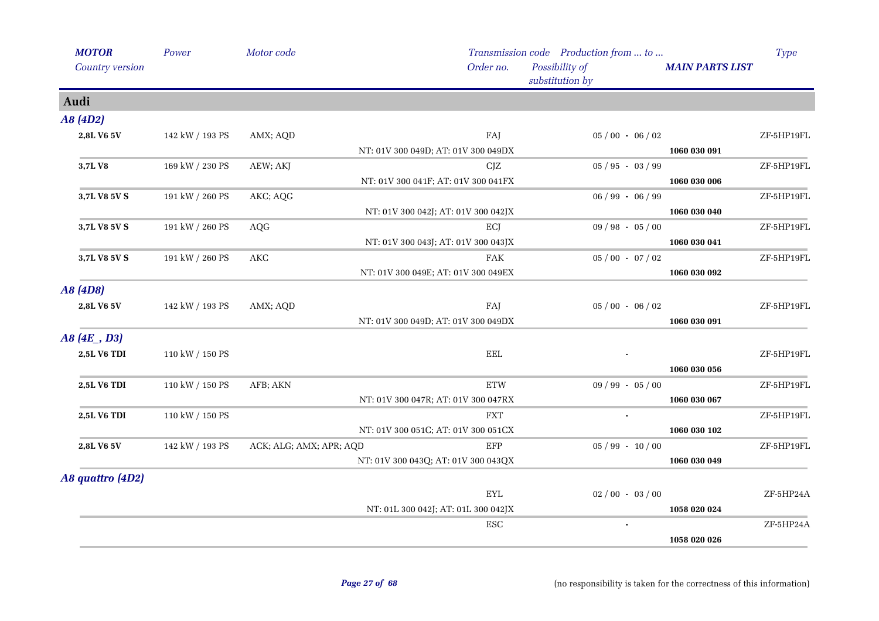| MOTOR<br>Country version | Power | Motor code | Transmission code<br>Order no. | Production from ... to ...<br>Possibility of substitution by | MAIN PARTS LIST | Type |
|---|---|---|---|---|---|---|
| **Audi** | | | | | | |
| ***A8 (4D2)*** | | | | | | |
| **2,8L V6 5V** | 142 kW / 193 PS | AMX; AQD | FAJ | 05 / 00 - 06 / 02 | | ZF-5HP19FL |
| | | | NT: 01V 300 049D; AT: 01V 300 049DX | | **1060 030 091** | |
| **3,7L V8** | 169 kW / 230 PS | AEW; AKJ | CJZ | 05 / 95 - 03 / 99 | | ZF-5HP19FL |
| | | | NT: 01V 300 041F; AT: 01V 300 041FX | | **1060 030 006** | |
| **3,7L V8 5V S** | 191 kW / 260 PS | AKC; AQG | | 06 / 99 - 06 / 99 | | ZF-5HP19FL |
| | | | NT: 01V 300 042J; AT: 01V 300 042JX | | **1060 030 040** | |
| **3,7L V8 5V S** | 191 kW / 260 PS | AQG | ECJ | 09 / 98 - 05 / 00 | | ZF-5HP19FL |
| | | | NT: 01V 300 043J; AT: 01V 300 043JX | | **1060 030 041** | |
| **3,7L V8 5V S** | 191 kW / 260 PS | AKC | FAK | 05 / 00 - 07 / 02 | | ZF-5HP19FL |
| | | | NT: 01V 300 049E; AT: 01V 300 049EX | | **1060 030 092** | |
| ***A8 (4D8)*** | | | | | | |
| **2,8L V6 5V** | 142 kW / 193 PS | AMX; AQD | FAJ | 05 / 00 - 06 / 02 | | ZF-5HP19FL |
| | | | NT: 01V 300 049D; AT: 01V 300 049DX | | **1060 030 091** | |
| ***A8 (4E_, D3)*** | | | | | | |
| **2,5L V6 TDI** | 110 kW / 150 PS | | EEL | - | | ZF-5HP19FL |
| | | | | | **1060 030 056** | |
| **2,5L V6 TDI** | 110 kW / 150 PS | AFB; AKN | ETW | 09 / 99 - 05 / 00 | | ZF-5HP19FL |
| | | | NT: 01V 300 047R; AT: 01V 300 047RX | | **1060 030 067** | |
| **2,5L V6 TDI** | 110 kW / 150 PS | | FXT | - | | ZF-5HP19FL |
| | | | NT: 01V 300 051C; AT: 01V 300 051CX | | **1060 030 102** | |
| **2,8L V6 5V** | 142 kW / 193 PS | ACK; ALG; AMX; APR; AQD | EFP | 05 / 99 - 10 / 00 | | ZF-5HP19FL |
| | | | NT: 01V 300 043Q; AT: 01V 300 043QX | | **1060 030 049** | |
| ***A8 quattro (4D2)*** | | | | | | |
| | | | EYL | 02 / 00 - 03 / 00 | | ZF-5HP24A |
| | | | NT: 01L 300 042J; AT: 01L 300 042JX | | **1058 020 024** | |
| | | | ESC | - | | ZF-5HP24A |
| | | | | | **1058 020 026** | |

(no responsibility is taken for the correctness of this information)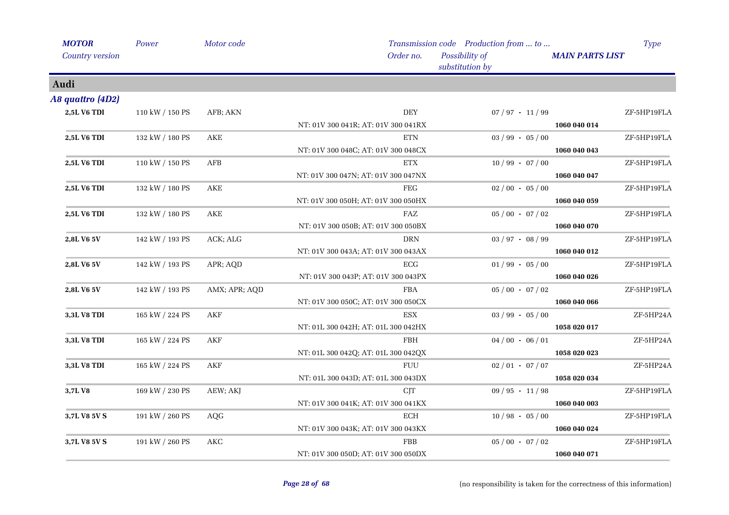| *MOTOR* | *Power* | *Motor code* | *Transmission code* | *Production from ... to ...* | | *Type* |
|---|---|---|---|---|---|---|
| *Country version* | | | *Order no.* | *Possibility of substitution by* | ***MAIN PARTS LIST*** | |

## Audi

### *A8 quattro (4D2)*

| *MOTOR* / *Country version* | *Power* | *Motor code* | *Transmission code* / *Order no.* | *Production from ... to ...* / *Possibility of substitution by* | ***MAIN PARTS LIST*** | *Type* |
|---|---|---|---|---|---|---|
| **2,5L V6 TDI** | 110 kW / 150 PS | AFB; AKN | DEY | 07 / 97 - 11 / 99 | | ZF-5HP19FLA |
| | | | NT: 01V 300 041R; AT: 01V 300 041RX | | **1060 040 014** | |
| **2,5L V6 TDI** | 132 kW / 180 PS | AKE | ETN | 03 / 99 - 05 / 00 | | ZF-5HP19FLA |
| | | | NT: 01V 300 048C; AT: 01V 300 048CX | | **1060 040 043** | |
| **2,5L V6 TDI** | 110 kW / 150 PS | AFB | ETX | 10 / 99 - 07 / 00 | | ZF-5HP19FLA |
| | | | NT: 01V 300 047N; AT: 01V 300 047NX | | **1060 040 047** | |
| **2,5L V6 TDI** | 132 kW / 180 PS | AKE | FEG | 02 / 00 - 05 / 00 | | ZF-5HP19FLA |
| | | | NT: 01V 300 050H; AT: 01V 300 050HX | | **1060 040 059** | |
| **2,5L V6 TDI** | 132 kW / 180 PS | AKE | FAZ | 05 / 00 - 07 / 02 | | ZF-5HP19FLA |
| | | | NT: 01V 300 050B; AT: 01V 300 050BX | | **1060 040 070** | |
| **2,8L V6 5V** | 142 kW / 193 PS | ACK; ALG | DRN | 03 / 97 - 08 / 99 | | ZF-5HP19FLA |
| | | | NT: 01V 300 043A; AT: 01V 300 043AX | | **1060 040 012** | |
| **2,8L V6 5V** | 142 kW / 193 PS | APR; AQD | ECG | 01 / 99 - 05 / 00 | | ZF-5HP19FLA |
| | | | NT: 01V 300 043P; AT: 01V 300 043PX | | **1060 040 026** | |
| **2,8L V6 5V** | 142 kW / 193 PS | AMX; APR; AQD | FBA | 05 / 00 - 07 / 02 | | ZF-5HP19FLA |
| | | | NT: 01V 300 050C; AT: 01V 300 050CX | | **1060 040 066** | |
| **3,3L V8 TDI** | 165 kW / 224 PS | AKF | ESX | 03 / 99 - 05 / 00 | | ZF-5HP24A |
| | | | NT: 01L 300 042H; AT: 01L 300 042HX | | **1058 020 017** | |
| **3,3L V8 TDI** | 165 kW / 224 PS | AKF | FBH | 04 / 00 - 06 / 01 | | ZF-5HP24A |
| | | | NT: 01L 300 042Q; AT: 01L 300 042QX | | **1058 020 023** | |
| **3,3L V8 TDI** | 165 kW / 224 PS | AKF | FUU | 02 / 01 - 07 / 07 | | ZF-5HP24A |
| | | | NT: 01L 300 043D; AT: 01L 300 043DX | | **1058 020 034** | |
| **3,7L V8** | 169 kW / 230 PS | AEW; AKJ | CJT | 09 / 95 - 11 / 98 | | ZF-5HP19FLA |
| | | | NT: 01V 300 041K; AT: 01V 300 041KX | | **1060 040 003** | |
| **3,7L V8 5V S** | 191 kW / 260 PS | AQG | ECH | 10 / 98 - 05 / 00 | | ZF-5HP19FLA |
| | | | NT: 01V 300 043K; AT: 01V 300 043KX | | **1060 040 024** | |
| **3,7L V8 5V S** | 191 kW / 260 PS | AKC | FBB | 05 / 00 - 07 / 02 | | ZF-5HP19FLA |
| | | | NT: 01V 300 050D; AT: 01V 300 050DX | | **1060 040 071** | |

(no responsibility is taken for the correctness of this information)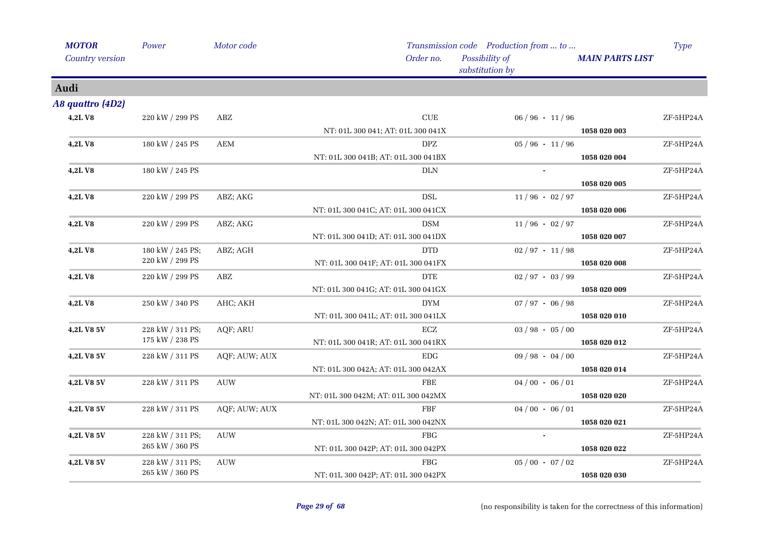## Audi

### *A8 quattro (4D2)*

| MOTOR / Country version | Power | Motor code | Transmission code / Order no. | Production from ... to ... / Possibility of substitution by | MAIN PARTS LIST | Type |
|---|---|---|---|---|---|---|
| **4,2L V8** | 220 kW / 299 PS | ABZ | CUE | 06 / 96 - 11 / 96 | | ZF-5HP24A |
| | | | NT: 01L 300 041; AT: 01L 300 041X | | **1058 020 003** | |
| **4,2L V8** | 180 kW / 245 PS | AEM | DPZ | 05 / 96 - 11 / 96 | | ZF-5HP24A |
| | | | NT: 01L 300 041B; AT: 01L 300 041BX | | **1058 020 004** | |
| **4,2L V8** | 180 kW / 245 PS | | DLN | - | | ZF-5HP24A |
| | | | | | **1058 020 005** | |
| **4,2L V8** | 220 kW / 299 PS | ABZ; AKG | DSL | 11 / 96 - 02 / 97 | | ZF-5HP24A |
| | | | NT: 01L 300 041C; AT: 01L 300 041CX | | **1058 020 006** | |
| **4,2L V8** | 220 kW / 299 PS | ABZ; AKG | DSM | 11 / 96 - 02 / 97 | | ZF-5HP24A |
| | | | NT: 01L 300 041D; AT: 01L 300 041DX | | **1058 020 007** | |
| **4,2L V8** | 180 kW / 245 PS; 220 kW / 299 PS | ABZ; AGH | DTD | 02 / 97 - 11 / 98 | | ZF-5HP24A |
| | | | NT: 01L 300 041F; AT: 01L 300 041FX | | **1058 020 008** | |
| **4,2L V8** | 220 kW / 299 PS | ABZ | DTE | 02 / 97 - 03 / 99 | | ZF-5HP24A |
| | | | NT: 01L 300 041G; AT: 01L 300 041GX | | **1058 020 009** | |
| **4,2L V8** | 250 kW / 340 PS | AHC; AKH | DYM | 07 / 97 - 06 / 98 | | ZF-5HP24A |
| | | | NT: 01L 300 041L; AT: 01L 300 041LX | | **1058 020 010** | |
| **4,2L V8 5V** | 228 kW / 311 PS; 175 kW / 238 PS | AQF; ARU | ECZ | 03 / 98 - 05 / 00 | | ZF-5HP24A |
| | | | NT: 01L 300 041R; AT: 01L 300 041RX | | **1058 020 012** | |
| **4,2L V8 5V** | 228 kW / 311 PS | AQF; AUW; AUX | EDG | 09 / 98 - 04 / 00 | | ZF-5HP24A |
| | | | NT: 01L 300 042A; AT: 01L 300 042AX | | **1058 020 014** | |
| **4,2L V8 5V** | 228 kW / 311 PS | AUW | FBE | 04 / 00 - 06 / 01 | | ZF-5HP24A |
| | | | NT: 01L 300 042M; AT: 01L 300 042MX | | **1058 020 020** | |
| **4,2L V8 5V** | 228 kW / 311 PS | AQF; AUW; AUX | FBF | 04 / 00 - 06 / 01 | | ZF-5HP24A |
| | | | NT: 01L 300 042N; AT: 01L 300 042NX | | **1058 020 021** | |
| **4,2L V8 5V** | 228 kW / 311 PS; 265 kW / 360 PS | AUW | FBG | - | | ZF-5HP24A |
| | | | NT: 01L 300 042P; AT: 01L 300 042PX | | **1058 020 022** | |
| **4,2L V8 5V** | 228 kW / 311 PS; 265 kW / 360 PS | AUW | FBG | 05 / 00 - 07 / 02 | | ZF-5HP24A |
| | | | NT: 01L 300 042P; AT: 01L 300 042PX | | **1058 020 030** | |

(no responsibility is taken for the correctness of this information)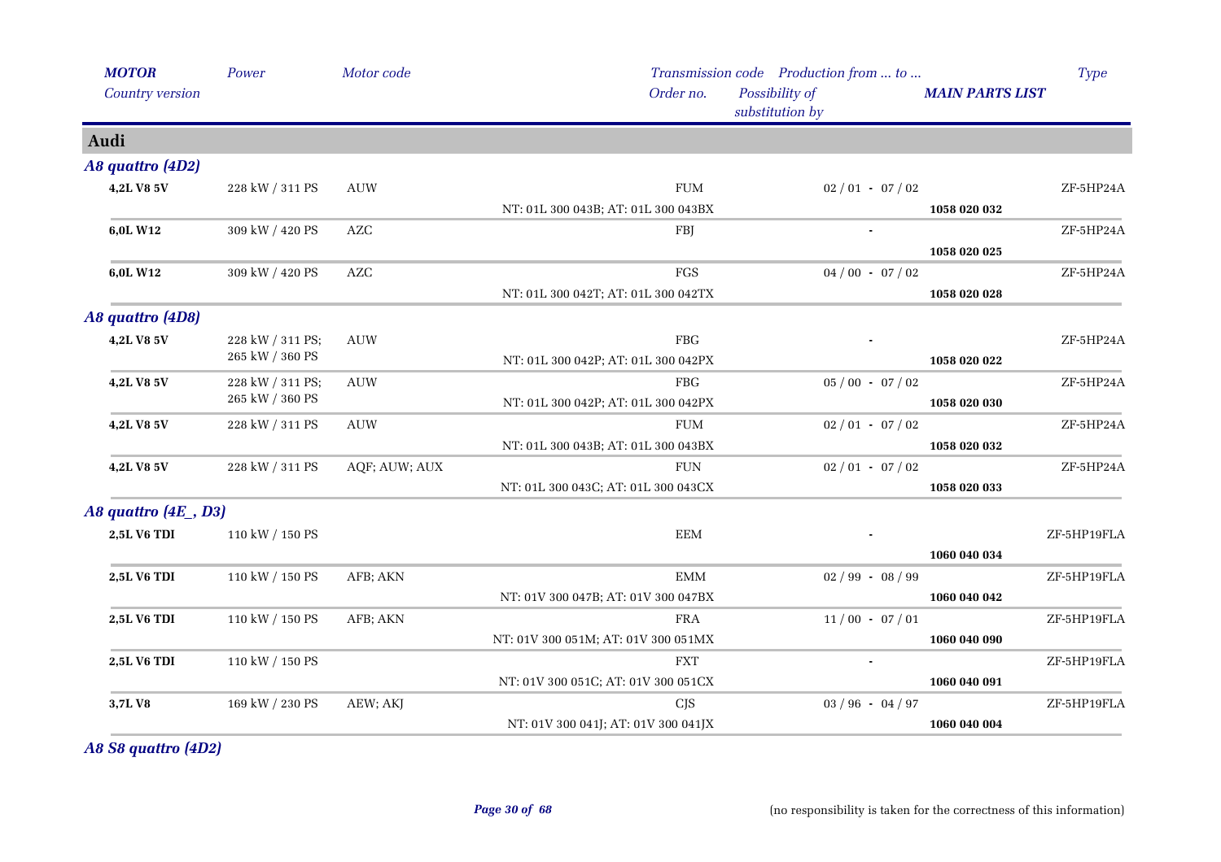| MOTOR<br>Country version | Power | Motor code | Transmission code<br>Order no. | Production from ... to ...<br>Possibility of substitution by | MAIN PARTS LIST | Type |
|---|---|---|---|---|---|---|

## Audi

### A8 quattro (4D2)

| MOTOR | Power | Motor code | Transmission code / Order no. | Production from ... to ... | MAIN PARTS LIST | Type |
|---|---|---|---|---|---|---|
| 4,2L V8 5V | 228 kW / 311 PS | AUW | FUM<br>NT: 01L 300 043B; AT: 01L 300 043BX | 02 / 01 - 07 / 02 | 1058 020 032 | ZF-5HP24A |
| 6,0L W12 | 309 kW / 420 PS | AZC | FBJ | - | 1058 020 025 | ZF-5HP24A |
| 6,0L W12 | 309 kW / 420 PS | AZC | FGS<br>NT: 01L 300 042T; AT: 01L 300 042TX | 04 / 00 - 07 / 02 | 1058 020 028 | ZF-5HP24A |

### A8 quattro (4D8)

| MOTOR | Power | Motor code | Transmission code / Order no. | Production from ... to ... | MAIN PARTS LIST | Type |
|---|---|---|---|---|---|---|
| 4,2L V8 5V | 228 kW / 311 PS; 265 kW / 360 PS | AUW | FBG<br>NT: 01L 300 042P; AT: 01L 300 042PX | - | 1058 020 022 | ZF-5HP24A |
| 4,2L V8 5V | 228 kW / 311 PS; 265 kW / 360 PS | AUW | FBG<br>NT: 01L 300 042P; AT: 01L 300 042PX | 05 / 00 - 07 / 02 | 1058 020 030 | ZF-5HP24A |
| 4,2L V8 5V | 228 kW / 311 PS | AUW | FUM<br>NT: 01L 300 043B; AT: 01L 300 043BX | 02 / 01 - 07 / 02 | 1058 020 032 | ZF-5HP24A |
| 4,2L V8 5V | 228 kW / 311 PS | AQF; AUW; AUX | FUN<br>NT: 01L 300 043C; AT: 01L 300 043CX | 02 / 01 - 07 / 02 | 1058 020 033 | ZF-5HP24A |

### A8 quattro (4E_, D3)

| MOTOR | Power | Motor code | Transmission code / Order no. | Production from ... to ... | MAIN PARTS LIST | Type |
|---|---|---|---|---|---|---|
| 2,5L V6 TDI | 110 kW / 150 PS | | EEM | - | 1060 040 034 | ZF-5HP19FLA |
| 2,5L V6 TDI | 110 kW / 150 PS | AFB; AKN | EMM<br>NT: 01V 300 047B; AT: 01V 300 047BX | 02 / 99 - 08 / 99 | 1060 040 042 | ZF-5HP19FLA |
| 2,5L V6 TDI | 110 kW / 150 PS | AFB; AKN | FRA<br>NT: 01V 300 051M; AT: 01V 300 051MX | 11 / 00 - 07 / 01 | 1060 040 090 | ZF-5HP19FLA |
| 2,5L V6 TDI | 110 kW / 150 PS | | FXT<br>NT: 01V 300 051C; AT: 01V 300 051CX | - | 1060 040 091 | ZF-5HP19FLA |
| 3,7L V8 | 169 kW / 230 PS | AEW; AKJ | CJS<br>NT: 01V 300 041J; AT: 01V 300 041JX | 03 / 96 - 04 / 97 | 1060 040 004 | ZF-5HP19FLA |

### A8 S8 quattro (4D2)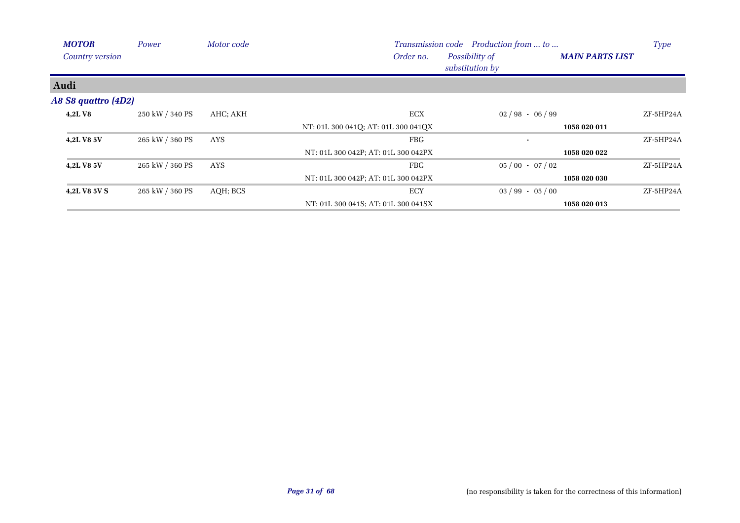| *MOTOR* / *Country version* | *Power* | *Motor code* | *Transmission code* / *Order no.* | *Production from ... to ...* / *Possibility of substitution by* | *MAIN PARTS LIST* | *Type* |
|---|---|---|---|---|---|---|
| **Audi** | | | | | | |
| ***A8 S8 quattro (4D2)*** | | | | | | |
| **4,2L V8** | 250 kW / 340 PS | AHC; AKH | ECX | 02 / 98 - 06 / 99 | | ZF-5HP24A |
| | | | NT: 01L 300 041Q; AT: 01L 300 041QX | | **1058 020 011** | |
| **4,2L V8 5V** | 265 kW / 360 PS | AYS | FBG | - | | ZF-5HP24A |
| | | | NT: 01L 300 042P; AT: 01L 300 042PX | | **1058 020 022** | |
| **4,2L V8 5V** | 265 kW / 360 PS | AYS | FBG | 05 / 00 - 07 / 02 | | ZF-5HP24A |
| | | | NT: 01L 300 042P; AT: 01L 300 042PX | | **1058 020 030** | |
| **4,2L V8 5V S** | 265 kW / 360 PS | AQH; BCS | ECY | 03 / 99 - 05 / 00 | | ZF-5HP24A |
| | | | NT: 01L 300 041S; AT: 01L 300 041SX | | **1058 020 013** | |

(no responsibility is taken for the correctness of this information)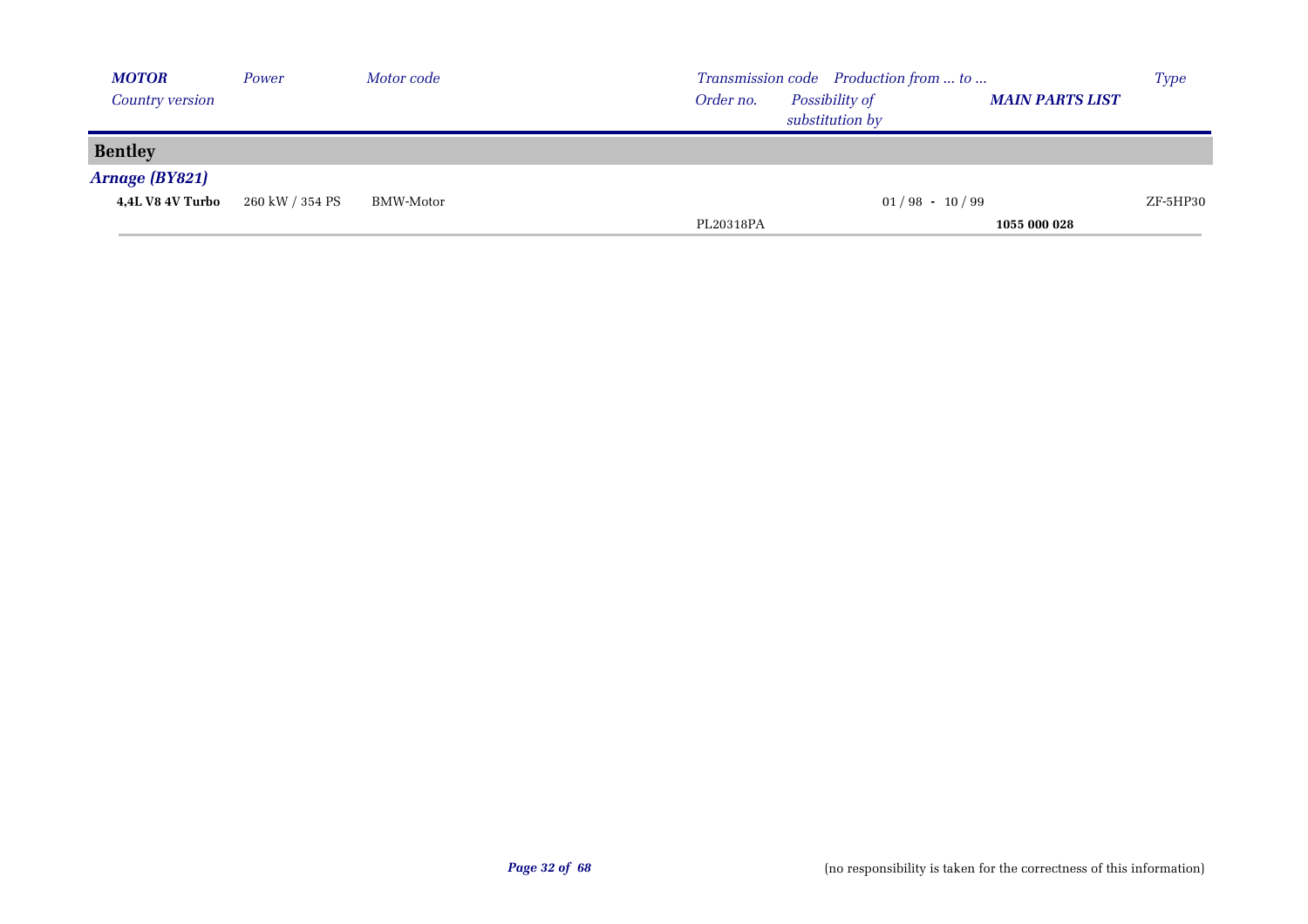| MOTOR | Power | Motor code | Transmission code | Production from ... to ... | | Type |
|---|---|---|---|---|---|---|
| Country version | | | Order no. | Possibility of substitution by | MAIN PARTS LIST | |
| **Bentley** | | | | | | |
| ***Arnage (BY821)*** | | | | | | |
| **4,4L V8 4V Turbo** | 260 kW / 354 PS | BMW-Motor | | 01 / 98 - 10 / 99 | | ZF-5HP30 |
| | | | PL20318PA | | **1055 000 028** | |

(no responsibility is taken for the correctness of this information)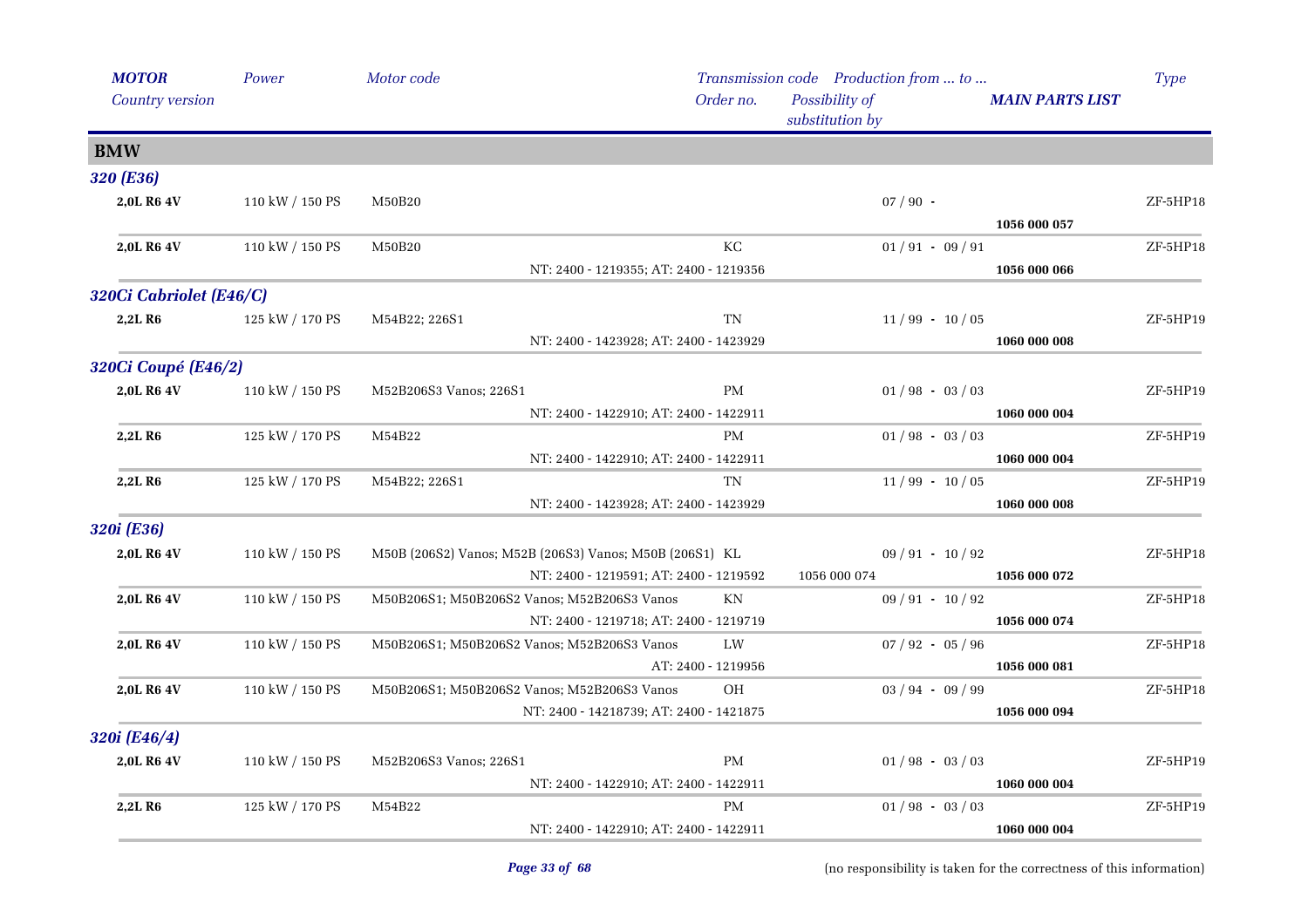| MOTOR<br>Country version | Power | Motor code | Transmission code<br>Order no. | Production from ... to ...<br>Possibility of substitution by | MAIN PARTS LIST | Type |
|---|---|---|---|---|---|---|
| **BMW** | | | | | | |
| ***320 (E36)*** | | | | | | |
| **2,0L R6 4V** | 110 kW / 150 PS | M50B20 | | 07 / 90 - | **1056 000 057** | ZF-5HP18 |
| **2,0L R6 4V** | 110 kW / 150 PS | M50B20 | KC<br>NT: 2400 - 1219355; AT: 2400 - 1219356 | 01 / 91 - 09 / 91 | **1056 000 066** | ZF-5HP18 |
| ***320Ci Cabriolet (E46/C)*** | | | | | | |
| **2,2L R6** | 125 kW / 170 PS | M54B22; 226S1 | TN<br>NT: 2400 - 1423928; AT: 2400 - 1423929 | 11 / 99 - 10 / 05 | **1060 000 008** | ZF-5HP19 |
| ***320Ci Coupé (E46/2)*** | | | | | | |
| **2,0L R6 4V** | 110 kW / 150 PS | M52B206S3 Vanos; 226S1 | PM<br>NT: 2400 - 1422910; AT: 2400 - 1422911 | 01 / 98 - 03 / 03 | **1060 000 004** | ZF-5HP19 |
| **2,2L R6** | 125 kW / 170 PS | M54B22 | PM<br>NT: 2400 - 1422910; AT: 2400 - 1422911 | 01 / 98 - 03 / 03 | **1060 000 004** | ZF-5HP19 |
| **2,2L R6** | 125 kW / 170 PS | M54B22; 226S1 | TN<br>NT: 2400 - 1423928; AT: 2400 - 1423929 | 11 / 99 - 10 / 05 | **1060 000 008** | ZF-5HP19 |
| ***320i (E36)*** | | | | | | |
| **2,0L R6 4V** | 110 kW / 150 PS | M50B (206S2) Vanos; M52B (206S3) Vanos; M50B (206S1) | KL<br>NT: 2400 - 1219591; AT: 2400 - 1219592 | 09 / 91 - 10 / 92<br>1056 000 074 | **1056 000 072** | ZF-5HP18 |
| **2,0L R6 4V** | 110 kW / 150 PS | M50B206S1; M50B206S2 Vanos; M52B206S3 Vanos | KN<br>NT: 2400 - 1219718; AT: 2400 - 1219719 | 09 / 91 - 10 / 92 | **1056 000 074** | ZF-5HP18 |
| **2,0L R6 4V** | 110 kW / 150 PS | M50B206S1; M50B206S2 Vanos; M52B206S3 Vanos | LW<br>AT: 2400 - 1219956 | 07 / 92 - 05 / 96 | **1056 000 081** | ZF-5HP18 |
| **2,0L R6 4V** | 110 kW / 150 PS | M50B206S1; M50B206S2 Vanos; M52B206S3 Vanos | OH<br>NT: 2400 - 14218739; AT: 2400 - 1421875 | 03 / 94 - 09 / 99 | **1056 000 094** | ZF-5HP18 |
| ***320i (E46/4)*** | | | | | | |
| **2,0L R6 4V** | 110 kW / 150 PS | M52B206S3 Vanos; 226S1 | PM<br>NT: 2400 - 1422910; AT: 2400 - 1422911 | 01 / 98 - 03 / 03 | **1060 000 004** | ZF-5HP19 |
| **2,2L R6** | 125 kW / 170 PS | M54B22 | PM<br>NT: 2400 - 1422910; AT: 2400 - 1422911 | 01 / 98 - 03 / 03 | **1060 000 004** | ZF-5HP19 |

(no responsibility is taken for the correctness of this information)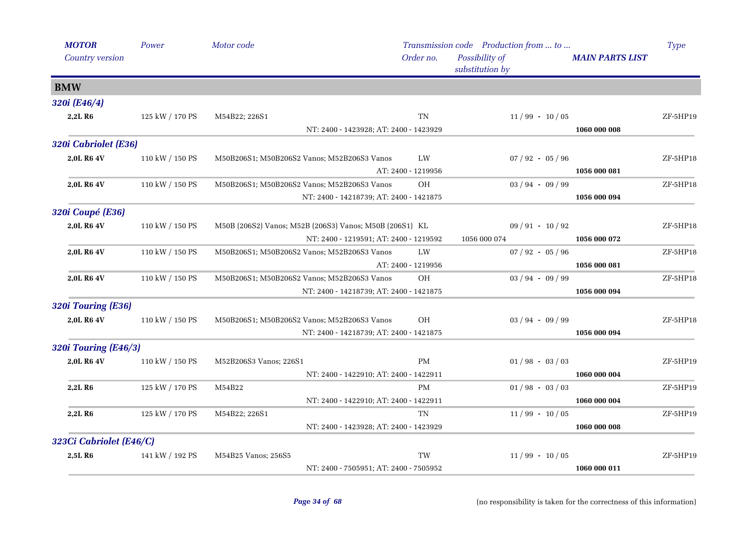| MOTOR | Power | Motor code | Transmission code | Production from ... to ... | | Type |
|---|---|---|---|---|---|---|
| Country version | | | Order no. | Possibility of substitution by | MAIN PARTS LIST | |

## BMW

### 320i (E46/4)

| | | | | | | |
|---|---|---|---|---|---|---|
| **2,2L R6** | 125 kW / 170 PS | M54B22; 226S1 | TN | 11 / 99 - 10 / 05 | | ZF-5HP19 |
| | | | NT: 2400 - 1423928; AT: 2400 - 1423929 | | **1060 000 008** | |

### 320i Cabriolet (E36)

| | | | | | | |
|---|---|---|---|---|---|---|
| **2,0L R6 4V** | 110 kW / 150 PS | M50B206S1; M50B206S2 Vanos; M52B206S3 Vanos | LW | 07 / 92 - 05 / 96 | | ZF-5HP18 |
| | | | AT: 2400 - 1219956 | | **1056 000 081** | |
| **2,0L R6 4V** | 110 kW / 150 PS | M50B206S1; M50B206S2 Vanos; M52B206S3 Vanos | OH | 03 / 94 - 09 / 99 | | ZF-5HP18 |
| | | | NT: 2400 - 14218739; AT: 2400 - 1421875 | | **1056 000 094** | |

### 320i Coupé (E36)

| | | | | | | |
|---|---|---|---|---|---|---|
| **2,0L R6 4V** | 110 kW / 150 PS | M50B (206S2) Vanos; M52B (206S3) Vanos; M50B (206S1) | KL | 09 / 91 - 10 / 92 | | ZF-5HP18 |
| | | | NT: 2400 - 1219591; AT: 2400 - 1219592 | 1056 000 074 | **1056 000 072** | |
| **2,0L R6 4V** | 110 kW / 150 PS | M50B206S1; M50B206S2 Vanos; M52B206S3 Vanos | LW | 07 / 92 - 05 / 96 | | ZF-5HP18 |
| | | | AT: 2400 - 1219956 | | **1056 000 081** | |
| **2,0L R6 4V** | 110 kW / 150 PS | M50B206S1; M50B206S2 Vanos; M52B206S3 Vanos | OH | 03 / 94 - 09 / 99 | | ZF-5HP18 |
| | | | NT: 2400 - 14218739; AT: 2400 - 1421875 | | **1056 000 094** | |

### 320i Touring (E36)

| | | | | | | |
|---|---|---|---|---|---|---|
| **2,0L R6 4V** | 110 kW / 150 PS | M50B206S1; M50B206S2 Vanos; M52B206S3 Vanos | OH | 03 / 94 - 09 / 99 | | ZF-5HP18 |
| | | | NT: 2400 - 14218739; AT: 2400 - 1421875 | | **1056 000 094** | |

### 320i Touring (E46/3)

| | | | | | | |
|---|---|---|---|---|---|---|
| **2,0L R6 4V** | 110 kW / 150 PS | M52B206S3 Vanos; 226S1 | PM | 01 / 98 - 03 / 03 | | ZF-5HP19 |
| | | | NT: 2400 - 1422910; AT: 2400 - 1422911 | | **1060 000 004** | |
| **2,2L R6** | 125 kW / 170 PS | M54B22 | PM | 01 / 98 - 03 / 03 | | ZF-5HP19 |
| | | | NT: 2400 - 1422910; AT: 2400 - 1422911 | | **1060 000 004** | |
| **2,2L R6** | 125 kW / 170 PS | M54B22; 226S1 | TN | 11 / 99 - 10 / 05 | | ZF-5HP19 |
| | | | NT: 2400 - 1423928; AT: 2400 - 1423929 | | **1060 000 008** | |

### 323Ci Cabriolet (E46/C)

| | | | | | | |
|---|---|---|---|---|---|---|
| **2,5L R6** | 141 kW / 192 PS | M54B25 Vanos; 256S5 | TW | 11 / 99 - 10 / 05 | | ZF-5HP19 |
| | | | NT: 2400 - 7505951; AT: 2400 - 7505952 | | **1060 000 011** | |

(no responsibility is taken for the correctness of this information)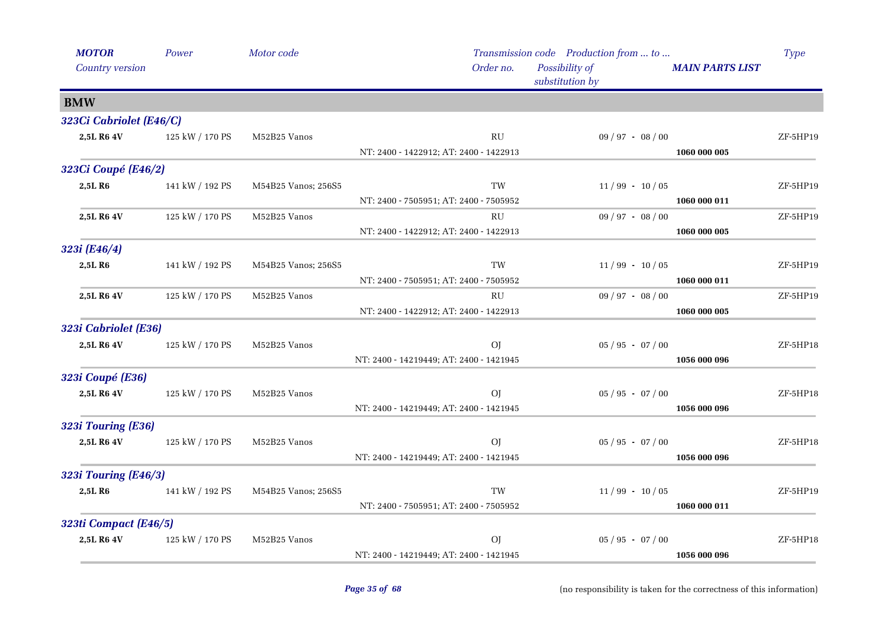| MOTOR<br>Country version | Power | Motor code | Transmission code<br>Order no. | Production from ... to ...<br>Possibility of substitution by | MAIN PARTS LIST | Type |
|---|---|---|---|---|---|---|
| **BMW** | | | | | | |
| ***323Ci Cabriolet (E46/C)*** | | | | | | |
| **2,5L R6 4V** | 125 kW / 170 PS | M52B25 Vanos | RU | 09 / 97 - 08 / 00 | | ZF-5HP19 |
| | | | NT: 2400 - 1422912; AT: 2400 - 1422913 | | **1060 000 005** | |
| ***323Ci Coupé (E46/2)*** | | | | | | |
| **2,5L R6** | 141 kW / 192 PS | M54B25 Vanos; 256S5 | TW | 11 / 99 - 10 / 05 | | ZF-5HP19 |
| | | | NT: 2400 - 7505951; AT: 2400 - 7505952 | | **1060 000 011** | |
| **2,5L R6 4V** | 125 kW / 170 PS | M52B25 Vanos | RU | 09 / 97 - 08 / 00 | | ZF-5HP19 |
| | | | NT: 2400 - 1422912; AT: 2400 - 1422913 | | **1060 000 005** | |
| ***323i (E46/4)*** | | | | | | |
| **2,5L R6** | 141 kW / 192 PS | M54B25 Vanos; 256S5 | TW | 11 / 99 - 10 / 05 | | ZF-5HP19 |
| | | | NT: 2400 - 7505951; AT: 2400 - 7505952 | | **1060 000 011** | |
| **2,5L R6 4V** | 125 kW / 170 PS | M52B25 Vanos | RU | 09 / 97 - 08 / 00 | | ZF-5HP19 |
| | | | NT: 2400 - 1422912; AT: 2400 - 1422913 | | **1060 000 005** | |
| ***323i Cabriolet (E36)*** | | | | | | |
| **2,5L R6 4V** | 125 kW / 170 PS | M52B25 Vanos | OJ | 05 / 95 - 07 / 00 | | ZF-5HP18 |
| | | | NT: 2400 - 14219449; AT: 2400 - 1421945 | | **1056 000 096** | |
| ***323i Coupé (E36)*** | | | | | | |
| **2,5L R6 4V** | 125 kW / 170 PS | M52B25 Vanos | OJ | 05 / 95 - 07 / 00 | | ZF-5HP18 |
| | | | NT: 2400 - 14219449; AT: 2400 - 1421945 | | **1056 000 096** | |
| ***323i Touring (E36)*** | | | | | | |
| **2,5L R6 4V** | 125 kW / 170 PS | M52B25 Vanos | OJ | 05 / 95 - 07 / 00 | | ZF-5HP18 |
| | | | NT: 2400 - 14219449; AT: 2400 - 1421945 | | **1056 000 096** | |
| ***323i Touring (E46/3)*** | | | | | | |
| **2,5L R6** | 141 kW / 192 PS | M54B25 Vanos; 256S5 | TW | 11 / 99 - 10 / 05 | | ZF-5HP19 |
| | | | NT: 2400 - 7505951; AT: 2400 - 7505952 | | **1060 000 011** | |
| ***323ti Compact (E46/5)*** | | | | | | |
| **2,5L R6 4V** | 125 kW / 170 PS | M52B25 Vanos | OJ | 05 / 95 - 07 / 00 | | ZF-5HP18 |
| | | | NT: 2400 - 14219449; AT: 2400 - 1421945 | | **1056 000 096** | |

(no responsibility is taken for the correctness of this information)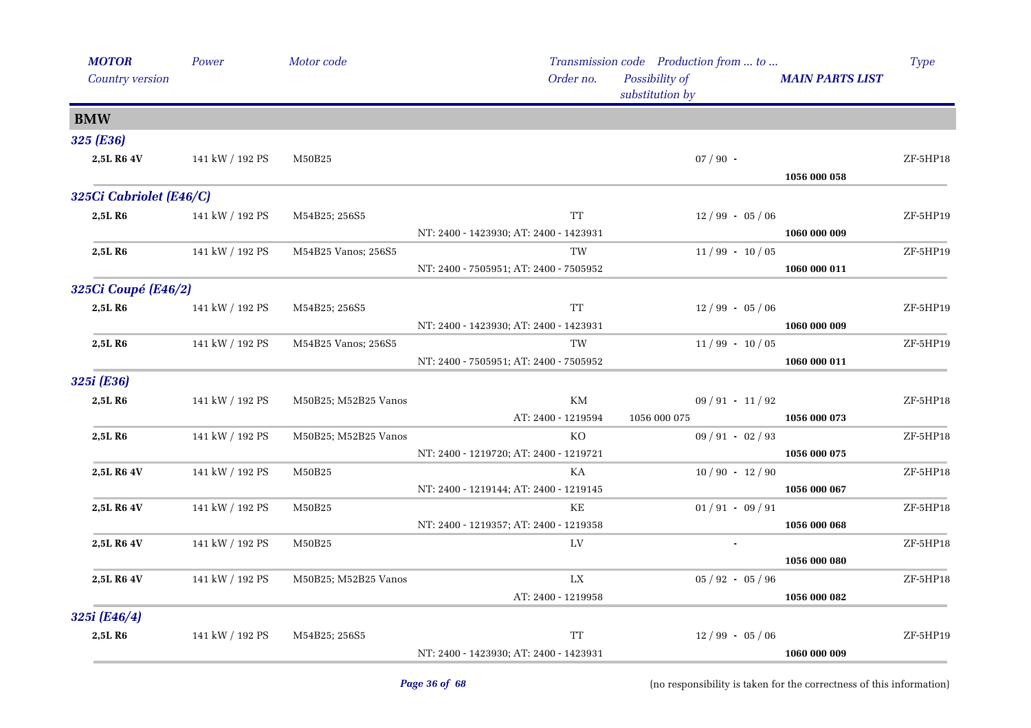| MOTOR<br>Country version | Power | Motor code | Transmission code<br>Order no. | Production from ... to ...<br>Possibility of substitution by | MAIN PARTS LIST | Type |
|---|---|---|---|---|---|---|
| **BMW** | | | | | | |
| ***325 (E36)*** | | | | | | |
| **2,5L R6 4V** | 141 kW / 192 PS | M50B25 | | 07 / 90 - | **1056 000 058** | ZF-5HP18 |
| ***325Ci Cabriolet (E46/C)*** | | | | | | |
| **2,5L R6** | 141 kW / 192 PS | M54B25; 256S5 | TT<br>NT: 2400 - 1423930; AT: 2400 - 1423931 | 12 / 99 - 05 / 06 | **1060 000 009** | ZF-5HP19 |
| **2,5L R6** | 141 kW / 192 PS | M54B25 Vanos; 256S5 | TW<br>NT: 2400 - 7505951; AT: 2400 - 7505952 | 11 / 99 - 10 / 05 | **1060 000 011** | ZF-5HP19 |
| ***325Ci Coupé (E46/2)*** | | | | | | |
| **2,5L R6** | 141 kW / 192 PS | M54B25; 256S5 | TT<br>NT: 2400 - 1423930; AT: 2400 - 1423931 | 12 / 99 - 05 / 06 | **1060 000 009** | ZF-5HP19 |
| **2,5L R6** | 141 kW / 192 PS | M54B25 Vanos; 256S5 | TW<br>NT: 2400 - 7505951; AT: 2400 - 7505952 | 11 / 99 - 10 / 05 | **1060 000 011** | ZF-5HP19 |
| ***325i (E36)*** | | | | | | |
| **2,5L R6** | 141 kW / 192 PS | M50B25; M52B25 Vanos | KM<br>AT: 2400 - 1219594 | 09 / 91 - 11 / 92<br>1056 000 075 | **1056 000 073** | ZF-5HP18 |
| **2,5L R6** | 141 kW / 192 PS | M50B25; M52B25 Vanos | KO<br>NT: 2400 - 1219720; AT: 2400 - 1219721 | 09 / 91 - 02 / 93 | **1056 000 075** | ZF-5HP18 |
| **2,5L R6 4V** | 141 kW / 192 PS | M50B25 | KA<br>NT: 2400 - 1219144; AT: 2400 - 1219145 | 10 / 90 - 12 / 90 | **1056 000 067** | ZF-5HP18 |
| **2,5L R6 4V** | 141 kW / 192 PS | M50B25 | KE<br>NT: 2400 - 1219357; AT: 2400 - 1219358 | 01 / 91 - 09 / 91 | **1056 000 068** | ZF-5HP18 |
| **2,5L R6 4V** | 141 kW / 192 PS | M50B25 | LV | - | **1056 000 080** | ZF-5HP18 |
| **2,5L R6 4V** | 141 kW / 192 PS | M50B25; M52B25 Vanos | LX<br>AT: 2400 - 1219958 | 05 / 92 - 05 / 96 | **1056 000 082** | ZF-5HP18 |
| ***325i (E46/4)*** | | | | | | |
| **2,5L R6** | 141 kW / 192 PS | M54B25; 256S5 | TT<br>NT: 2400 - 1423930; AT: 2400 - 1423931 | 12 / 99 - 05 / 06 | **1060 000 009** | ZF-5HP19 |

(no responsibility is taken for the correctness of this information)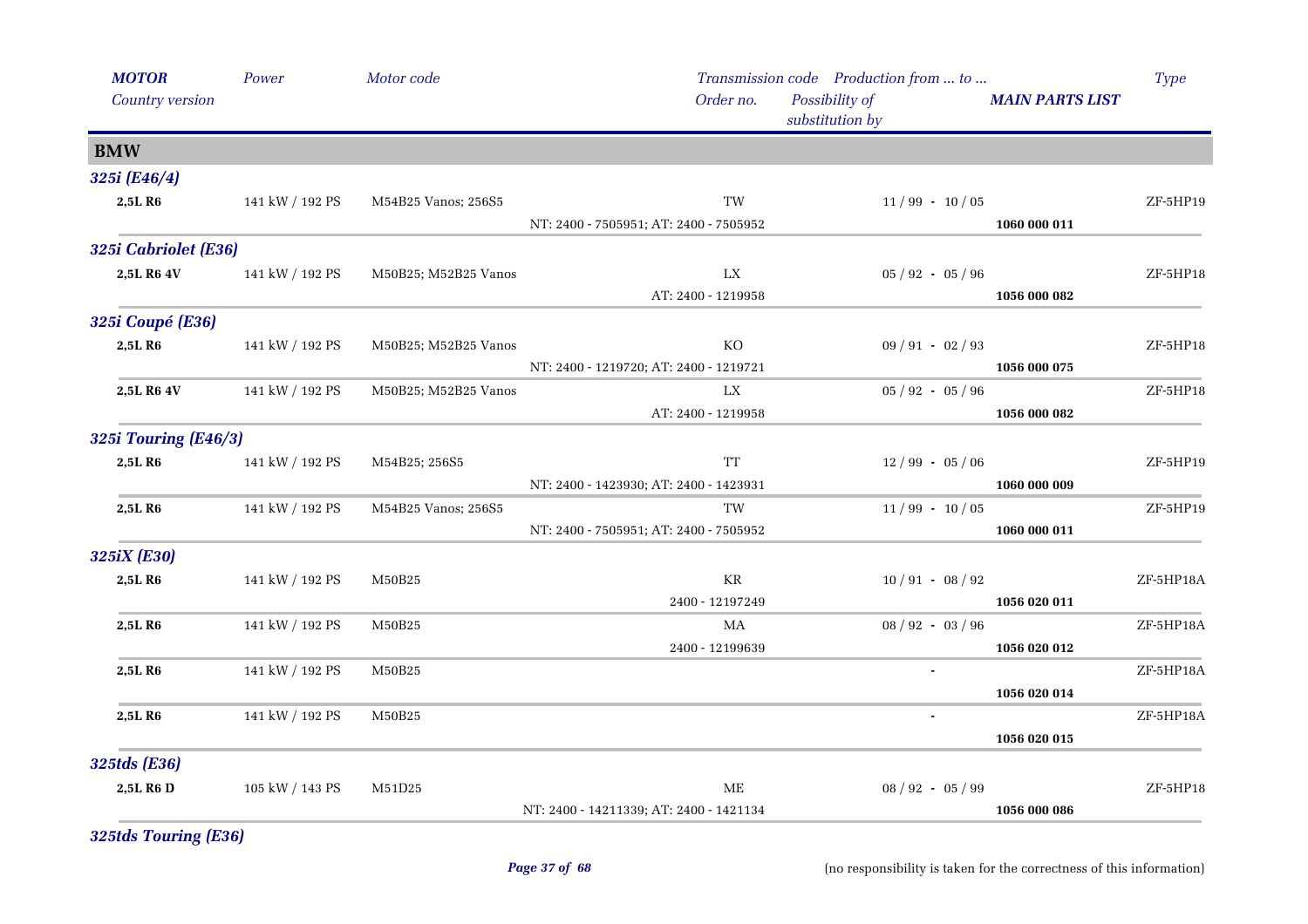| *MOTOR* | *Power* | *Motor code* | *Transmission code* | *Production from ... to ...* | | *Type* |
|---|---|---|---|---|---|---|
| *Country version* | | | *Order no.* | *Possibility of substitution by* | ***MAIN PARTS LIST*** | |
| **BMW** | | | | | | |
| ***325i (E46/4)*** | | | | | | |
| **2,5L R6** | 141 kW / 192 PS | M54B25 Vanos; 256S5 | TW | 11 / 99 - 10 / 05 | | ZF-5HP19 |
| | | | NT: 2400 - 7505951; AT: 2400 - 7505952 | | **1060 000 011** | |
| ***325i Cabriolet (E36)*** | | | | | | |
| **2,5L R6 4V** | 141 kW / 192 PS | M50B25; M52B25 Vanos | LX | 05 / 92 - 05 / 96 | | ZF-5HP18 |
| | | | AT: 2400 - 1219958 | | **1056 000 082** | |
| ***325i Coupé (E36)*** | | | | | | |
| **2,5L R6** | 141 kW / 192 PS | M50B25; M52B25 Vanos | KO | 09 / 91 - 02 / 93 | | ZF-5HP18 |
| | | | NT: 2400 - 1219720; AT: 2400 - 1219721 | | **1056 000 075** | |
| **2,5L R6 4V** | 141 kW / 192 PS | M50B25; M52B25 Vanos | LX | 05 / 92 - 05 / 96 | | ZF-5HP18 |
| | | | AT: 2400 - 1219958 | | **1056 000 082** | |
| ***325i Touring (E46/3)*** | | | | | | |
| **2,5L R6** | 141 kW / 192 PS | M54B25; 256S5 | TT | 12 / 99 - 05 / 06 | | ZF-5HP19 |
| | | | NT: 2400 - 1423930; AT: 2400 - 1423931 | | **1060 000 009** | |
| **2,5L R6** | 141 kW / 192 PS | M54B25 Vanos; 256S5 | TW | 11 / 99 - 10 / 05 | | ZF-5HP19 |
| | | | NT: 2400 - 7505951; AT: 2400 - 7505952 | | **1060 000 011** | |
| ***325iX (E30)*** | | | | | | |
| **2,5L R6** | 141 kW / 192 PS | M50B25 | KR | 10 / 91 - 08 / 92 | | ZF-5HP18A |
| | | | 2400 - 12197249 | | **1056 020 011** | |
| **2,5L R6** | 141 kW / 192 PS | M50B25 | MA | 08 / 92 - 03 / 96 | | ZF-5HP18A |
| | | | 2400 - 12199639 | | **1056 020 012** | |
| **2,5L R6** | 141 kW / 192 PS | M50B25 | | - | | ZF-5HP18A |
| | | | | | **1056 020 014** | |
| **2,5L R6** | 141 kW / 192 PS | M50B25 | | - | | ZF-5HP18A |
| | | | | | **1056 020 015** | |
| ***325tds (E36)*** | | | | | | |
| **2,5L R6 D** | 105 kW / 143 PS | M51D25 | ME | 08 / 92 - 05 / 99 | | ZF-5HP18 |
| | | | NT: 2400 - 14211339; AT: 2400 - 1421134 | | **1056 000 086** | |
| ***325tds Touring (E36)*** | | | | | | |

(no responsibility is taken for the correctness of this information)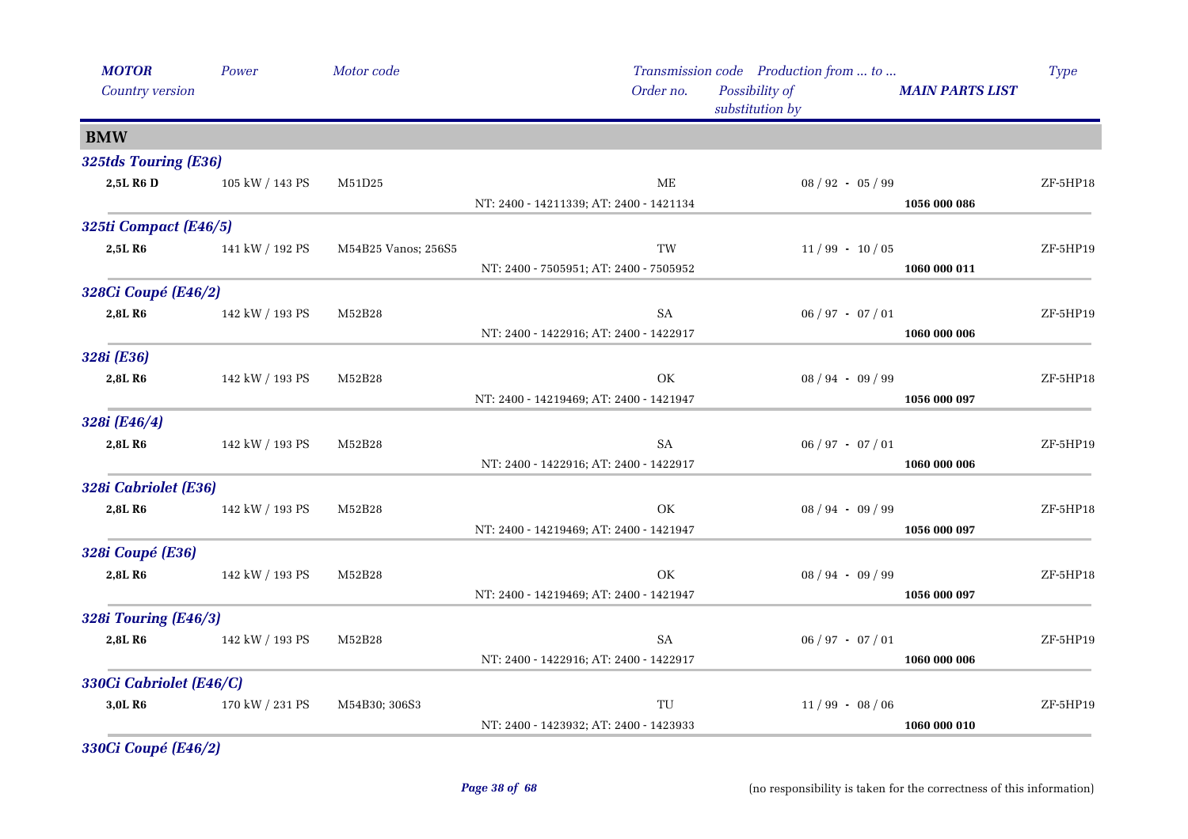| *MOTOR* | *Power* | *Motor code* | *Transmission code* | *Production from ... to ...* | | *Type* |
|---|---|---|---|---|---|---|
| *Country version* | | | *Order no.* | *Possibility of substitution by* | ***MAIN PARTS LIST*** | |
| **BMW** | | | | | | |
| ***325tds Touring (E36)*** | | | | | | |
| **2,5L R6 D** | 105 kW / 143 PS | M51D25 | ME | 08 / 92 - 05 / 99 | | ZF-5HP18 |
| | | | NT: 2400 - 14211339; AT: 2400 - 1421134 | | **1056 000 086** | |
| ***325ti Compact (E46/5)*** | | | | | | |
| **2,5L R6** | 141 kW / 192 PS | M54B25 Vanos; 256S5 | TW | 11 / 99 - 10 / 05 | | ZF-5HP19 |
| | | | NT: 2400 - 7505951; AT: 2400 - 7505952 | | **1060 000 011** | |
| ***328Ci Coupé (E46/2)*** | | | | | | |
| **2,8L R6** | 142 kW / 193 PS | M52B28 | SA | 06 / 97 - 07 / 01 | | ZF-5HP19 |
| | | | NT: 2400 - 1422916; AT: 2400 - 1422917 | | **1060 000 006** | |
| ***328i (E36)*** | | | | | | |
| **2,8L R6** | 142 kW / 193 PS | M52B28 | OK | 08 / 94 - 09 / 99 | | ZF-5HP18 |
| | | | NT: 2400 - 14219469; AT: 2400 - 1421947 | | **1056 000 097** | |
| ***328i (E46/4)*** | | | | | | |
| **2,8L R6** | 142 kW / 193 PS | M52B28 | SA | 06 / 97 - 07 / 01 | | ZF-5HP19 |
| | | | NT: 2400 - 1422916; AT: 2400 - 1422917 | | **1060 000 006** | |
| ***328i Cabriolet (E36)*** | | | | | | |
| **2,8L R6** | 142 kW / 193 PS | M52B28 | OK | 08 / 94 - 09 / 99 | | ZF-5HP18 |
| | | | NT: 2400 - 14219469; AT: 2400 - 1421947 | | **1056 000 097** | |
| ***328i Coupé (E36)*** | | | | | | |
| **2,8L R6** | 142 kW / 193 PS | M52B28 | OK | 08 / 94 - 09 / 99 | | ZF-5HP18 |
| | | | NT: 2400 - 14219469; AT: 2400 - 1421947 | | **1056 000 097** | |
| ***328i Touring (E46/3)*** | | | | | | |
| **2,8L R6** | 142 kW / 193 PS | M52B28 | SA | 06 / 97 - 07 / 01 | | ZF-5HP19 |
| | | | NT: 2400 - 1422916; AT: 2400 - 1422917 | | **1060 000 006** | |
| ***330Ci Cabriolet (E46/C)*** | | | | | | |
| **3,0L R6** | 170 kW / 231 PS | M54B30; 306S3 | TU | 11 / 99 - 08 / 06 | | ZF-5HP19 |
| | | | NT: 2400 - 1423932; AT: 2400 - 1423933 | | **1060 000 010** | |
| ***330Ci Coupé (E46/2)*** | | | | | | |

(no responsibility is taken for the correctness of this information)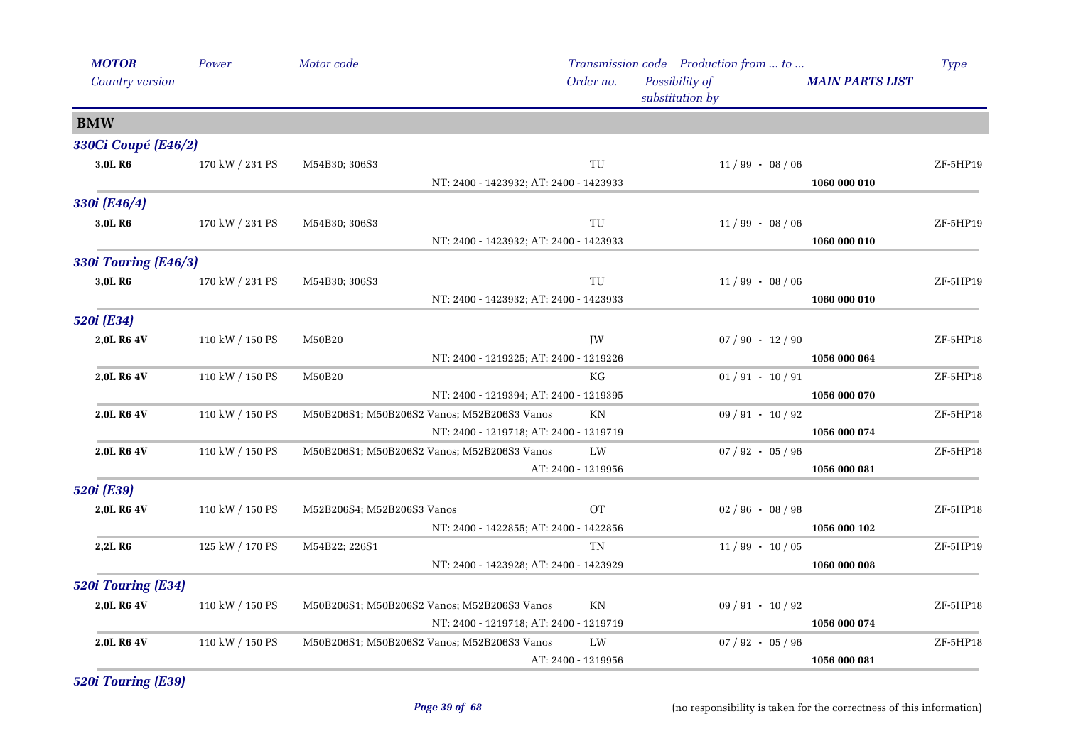| MOTOR | Power | Motor code | Transmission code | Production from ... to ... | | Type |
|---|---|---|---|---|---|---|
| Country version | | | Order no. | Possibility of substitution by | MAIN PARTS LIST | |

## BMW

### 330Ci Coupé (E46/2)

| MOTOR | Power | Motor code | Transmission code / Order no. | Production from ... to ... | MAIN PARTS LIST | Type |
|---|---|---|---|---|---|---|
| 3,0L R6 | 170 kW / 231 PS | M54B30; 306S3 | TU | 11 / 99 - 08 / 06 | | ZF-5HP19 |
| | | | NT: 2400 - 1423932; AT: 2400 - 1423933 | | 1060 000 010 | |

### 330i (E46/4)

| MOTOR | Power | Motor code | Transmission code / Order no. | Production from ... to ... | MAIN PARTS LIST | Type |
|---|---|---|---|---|---|---|
| 3,0L R6 | 170 kW / 231 PS | M54B30; 306S3 | TU | 11 / 99 - 08 / 06 | | ZF-5HP19 |
| | | | NT: 2400 - 1423932; AT: 2400 - 1423933 | | 1060 000 010 | |

### 330i Touring (E46/3)

| MOTOR | Power | Motor code | Transmission code / Order no. | Production from ... to ... | MAIN PARTS LIST | Type |
|---|---|---|---|---|---|---|
| 3,0L R6 | 170 kW / 231 PS | M54B30; 306S3 | TU | 11 / 99 - 08 / 06 | | ZF-5HP19 |
| | | | NT: 2400 - 1423932; AT: 2400 - 1423933 | | 1060 000 010 | |

### 520i (E34)

| MOTOR | Power | Motor code | Transmission code / Order no. | Production from ... to ... | MAIN PARTS LIST | Type |
|---|---|---|---|---|---|---|
| 2,0L R6 4V | 110 kW / 150 PS | M50B20 | JW | 07 / 90 - 12 / 90 | | ZF-5HP18 |
| | | | NT: 2400 - 1219225; AT: 2400 - 1219226 | | 1056 000 064 | |
| 2,0L R6 4V | 110 kW / 150 PS | M50B20 | KG | 01 / 91 - 10 / 91 | | ZF-5HP18 |
| | | | NT: 2400 - 1219394; AT: 2400 - 1219395 | | 1056 000 070 | |
| 2,0L R6 4V | 110 kW / 150 PS | M50B206S1; M50B206S2 Vanos; M52B206S3 Vanos | KN | 09 / 91 - 10 / 92 | | ZF-5HP18 |
| | | | NT: 2400 - 1219718; AT: 2400 - 1219719 | | 1056 000 074 | |
| 2,0L R6 4V | 110 kW / 150 PS | M50B206S1; M50B206S2 Vanos; M52B206S3 Vanos | LW | 07 / 92 - 05 / 96 | | ZF-5HP18 |
| | | | AT: 2400 - 1219956 | | 1056 000 081 | |

### 520i (E39)

| MOTOR | Power | Motor code | Transmission code / Order no. | Production from ... to ... | MAIN PARTS LIST | Type |
|---|---|---|---|---|---|---|
| 2,0L R6 4V | 110 kW / 150 PS | M52B206S4; M52B206S3 Vanos | OT | 02 / 96 - 08 / 98 | | ZF-5HP18 |
| | | | NT: 2400 - 1422855; AT: 2400 - 1422856 | | 1056 000 102 | |
| 2,2L R6 | 125 kW / 170 PS | M54B22; 226S1 | TN | 11 / 99 - 10 / 05 | | ZF-5HP19 |
| | | | NT: 2400 - 1423928; AT: 2400 - 1423929 | | 1060 000 008 | |

### 520i Touring (E34)

| MOTOR | Power | Motor code | Transmission code / Order no. | Production from ... to ... | MAIN PARTS LIST | Type |
|---|---|---|---|---|---|---|
| 2,0L R6 4V | 110 kW / 150 PS | M50B206S1; M50B206S2 Vanos; M52B206S3 Vanos | KN | 09 / 91 - 10 / 92 | | ZF-5HP18 |
| | | | NT: 2400 - 1219718; AT: 2400 - 1219719 | | 1056 000 074 | |
| 2,0L R6 4V | 110 kW / 150 PS | M50B206S1; M50B206S2 Vanos; M52B206S3 Vanos | LW | 07 / 92 - 05 / 96 | | ZF-5HP18 |
| | | | AT: 2400 - 1219956 | | 1056 000 081 | |

### 520i Touring (E39)

(no responsibility is taken for the correctness of this information)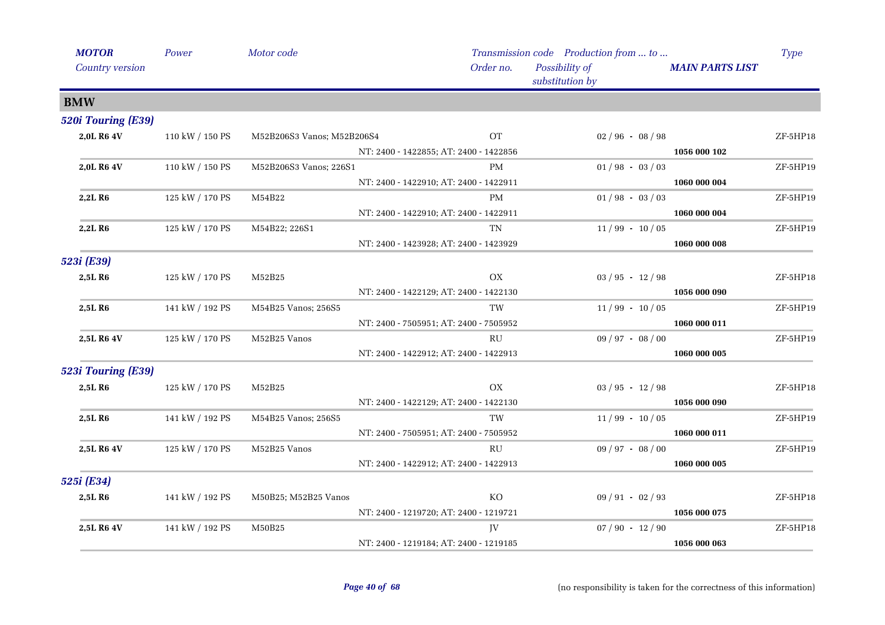| *MOTOR* | *Power* | *Motor code* | *Transmission code* | *Production from ... to ...* | | *Type* |
|---|---|---|---|---|---|---|
| *Country version* | | | *Order no.* | *Possibility of substitution by* | ***MAIN PARTS LIST*** | |

## BMW

### *520i Touring (E39)*

| *MOTOR* | *Power* | *Motor code* | *Transmission code* | *Production from ... to ...* | *MAIN PARTS LIST* | *Type* |
|---|---|---|---|---|---|---|
| **2,0L R6 4V** | 110 kW / 150 PS | M52B206S3 Vanos; M52B206S4 | OT | 02 / 96 - 08 / 98 | | ZF-5HP18 |
| | | NT: 2400 - 1422855; AT: 2400 - 1422856 | | | **1056 000 102** | |
| **2,0L R6 4V** | 110 kW / 150 PS | M52B206S3 Vanos; 226S1 | PM | 01 / 98 - 03 / 03 | | ZF-5HP19 |
| | | NT: 2400 - 1422910; AT: 2400 - 1422911 | | | **1060 000 004** | |
| **2,2L R6** | 125 kW / 170 PS | M54B22 | PM | 01 / 98 - 03 / 03 | | ZF-5HP19 |
| | | NT: 2400 - 1422910; AT: 2400 - 1422911 | | | **1060 000 004** | |
| **2,2L R6** | 125 kW / 170 PS | M54B22; 226S1 | TN | 11 / 99 - 10 / 05 | | ZF-5HP19 |
| | | NT: 2400 - 1423928; AT: 2400 - 1423929 | | | **1060 000 008** | |

### *523i (E39)*

| *MOTOR* | *Power* | *Motor code* | *Transmission code* | *Production from ... to ...* | *MAIN PARTS LIST* | *Type* |
|---|---|---|---|---|---|---|
| **2,5L R6** | 125 kW / 170 PS | M52B25 | OX | 03 / 95 - 12 / 98 | | ZF-5HP18 |
| | | NT: 2400 - 1422129; AT: 2400 - 1422130 | | | **1056 000 090** | |
| **2,5L R6** | 141 kW / 192 PS | M54B25 Vanos; 256S5 | TW | 11 / 99 - 10 / 05 | | ZF-5HP19 |
| | | NT: 2400 - 7505951; AT: 2400 - 7505952 | | | **1060 000 011** | |
| **2,5L R6 4V** | 125 kW / 170 PS | M52B25 Vanos | RU | 09 / 97 - 08 / 00 | | ZF-5HP19 |
| | | NT: 2400 - 1422912; AT: 2400 - 1422913 | | | **1060 000 005** | |

### *523i Touring (E39)*

| *MOTOR* | *Power* | *Motor code* | *Transmission code* | *Production from ... to ...* | *MAIN PARTS LIST* | *Type* |
|---|---|---|---|---|---|---|
| **2,5L R6** | 125 kW / 170 PS | M52B25 | OX | 03 / 95 - 12 / 98 | | ZF-5HP18 |
| | | NT: 2400 - 1422129; AT: 2400 - 1422130 | | | **1056 000 090** | |
| **2,5L R6** | 141 kW / 192 PS | M54B25 Vanos; 256S5 | TW | 11 / 99 - 10 / 05 | | ZF-5HP19 |
| | | NT: 2400 - 7505951; AT: 2400 - 7505952 | | | **1060 000 011** | |
| **2,5L R6 4V** | 125 kW / 170 PS | M52B25 Vanos | RU | 09 / 97 - 08 / 00 | | ZF-5HP19 |
| | | NT: 2400 - 1422912; AT: 2400 - 1422913 | | | **1060 000 005** | |

### *525i (E34)*

| *MOTOR* | *Power* | *Motor code* | *Transmission code* | *Production from ... to ...* | *MAIN PARTS LIST* | *Type* |
|---|---|---|---|---|---|---|
| **2,5L R6** | 141 kW / 192 PS | M50B25; M52B25 Vanos | KO | 09 / 91 - 02 / 93 | | ZF-5HP18 |
| | | NT: 2400 - 1219720; AT: 2400 - 1219721 | | | **1056 000 075** | |
| **2,5L R6 4V** | 141 kW / 192 PS | M50B25 | JV | 07 / 90 - 12 / 90 | | ZF-5HP18 |
| | | NT: 2400 - 1219184; AT: 2400 - 1219185 | | | **1056 000 063** | |

(no responsibility is taken for the correctness of this information)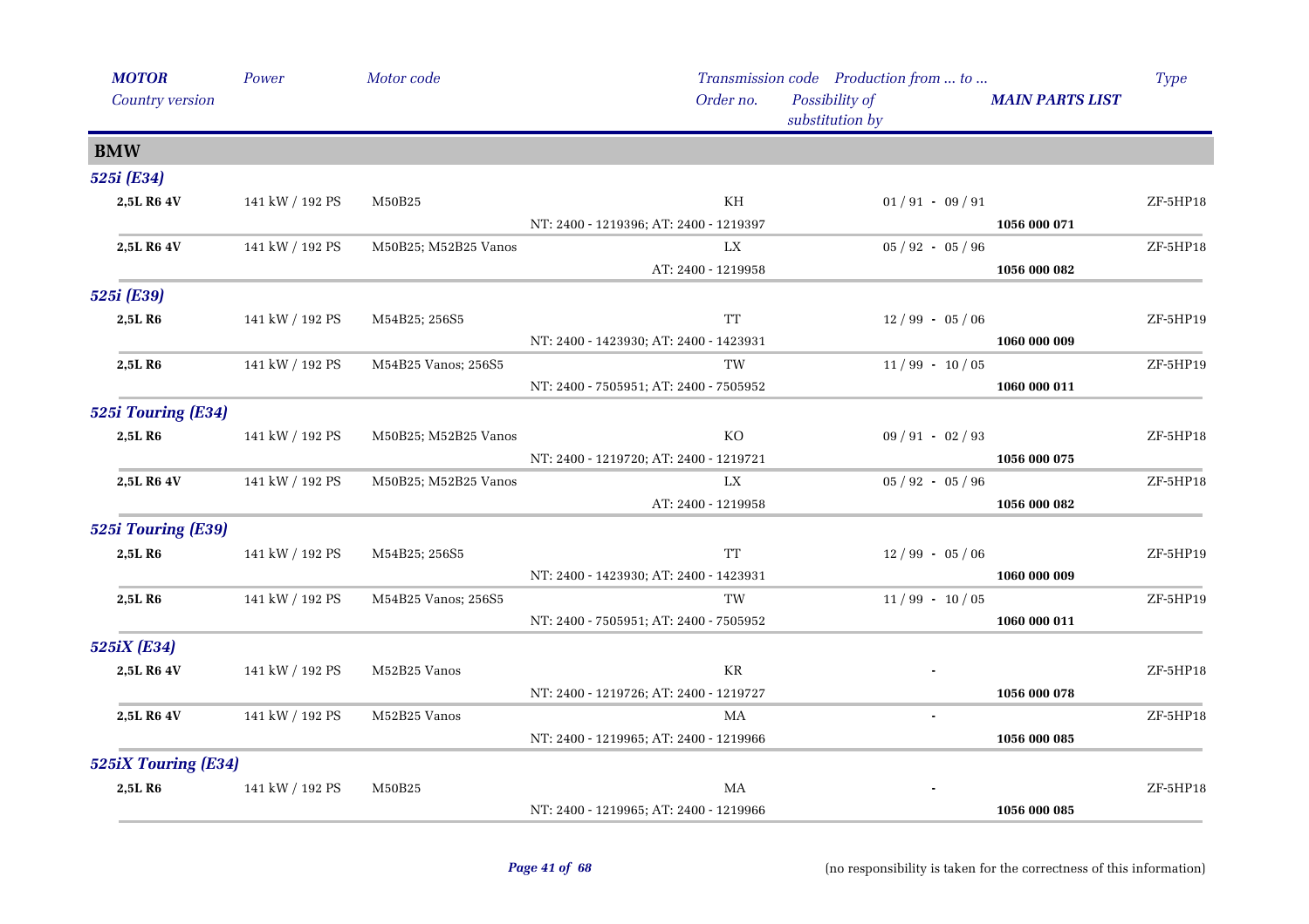| MOTOR<br>Country version | Power | Motor code | Transmission code<br>Order no. | Production from ... to ...<br>Possibility of substitution by | MAIN PARTS LIST | Type |
|---|---|---|---|---|---|---|
| **BMW** | | | | | | |
| ***525i (E34)*** | | | | | | |
| **2,5L R6 4V** | 141 kW / 192 PS | M50B25 | KH | 01 / 91 - 09 / 91 | | ZF-5HP18 |
| | | | NT: 2400 - 1219396; AT: 2400 - 1219397 | | **1056 000 071** | |
| **2,5L R6 4V** | 141 kW / 192 PS | M50B25; M52B25 Vanos | LX | 05 / 92 - 05 / 96 | | ZF-5HP18 |
| | | | AT: 2400 - 1219958 | | **1056 000 082** | |
| ***525i (E39)*** | | | | | | |
| **2,5L R6** | 141 kW / 192 PS | M54B25; 256S5 | TT | 12 / 99 - 05 / 06 | | ZF-5HP19 |
| | | | NT: 2400 - 1423930; AT: 2400 - 1423931 | | **1060 000 009** | |
| **2,5L R6** | 141 kW / 192 PS | M54B25 Vanos; 256S5 | TW | 11 / 99 - 10 / 05 | | ZF-5HP19 |
| | | | NT: 2400 - 7505951; AT: 2400 - 7505952 | | **1060 000 011** | |
| ***525i Touring (E34)*** | | | | | | |
| **2,5L R6** | 141 kW / 192 PS | M50B25; M52B25 Vanos | KO | 09 / 91 - 02 / 93 | | ZF-5HP18 |
| | | | NT: 2400 - 1219720; AT: 2400 - 1219721 | | **1056 000 075** | |
| **2,5L R6 4V** | 141 kW / 192 PS | M50B25; M52B25 Vanos | LX | 05 / 92 - 05 / 96 | | ZF-5HP18 |
| | | | AT: 2400 - 1219958 | | **1056 000 082** | |
| ***525i Touring (E39)*** | | | | | | |
| **2,5L R6** | 141 kW / 192 PS | M54B25; 256S5 | TT | 12 / 99 - 05 / 06 | | ZF-5HP19 |
| | | | NT: 2400 - 1423930; AT: 2400 - 1423931 | | **1060 000 009** | |
| **2,5L R6** | 141 kW / 192 PS | M54B25 Vanos; 256S5 | TW | 11 / 99 - 10 / 05 | | ZF-5HP19 |
| | | | NT: 2400 - 7505951; AT: 2400 - 7505952 | | **1060 000 011** | |
| ***525iX (E34)*** | | | | | | |
| **2,5L R6 4V** | 141 kW / 192 PS | M52B25 Vanos | KR | - | | ZF-5HP18 |
| | | | NT: 2400 - 1219726; AT: 2400 - 1219727 | | **1056 000 078** | |
| **2,5L R6 4V** | 141 kW / 192 PS | M52B25 Vanos | MA | - | | ZF-5HP18 |
| | | | NT: 2400 - 1219965; AT: 2400 - 1219966 | | **1056 000 085** | |
| ***525iX Touring (E34)*** | | | | | | |
| **2,5L R6** | 141 kW / 192 PS | M50B25 | MA | - | | ZF-5HP18 |
| | | | NT: 2400 - 1219965; AT: 2400 - 1219966 | | **1056 000 085** | |

(no responsibility is taken for the correctness of this information)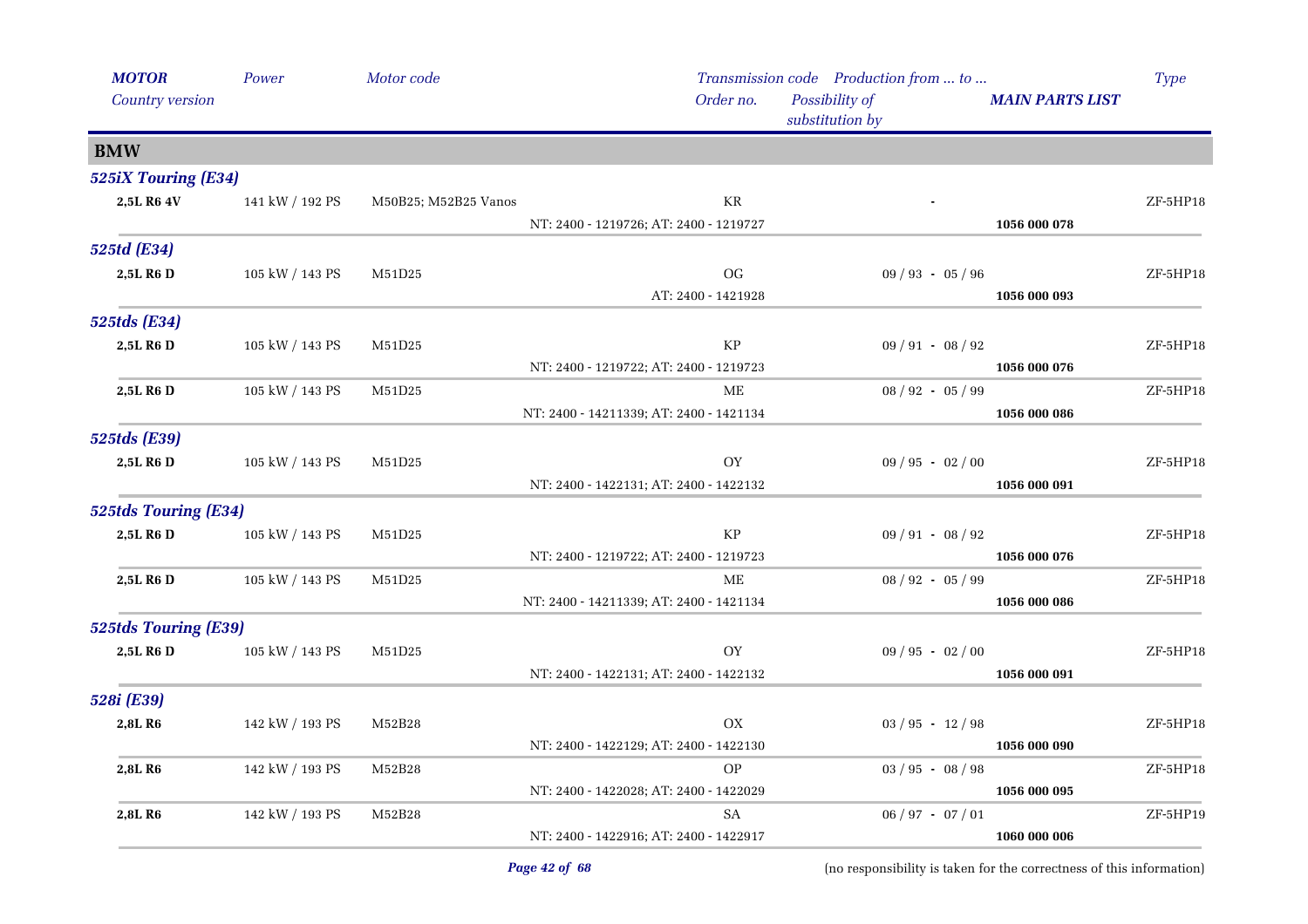| MOTOR<br>Country version | Power | Motor code | Transmission code<br>Order no. | Production from ... to ...<br>Possibility of substitution by | MAIN PARTS LIST | Type |
|---|---|---|---|---|---|---|
| **BMW** | | | | | | |
| ***525iX Touring (E34)*** | | | | | | |
| **2,5L R6 4V** | 141 kW / 192 PS | M50B25; M52B25 Vanos | KR | - | | ZF-5HP18 |
| | | | NT: 2400 - 1219726; AT: 2400 - 1219727 | | **1056 000 078** | |
| ***525td (E34)*** | | | | | | |
| **2,5L R6 D** | 105 kW / 143 PS | M51D25 | OG | 09 / 93 - 05 / 96 | | ZF-5HP18 |
| | | | AT: 2400 - 1421928 | | **1056 000 093** | |
| ***525tds (E34)*** | | | | | | |
| **2,5L R6 D** | 105 kW / 143 PS | M51D25 | KP | 09 / 91 - 08 / 92 | | ZF-5HP18 |
| | | | NT: 2400 - 1219722; AT: 2400 - 1219723 | | **1056 000 076** | |
| **2,5L R6 D** | 105 kW / 143 PS | M51D25 | ME | 08 / 92 - 05 / 99 | | ZF-5HP18 |
| | | | NT: 2400 - 14211339; AT: 2400 - 1421134 | | **1056 000 086** | |
| ***525tds (E39)*** | | | | | | |
| **2,5L R6 D** | 105 kW / 143 PS | M51D25 | OY | 09 / 95 - 02 / 00 | | ZF-5HP18 |
| | | | NT: 2400 - 1422131; AT: 2400 - 1422132 | | **1056 000 091** | |
| ***525tds Touring (E34)*** | | | | | | |
| **2,5L R6 D** | 105 kW / 143 PS | M51D25 | KP | 09 / 91 - 08 / 92 | | ZF-5HP18 |
| | | | NT: 2400 - 1219722; AT: 2400 - 1219723 | | **1056 000 076** | |
| **2,5L R6 D** | 105 kW / 143 PS | M51D25 | ME | 08 / 92 - 05 / 99 | | ZF-5HP18 |
| | | | NT: 2400 - 14211339; AT: 2400 - 1421134 | | **1056 000 086** | |
| ***525tds Touring (E39)*** | | | | | | |
| **2,5L R6 D** | 105 kW / 143 PS | M51D25 | OY | 09 / 95 - 02 / 00 | | ZF-5HP18 |
| | | | NT: 2400 - 1422131; AT: 2400 - 1422132 | | **1056 000 091** | |
| ***528i (E39)*** | | | | | | |
| **2,8L R6** | 142 kW / 193 PS | M52B28 | OX | 03 / 95 - 12 / 98 | | ZF-5HP18 |
| | | | NT: 2400 - 1422129; AT: 2400 - 1422130 | | **1056 000 090** | |
| **2,8L R6** | 142 kW / 193 PS | M52B28 | OP | 03 / 95 - 08 / 98 | | ZF-5HP18 |
| | | | NT: 2400 - 1422028; AT: 2400 - 1422029 | | **1056 000 095** | |
| **2,8L R6** | 142 kW / 193 PS | M52B28 | SA | 06 / 97 - 07 / 01 | | ZF-5HP19 |
| | | | NT: 2400 - 1422916; AT: 2400 - 1422917 | | **1060 000 006** | |

(no responsibility is taken for the correctness of this information)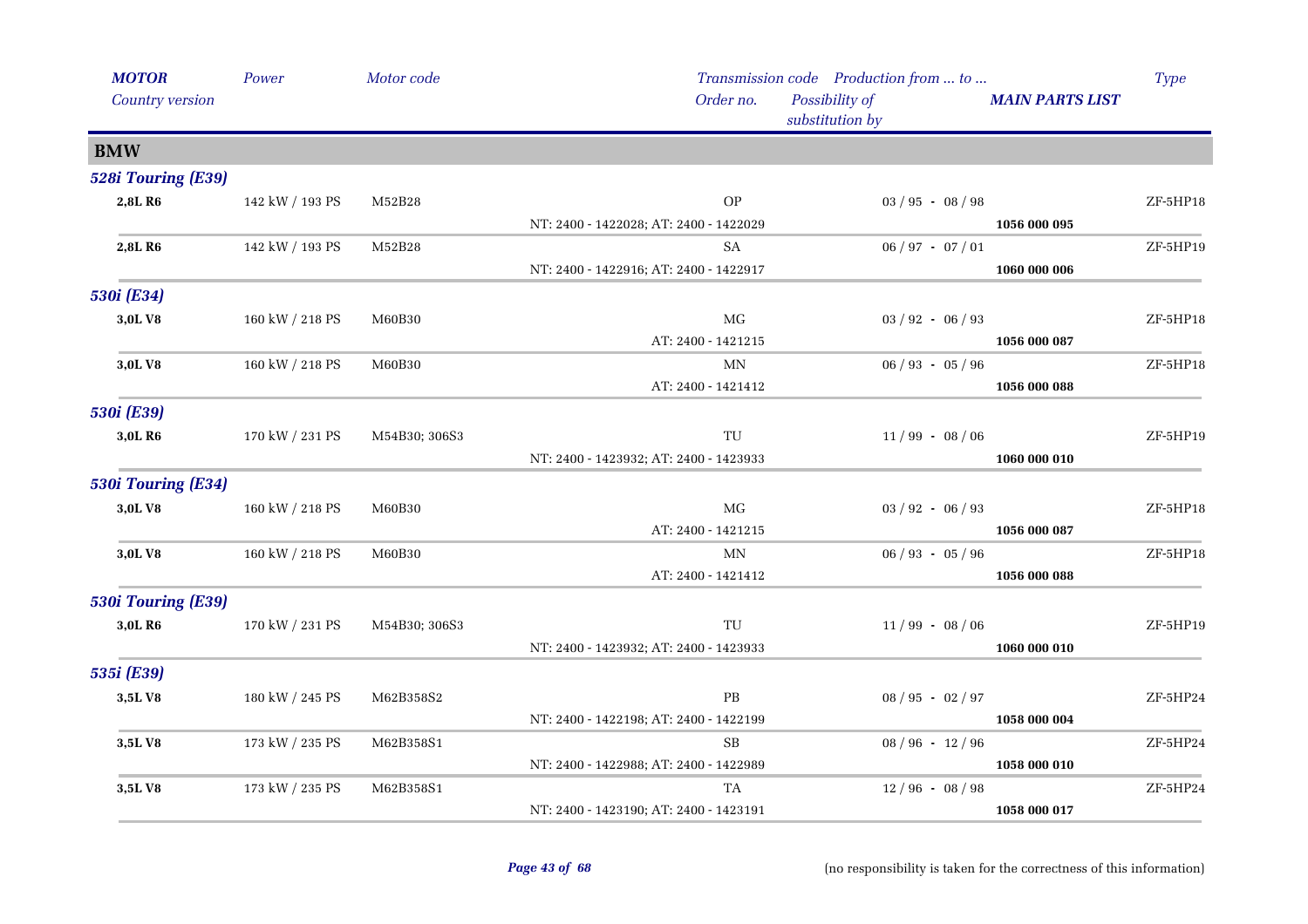| *MOTOR* | *Power* | *Motor code* | *Transmission code* | *Production from ... to ...* | | *Type* |
|---|---|---|---|---|---|---|
| *Country version* | | | *Order no.* | *Possibility of substitution by* | ***MAIN PARTS LIST*** | |
| **BMW** | | | | | | |
| ***528i Touring (E39)*** | | | | | | |
| **2,8L R6** | 142 kW / 193 PS | M52B28 | OP | 03 / 95 - 08 / 98 | | ZF-5HP18 |
| | | | NT: 2400 - 1422028; AT: 2400 - 1422029 | | **1056 000 095** | |
| **2,8L R6** | 142 kW / 193 PS | M52B28 | SA | 06 / 97 - 07 / 01 | | ZF-5HP19 |
| | | | NT: 2400 - 1422916; AT: 2400 - 1422917 | | **1060 000 006** | |
| ***530i (E34)*** | | | | | | |
| **3,0L V8** | 160 kW / 218 PS | M60B30 | MG | 03 / 92 - 06 / 93 | | ZF-5HP18 |
| | | | AT: 2400 - 1421215 | | **1056 000 087** | |
| **3,0L V8** | 160 kW / 218 PS | M60B30 | MN | 06 / 93 - 05 / 96 | | ZF-5HP18 |
| | | | AT: 2400 - 1421412 | | **1056 000 088** | |
| ***530i (E39)*** | | | | | | |
| **3,0L R6** | 170 kW / 231 PS | M54B30; 306S3 | TU | 11 / 99 - 08 / 06 | | ZF-5HP19 |
| | | | NT: 2400 - 1423932; AT: 2400 - 1423933 | | **1060 000 010** | |
| ***530i Touring (E34)*** | | | | | | |
| **3,0L V8** | 160 kW / 218 PS | M60B30 | MG | 03 / 92 - 06 / 93 | | ZF-5HP18 |
| | | | AT: 2400 - 1421215 | | **1056 000 087** | |
| **3,0L V8** | 160 kW / 218 PS | M60B30 | MN | 06 / 93 - 05 / 96 | | ZF-5HP18 |
| | | | AT: 2400 - 1421412 | | **1056 000 088** | |
| ***530i Touring (E39)*** | | | | | | |
| **3,0L R6** | 170 kW / 231 PS | M54B30; 306S3 | TU | 11 / 99 - 08 / 06 | | ZF-5HP19 |
| | | | NT: 2400 - 1423932; AT: 2400 - 1423933 | | **1060 000 010** | |
| ***535i (E39)*** | | | | | | |
| **3,5L V8** | 180 kW / 245 PS | M62B358S2 | PB | 08 / 95 - 02 / 97 | | ZF-5HP24 |
| | | | NT: 2400 - 1422198; AT: 2400 - 1422199 | | **1058 000 004** | |
| **3,5L V8** | 173 kW / 235 PS | M62B358S1 | SB | 08 / 96 - 12 / 96 | | ZF-5HP24 |
| | | | NT: 2400 - 1422988; AT: 2400 - 1422989 | | **1058 000 010** | |
| **3,5L V8** | 173 kW / 235 PS | M62B358S1 | TA | 12 / 96 - 08 / 98 | | ZF-5HP24 |
| | | | NT: 2400 - 1423190; AT: 2400 - 1423191 | | **1058 000 017** | |

(no responsibility is taken for the correctness of this information)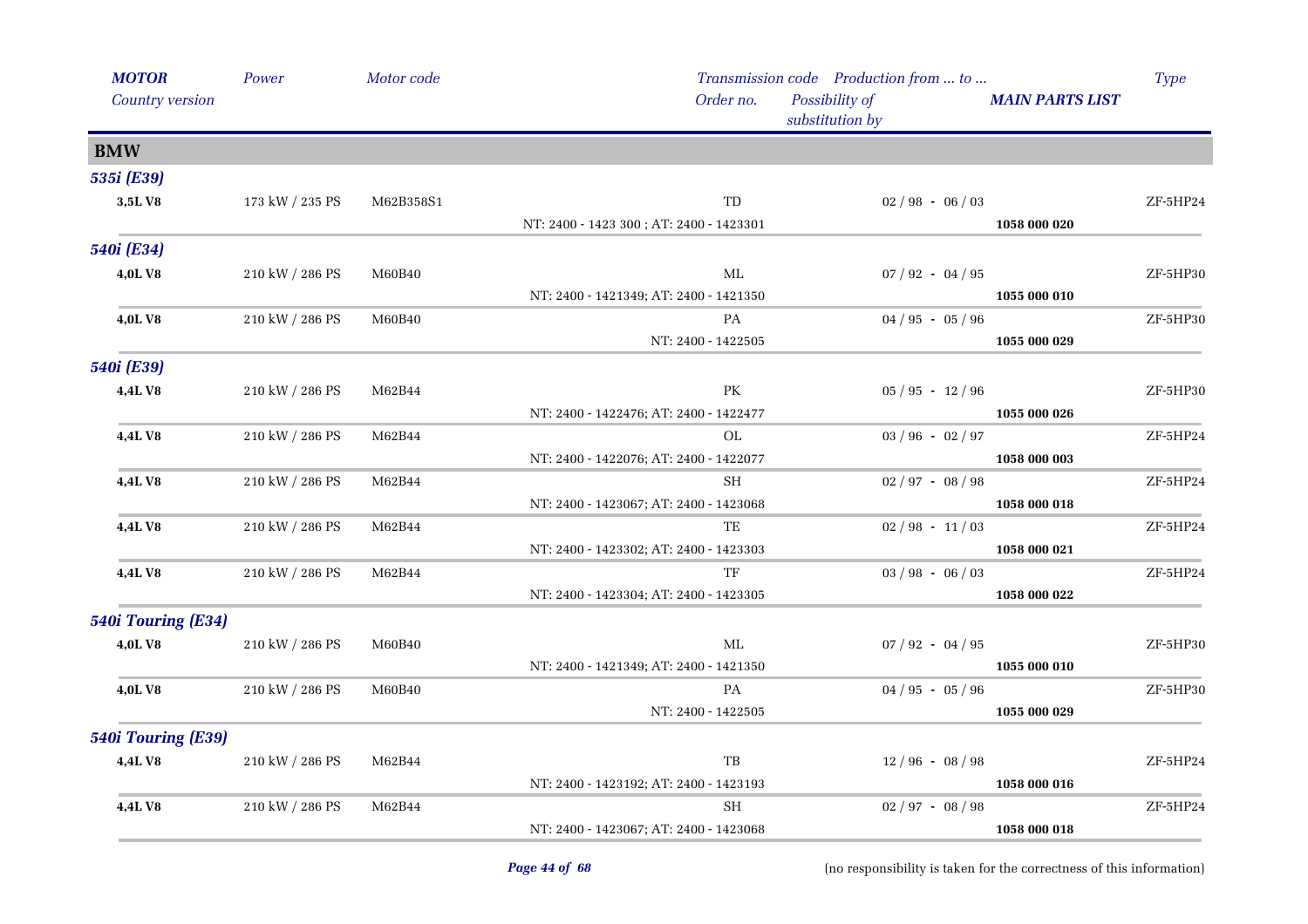| *MOTOR* *Country version* | *Power* | *Motor code* | *Transmission code* *Order no.* | *Production from ... to ...* *Possibility of substitution by* | *MAIN PARTS LIST* | *Type* |
|---|---|---|---|---|---|---|
| **BMW** | | | | | | |
| ***535i (E39)*** | | | | | | |
| **3,5L V8** | 173 kW / 235 PS | M62B358S1 | TD | 02 / 98 - 06 / 03 | | ZF-5HP24 |
| | | | NT: 2400 - 1423 300 ; AT: 2400 - 1423301 | | **1058 000 020** | |
| ***540i (E34)*** | | | | | | |
| **4,0L V8** | 210 kW / 286 PS | M60B40 | ML | 07 / 92 - 04 / 95 | | ZF-5HP30 |
| | | | NT: 2400 - 1421349; AT: 2400 - 1421350 | | **1055 000 010** | |
| **4,0L V8** | 210 kW / 286 PS | M60B40 | PA | 04 / 95 - 05 / 96 | | ZF-5HP30 |
| | | | NT: 2400 - 1422505 | | **1055 000 029** | |
| ***540i (E39)*** | | | | | | |
| **4,4L V8** | 210 kW / 286 PS | M62B44 | PK | 05 / 95 - 12 / 96 | | ZF-5HP30 |
| | | | NT: 2400 - 1422476; AT: 2400 - 1422477 | | **1055 000 026** | |
| **4,4L V8** | 210 kW / 286 PS | M62B44 | OL | 03 / 96 - 02 / 97 | | ZF-5HP24 |
| | | | NT: 2400 - 1422076; AT: 2400 - 1422077 | | **1058 000 003** | |
| **4,4L V8** | 210 kW / 286 PS | M62B44 | SH | 02 / 97 - 08 / 98 | | ZF-5HP24 |
| | | | NT: 2400 - 1423067; AT: 2400 - 1423068 | | **1058 000 018** | |
| **4,4L V8** | 210 kW / 286 PS | M62B44 | TE | 02 / 98 - 11 / 03 | | ZF-5HP24 |
| | | | NT: 2400 - 1423302; AT: 2400 - 1423303 | | **1058 000 021** | |
| **4,4L V8** | 210 kW / 286 PS | M62B44 | TF | 03 / 98 - 06 / 03 | | ZF-5HP24 |
| | | | NT: 2400 - 1423304; AT: 2400 - 1423305 | | **1058 000 022** | |
| ***540i Touring (E34)*** | | | | | | |
| **4,0L V8** | 210 kW / 286 PS | M60B40 | ML | 07 / 92 - 04 / 95 | | ZF-5HP30 |
| | | | NT: 2400 - 1421349; AT: 2400 - 1421350 | | **1055 000 010** | |
| **4,0L V8** | 210 kW / 286 PS | M60B40 | PA | 04 / 95 - 05 / 96 | | ZF-5HP30 |
| | | | NT: 2400 - 1422505 | | **1055 000 029** | |
| ***540i Touring (E39)*** | | | | | | |
| **4,4L V8** | 210 kW / 286 PS | M62B44 | TB | 12 / 96 - 08 / 98 | | ZF-5HP24 |
| | | | NT: 2400 - 1423192; AT: 2400 - 1423193 | | **1058 000 016** | |
| **4,4L V8** | 210 kW / 286 PS | M62B44 | SH | 02 / 97 - 08 / 98 | | ZF-5HP24 |
| | | | NT: 2400 - 1423067; AT: 2400 - 1423068 | | **1058 000 018** | |

(no responsibility is taken for the correctness of this information)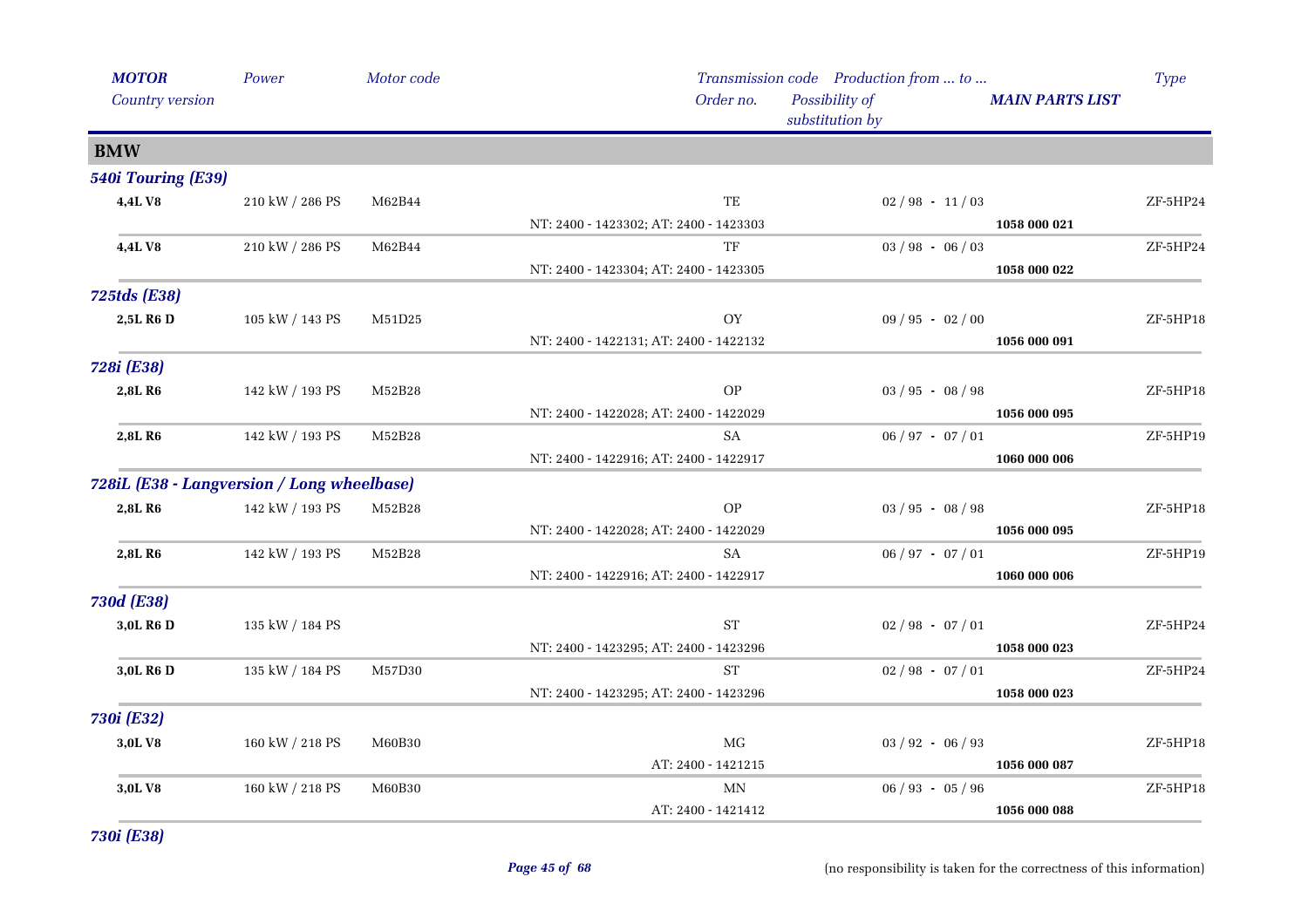| MOTOR<br>Country version | Power | Motor code | Transmission code<br>Order no. | Production from ... to ...<br>Possibility of substitution by | MAIN PARTS LIST | Type |
|---|---|---|---|---|---|---|
| **BMW** | | | | | | |
| ***540i Touring (E39)*** | | | | | | |
| **4,4L V8** | 210 kW / 286 PS | M62B44 | TE | 02 / 98 - 11 / 03 | | ZF-5HP24 |
| | | | NT: 2400 - 1423302; AT: 2400 - 1423303 | | **1058 000 021** | |
| **4,4L V8** | 210 kW / 286 PS | M62B44 | TF | 03 / 98 - 06 / 03 | | ZF-5HP24 |
| | | | NT: 2400 - 1423304; AT: 2400 - 1423305 | | **1058 000 022** | |
| ***725tds (E38)*** | | | | | | |
| **2,5L R6 D** | 105 kW / 143 PS | M51D25 | OY | 09 / 95 - 02 / 00 | | ZF-5HP18 |
| | | | NT: 2400 - 1422131; AT: 2400 - 1422132 | | **1056 000 091** | |
| ***728i (E38)*** | | | | | | |
| **2,8L R6** | 142 kW / 193 PS | M52B28 | OP | 03 / 95 - 08 / 98 | | ZF-5HP18 |
| | | | NT: 2400 - 1422028; AT: 2400 - 1422029 | | **1056 000 095** | |
| **2,8L R6** | 142 kW / 193 PS | M52B28 | SA | 06 / 97 - 07 / 01 | | ZF-5HP19 |
| | | | NT: 2400 - 1422916; AT: 2400 - 1422917 | | **1060 000 006** | |
| ***728iL (E38 - Langversion / Long wheelbase)*** | | | | | | |
| **2,8L R6** | 142 kW / 193 PS | M52B28 | OP | 03 / 95 - 08 / 98 | | ZF-5HP18 |
| | | | NT: 2400 - 1422028; AT: 2400 - 1422029 | | **1056 000 095** | |
| **2,8L R6** | 142 kW / 193 PS | M52B28 | SA | 06 / 97 - 07 / 01 | | ZF-5HP19 |
| | | | NT: 2400 - 1422916; AT: 2400 - 1422917 | | **1060 000 006** | |
| ***730d (E38)*** | | | | | | |
| **3,0L R6 D** | 135 kW / 184 PS | | ST | 02 / 98 - 07 / 01 | | ZF-5HP24 |
| | | | NT: 2400 - 1423295; AT: 2400 - 1423296 | | **1058 000 023** | |
| **3,0L R6 D** | 135 kW / 184 PS | M57D30 | ST | 02 / 98 - 07 / 01 | | ZF-5HP24 |
| | | | NT: 2400 - 1423295; AT: 2400 - 1423296 | | **1058 000 023** | |
| ***730i (E32)*** | | | | | | |
| **3,0L V8** | 160 kW / 218 PS | M60B30 | MG | 03 / 92 - 06 / 93 | | ZF-5HP18 |
| | | | AT: 2400 - 1421215 | | **1056 000 087** | |
| **3,0L V8** | 160 kW / 218 PS | M60B30 | MN | 06 / 93 - 05 / 96 | | ZF-5HP18 |
| | | | AT: 2400 - 1421412 | | **1056 000 088** | |
| ***730i (E38)*** | | | | | | |

(no responsibility is taken for the correctness of this information)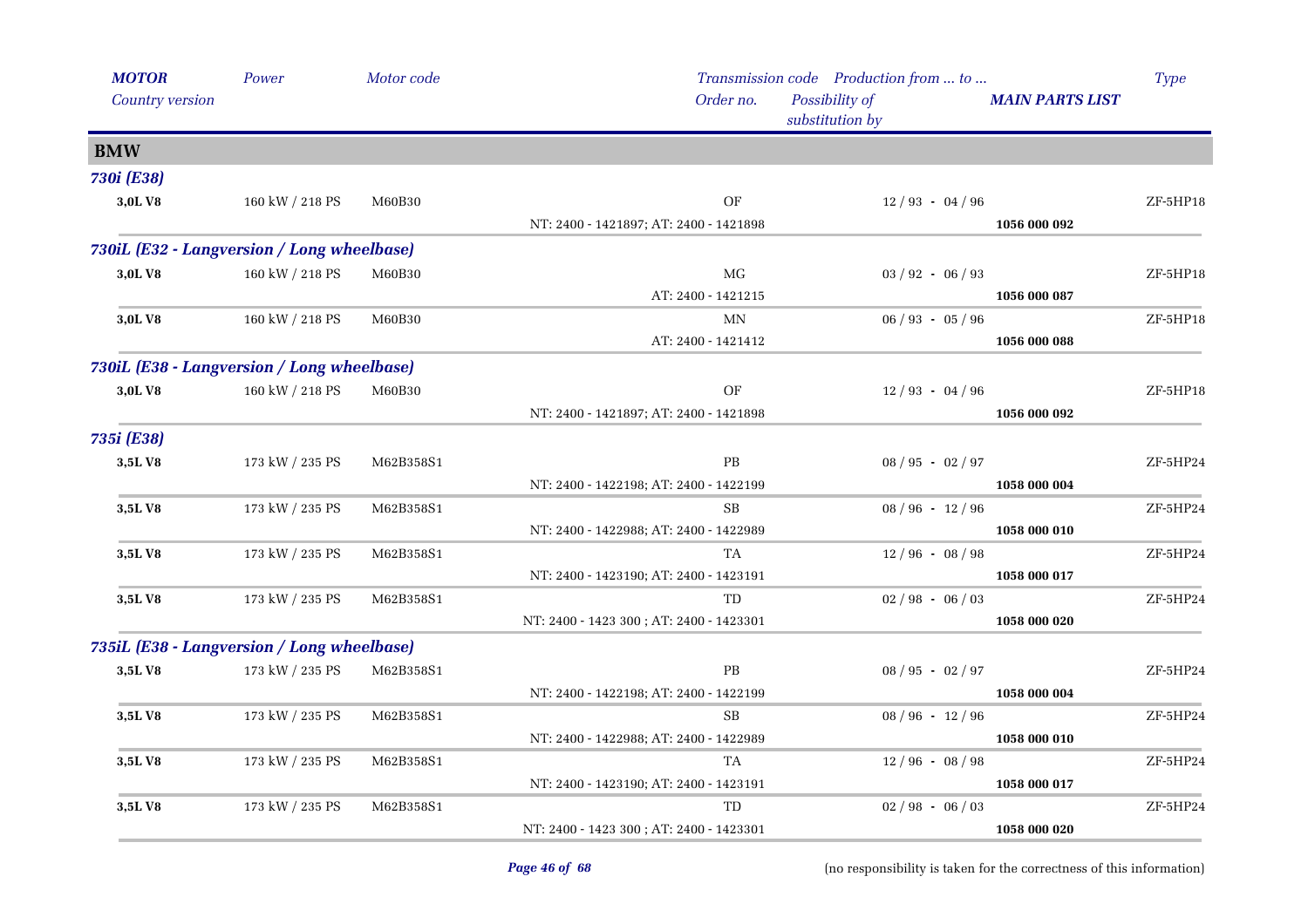| MOTOR<br>Country version | Power | Motor code | Transmission code<br>Order no. | Production from ... to ...<br>Possibility of substitution by | MAIN PARTS LIST | Type |
|---|---|---|---|---|---|---|
| **BMW** | | | | | | |
| ***730i (E38)*** | | | | | | |
| **3,0L V8** | 160 kW / 218 PS | M60B30 | OF | 12 / 93 - 04 / 96 | | ZF-5HP18 |
| | | | NT: 2400 - 1421897; AT: 2400 - 1421898 | | **1056 000 092** | |
| ***730iL (E32 - Langversion / Long wheelbase)*** | | | | | | |
| **3,0L V8** | 160 kW / 218 PS | M60B30 | MG | 03 / 92 - 06 / 93 | | ZF-5HP18 |
| | | | AT: 2400 - 1421215 | | **1056 000 087** | |
| **3,0L V8** | 160 kW / 218 PS | M60B30 | MN | 06 / 93 - 05 / 96 | | ZF-5HP18 |
| | | | AT: 2400 - 1421412 | | **1056 000 088** | |
| ***730iL (E38 - Langversion / Long wheelbase)*** | | | | | | |
| **3,0L V8** | 160 kW / 218 PS | M60B30 | OF | 12 / 93 - 04 / 96 | | ZF-5HP18 |
| | | | NT: 2400 - 1421897; AT: 2400 - 1421898 | | **1056 000 092** | |
| ***735i (E38)*** | | | | | | |
| **3,5L V8** | 173 kW / 235 PS | M62B358S1 | PB | 08 / 95 - 02 / 97 | | ZF-5HP24 |
| | | | NT: 2400 - 1422198; AT: 2400 - 1422199 | | **1058 000 004** | |
| **3,5L V8** | 173 kW / 235 PS | M62B358S1 | SB | 08 / 96 - 12 / 96 | | ZF-5HP24 |
| | | | NT: 2400 - 1422988; AT: 2400 - 1422989 | | **1058 000 010** | |
| **3,5L V8** | 173 kW / 235 PS | M62B358S1 | TA | 12 / 96 - 08 / 98 | | ZF-5HP24 |
| | | | NT: 2400 - 1423190; AT: 2400 - 1423191 | | **1058 000 017** | |
| **3,5L V8** | 173 kW / 235 PS | M62B358S1 | TD | 02 / 98 - 06 / 03 | | ZF-5HP24 |
| | | | NT: 2400 - 1423 300 ; AT: 2400 - 1423301 | | **1058 000 020** | |
| ***735iL (E38 - Langversion / Long wheelbase)*** | | | | | | |
| **3,5L V8** | 173 kW / 235 PS | M62B358S1 | PB | 08 / 95 - 02 / 97 | | ZF-5HP24 |
| | | | NT: 2400 - 1422198; AT: 2400 - 1422199 | | **1058 000 004** | |
| **3,5L V8** | 173 kW / 235 PS | M62B358S1 | SB | 08 / 96 - 12 / 96 | | ZF-5HP24 |
| | | | NT: 2400 - 1422988; AT: 2400 - 1422989 | | **1058 000 010** | |
| **3,5L V8** | 173 kW / 235 PS | M62B358S1 | TA | 12 / 96 - 08 / 98 | | ZF-5HP24 |
| | | | NT: 2400 - 1423190; AT: 2400 - 1423191 | | **1058 000 017** | |
| **3,5L V8** | 173 kW / 235 PS | M62B358S1 | TD | 02 / 98 - 06 / 03 | | ZF-5HP24 |
| | | | NT: 2400 - 1423 300 ; AT: 2400 - 1423301 | | **1058 000 020** | |

(no responsibility is taken for the correctness of this information)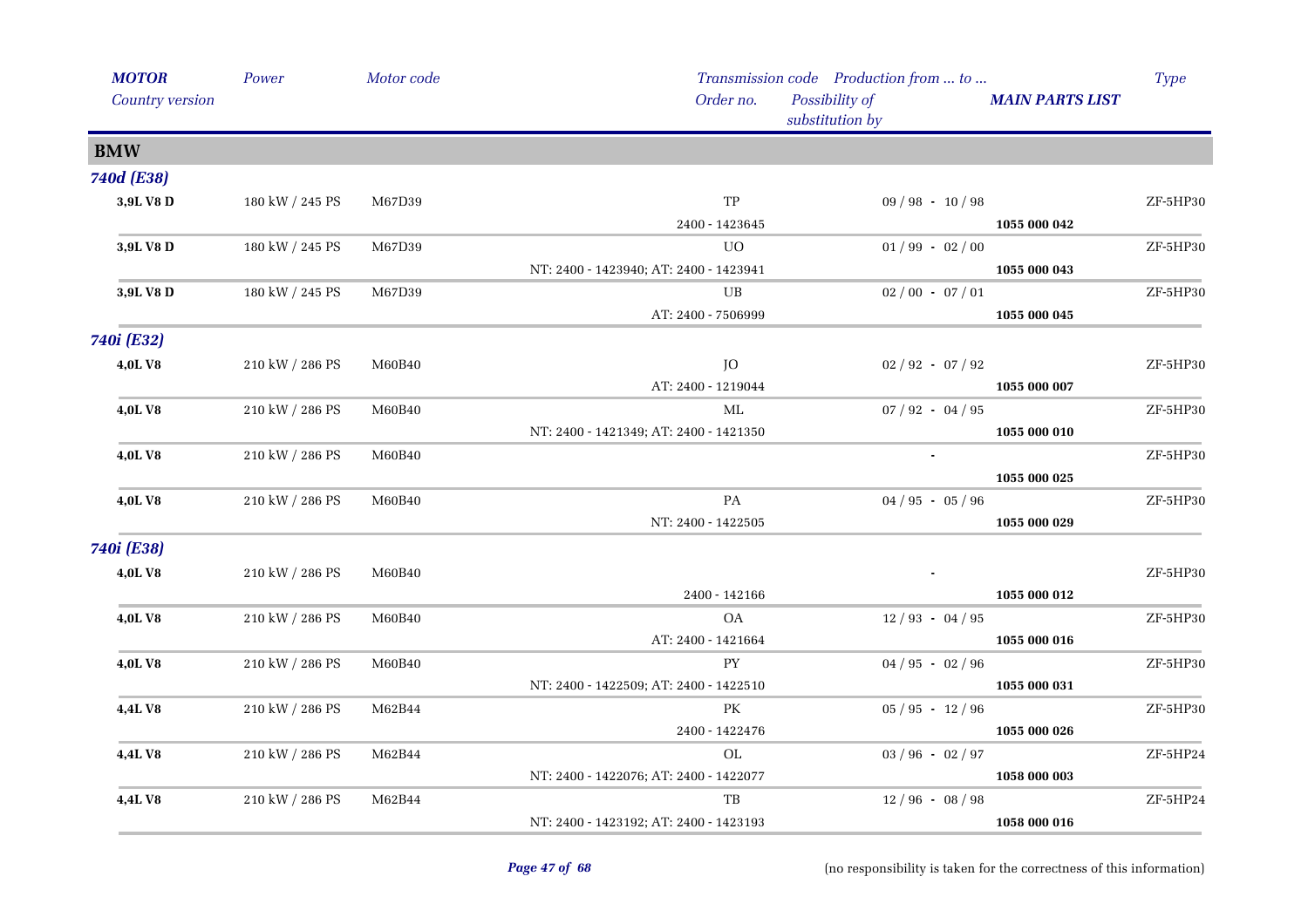| *MOTOR* | *Power* | *Motor code* | *Transmission code* | *Production from ... to ...* | | *Type* |
|---|---|---|---|---|---|---|
| *Country version* | | | *Order no.* | *Possibility of substitution by* | ***MAIN PARTS LIST*** | |
| **BMW** | | | | | | |
| ***740d (E38)*** | | | | | | |
| **3,9L V8 D** | 180 kW / 245 PS | M67D39 | TP | 09 / 98 - 10 / 98 | | ZF-5HP30 |
| | | | 2400 - 1423645 | | **1055 000 042** | |
| **3,9L V8 D** | 180 kW / 245 PS | M67D39 | UO | 01 / 99 - 02 / 00 | | ZF-5HP30 |
| | | | NT: 2400 - 1423940; AT: 2400 - 1423941 | | **1055 000 043** | |
| **3,9L V8 D** | 180 kW / 245 PS | M67D39 | UB | 02 / 00 - 07 / 01 | | ZF-5HP30 |
| | | | AT: 2400 - 7506999 | | **1055 000 045** | |
| ***740i (E32)*** | | | | | | |
| **4,0L V8** | 210 kW / 286 PS | M60B40 | JO | 02 / 92 - 07 / 92 | | ZF-5HP30 |
| | | | AT: 2400 - 1219044 | | **1055 000 007** | |
| **4,0L V8** | 210 kW / 286 PS | M60B40 | ML | 07 / 92 - 04 / 95 | | ZF-5HP30 |
| | | | NT: 2400 - 1421349; AT: 2400 - 1421350 | | **1055 000 010** | |
| **4,0L V8** | 210 kW / 286 PS | M60B40 | | - | | ZF-5HP30 |
| | | | | | **1055 000 025** | |
| **4,0L V8** | 210 kW / 286 PS | M60B40 | PA | 04 / 95 - 05 / 96 | | ZF-5HP30 |
| | | | NT: 2400 - 1422505 | | **1055 000 029** | |
| ***740i (E38)*** | | | | | | |
| **4,0L V8** | 210 kW / 286 PS | M60B40 | | - | | ZF-5HP30 |
| | | | 2400 - 142166 | | **1055 000 012** | |
| **4,0L V8** | 210 kW / 286 PS | M60B40 | OA | 12 / 93 - 04 / 95 | | ZF-5HP30 |
| | | | AT: 2400 - 1421664 | | **1055 000 016** | |
| **4,0L V8** | 210 kW / 286 PS | M60B40 | PY | 04 / 95 - 02 / 96 | | ZF-5HP30 |
| | | | NT: 2400 - 1422509; AT: 2400 - 1422510 | | **1055 000 031** | |
| **4,4L V8** | 210 kW / 286 PS | M62B44 | PK | 05 / 95 - 12 / 96 | | ZF-5HP30 |
| | | | 2400 - 1422476 | | **1055 000 026** | |
| **4,4L V8** | 210 kW / 286 PS | M62B44 | OL | 03 / 96 - 02 / 97 | | ZF-5HP24 |
| | | | NT: 2400 - 1422076; AT: 2400 - 1422077 | | **1058 000 003** | |
| **4,4L V8** | 210 kW / 286 PS | M62B44 | TB | 12 / 96 - 08 / 98 | | ZF-5HP24 |
| | | | NT: 2400 - 1423192; AT: 2400 - 1423193 | | **1058 000 016** | |

(no responsibility is taken for the correctness of this information)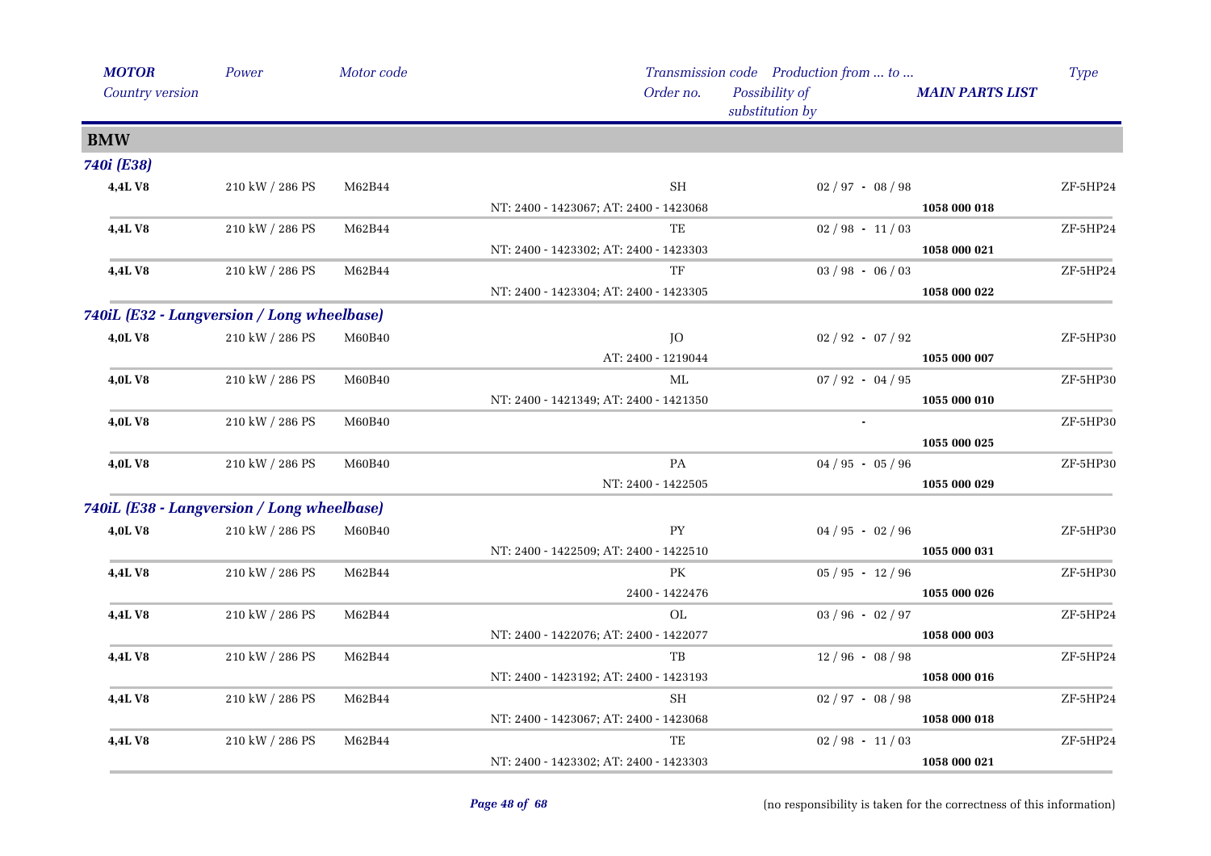| MOTOR *Country version* | *Power* | *Motor code* | *Transmission code* *Order no.* | *Production from ... to ...* *Possibility of substitution by* | MAIN PARTS LIST | *Type* |
|---|---|---|---|---|---|---|
| **BMW** | | | | | | |
| ***740i (E38)*** | | | | | | |
| **4,4L V8** | 210 kW / 286 PS | M62B44 | SH | 02 / 97 - 08 / 98 | | ZF-5HP24 |
| | | | NT: 2400 - 1423067; AT: 2400 - 1423068 | | **1058 000 018** | |
| **4,4L V8** | 210 kW / 286 PS | M62B44 | TE | 02 / 98 - 11 / 03 | | ZF-5HP24 |
| | | | NT: 2400 - 1423302; AT: 2400 - 1423303 | | **1058 000 021** | |
| **4,4L V8** | 210 kW / 286 PS | M62B44 | TF | 03 / 98 - 06 / 03 | | ZF-5HP24 |
| | | | NT: 2400 - 1423304; AT: 2400 - 1423305 | | **1058 000 022** | |
| ***740iL (E32 - Langversion / Long wheelbase)*** | | | | | | |
| **4,0L V8** | 210 kW / 286 PS | M60B40 | JO | 02 / 92 - 07 / 92 | | ZF-5HP30 |
| | | | AT: 2400 - 1219044 | | **1055 000 007** | |
| **4,0L V8** | 210 kW / 286 PS | M60B40 | ML | 07 / 92 - 04 / 95 | | ZF-5HP30 |
| | | | NT: 2400 - 1421349; AT: 2400 - 1421350 | | **1055 000 010** | |
| **4,0L V8** | 210 kW / 286 PS | M60B40 | | - | | ZF-5HP30 |
| | | | | | **1055 000 025** | |
| **4,0L V8** | 210 kW / 286 PS | M60B40 | PA | 04 / 95 - 05 / 96 | | ZF-5HP30 |
| | | | NT: 2400 - 1422505 | | **1055 000 029** | |
| ***740iL (E38 - Langversion / Long wheelbase)*** | | | | | | |
| **4,0L V8** | 210 kW / 286 PS | M60B40 | PY | 04 / 95 - 02 / 96 | | ZF-5HP30 |
| | | | NT: 2400 - 1422509; AT: 2400 - 1422510 | | **1055 000 031** | |
| **4,4L V8** | 210 kW / 286 PS | M62B44 | PK | 05 / 95 - 12 / 96 | | ZF-5HP30 |
| | | | 2400 - 1422476 | | **1055 000 026** | |
| **4,4L V8** | 210 kW / 286 PS | M62B44 | OL | 03 / 96 - 02 / 97 | | ZF-5HP24 |
| | | | NT: 2400 - 1422076; AT: 2400 - 1422077 | | **1058 000 003** | |
| **4,4L V8** | 210 kW / 286 PS | M62B44 | TB | 12 / 96 - 08 / 98 | | ZF-5HP24 |
| | | | NT: 2400 - 1423192; AT: 2400 - 1423193 | | **1058 000 016** | |
| **4,4L V8** | 210 kW / 286 PS | M62B44 | SH | 02 / 97 - 08 / 98 | | ZF-5HP24 |
| | | | NT: 2400 - 1423067; AT: 2400 - 1423068 | | **1058 000 018** | |
| **4,4L V8** | 210 kW / 286 PS | M62B44 | TE | 02 / 98 - 11 / 03 | | ZF-5HP24 |
| | | | NT: 2400 - 1423302; AT: 2400 - 1423303 | | **1058 000 021** | |

(no responsibility is taken for the correctness of this information)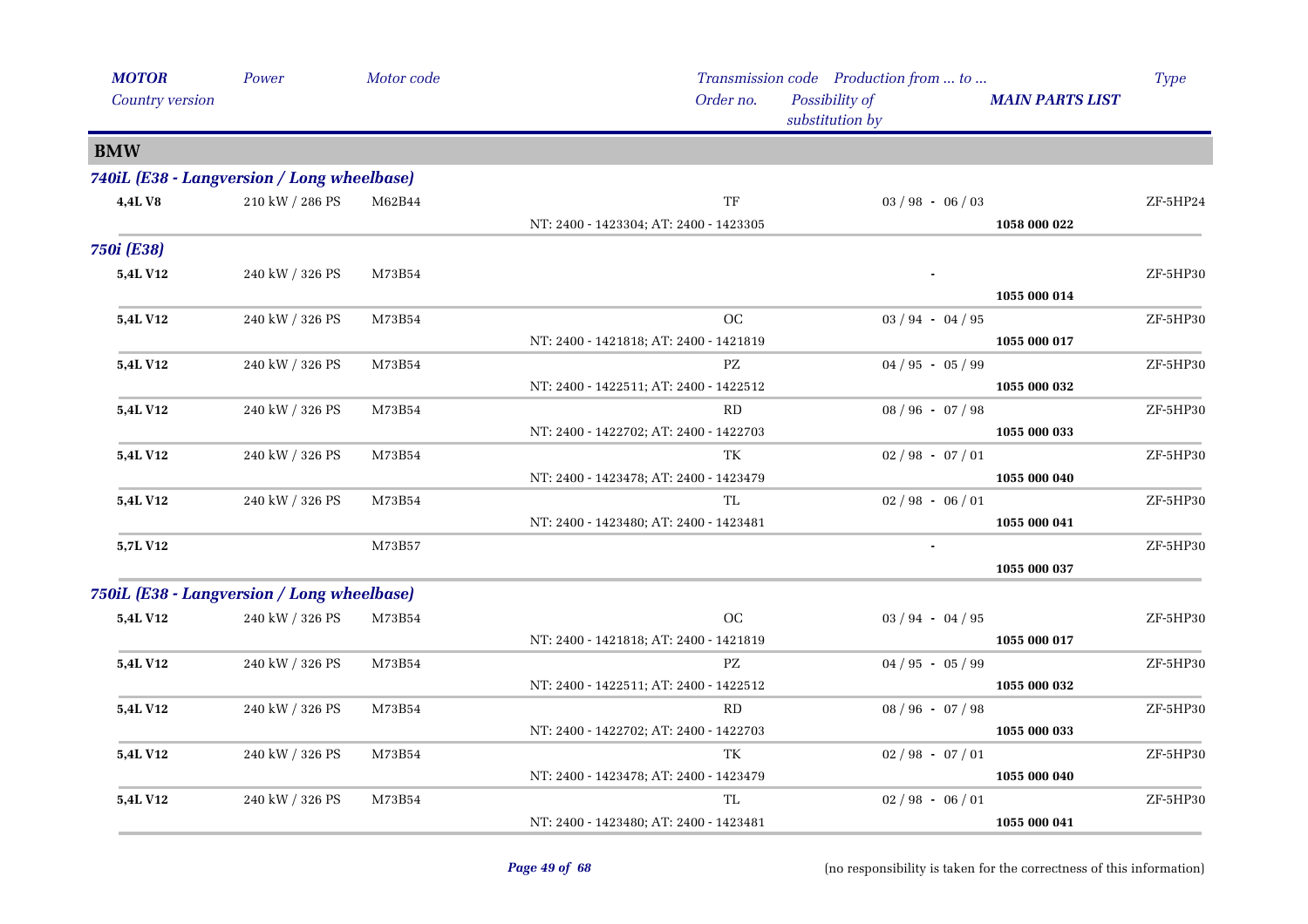| *MOTOR* | *Power* | *Motor code* | *Transmission code* | *Production from ... to ...* | | *Type* |
|---|---|---|---|---|---|---|
| *Country version* | | | *Order no.* | *Possibility of substitution by* | ***MAIN PARTS LIST*** | |

## BMW

### *740iL (E38 - Langversion / Long wheelbase)*

| *MOTOR* | *Power* | *Motor code* | *Transmission code / Order no.* | *Production from ... to ...* | *MAIN PARTS LIST* | *Type* |
|---|---|---|---|---|---|---|
| **4,4L V8** | 210 kW / 286 PS | M62B44 | TF | 03 / 98 - 06 / 03 | | ZF-5HP24 |
| | | | NT: 2400 - 1423304; AT: 2400 - 1423305 | | **1058 000 022** | |

### *750i (E38)*

| *MOTOR* | *Power* | *Motor code* | *Transmission code / Order no.* | *Production from ... to ...* | *MAIN PARTS LIST* | *Type* |
|---|---|---|---|---|---|---|
| **5,4L V12** | 240 kW / 326 PS | M73B54 | | - | | ZF-5HP30 |
| | | | | | **1055 000 014** | |
| **5,4L V12** | 240 kW / 326 PS | M73B54 | OC | 03 / 94 - 04 / 95 | | ZF-5HP30 |
| | | | NT: 2400 - 1421818; AT: 2400 - 1421819 | | **1055 000 017** | |
| **5,4L V12** | 240 kW / 326 PS | M73B54 | PZ | 04 / 95 - 05 / 99 | | ZF-5HP30 |
| | | | NT: 2400 - 1422511; AT: 2400 - 1422512 | | **1055 000 032** | |
| **5,4L V12** | 240 kW / 326 PS | M73B54 | RD | 08 / 96 - 07 / 98 | | ZF-5HP30 |
| | | | NT: 2400 - 1422702; AT: 2400 - 1422703 | | **1055 000 033** | |
| **5,4L V12** | 240 kW / 326 PS | M73B54 | TK | 02 / 98 - 07 / 01 | | ZF-5HP30 |
| | | | NT: 2400 - 1423478; AT: 2400 - 1423479 | | **1055 000 040** | |
| **5,4L V12** | 240 kW / 326 PS | M73B54 | TL | 02 / 98 - 06 / 01 | | ZF-5HP30 |
| | | | NT: 2400 - 1423480; AT: 2400 - 1423481 | | **1055 000 041** | |
| **5,7L V12** | | M73B57 | | - | | ZF-5HP30 |
| | | | | | **1055 000 037** | |

### *750iL (E38 - Langversion / Long wheelbase)*

| *MOTOR* | *Power* | *Motor code* | *Transmission code / Order no.* | *Production from ... to ...* | *MAIN PARTS LIST* | *Type* |
|---|---|---|---|---|---|---|
| **5,4L V12** | 240 kW / 326 PS | M73B54 | OC | 03 / 94 - 04 / 95 | | ZF-5HP30 |
| | | | NT: 2400 - 1421818; AT: 2400 - 1421819 | | **1055 000 017** | |
| **5,4L V12** | 240 kW / 326 PS | M73B54 | PZ | 04 / 95 - 05 / 99 | | ZF-5HP30 |
| | | | NT: 2400 - 1422511; AT: 2400 - 1422512 | | **1055 000 032** | |
| **5,4L V12** | 240 kW / 326 PS | M73B54 | RD | 08 / 96 - 07 / 98 | | ZF-5HP30 |
| | | | NT: 2400 - 1422702; AT: 2400 - 1422703 | | **1055 000 033** | |
| **5,4L V12** | 240 kW / 326 PS | M73B54 | TK | 02 / 98 - 07 / 01 | | ZF-5HP30 |
| | | | NT: 2400 - 1423478; AT: 2400 - 1423479 | | **1055 000 040** | |
| **5,4L V12** | 240 kW / 326 PS | M73B54 | TL | 02 / 98 - 06 / 01 | | ZF-5HP30 |
| | | | NT: 2400 - 1423480; AT: 2400 - 1423481 | | **1055 000 041** | |

(no responsibility is taken for the correctness of this information)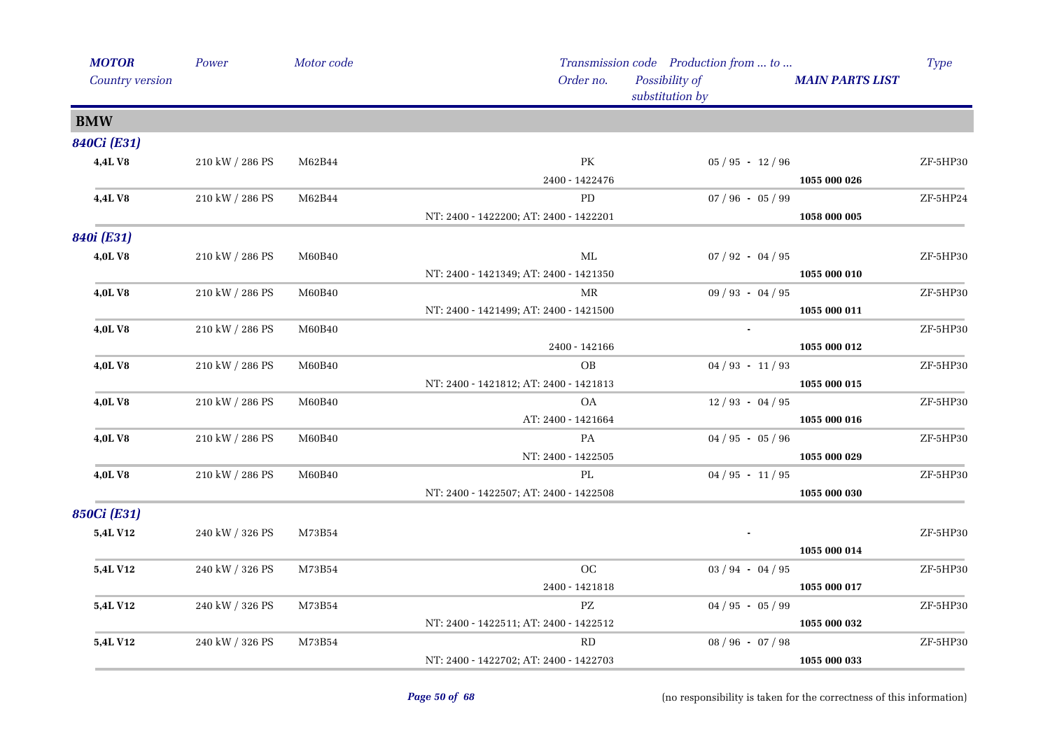| MOTOR<br>Country version | Power | Motor code | Transmission code<br>Order no. | Production from ... to ...<br>Possibility of substitution by | MAIN PARTS LIST | Type |
|---|---|---|---|---|---|---|
| **BMW** | | | | | | |
| ***840Ci (E31)*** | | | | | | |
| **4,4L V8** | 210 kW / 286 PS | M62B44 | PK<br>2400 - 1422476 | 05 / 95 - 12 / 96 | **1055 000 026** | ZF-5HP30 |
| **4,4L V8** | 210 kW / 286 PS | M62B44 | PD<br>NT: 2400 - 1422200; AT: 2400 - 1422201 | 07 / 96 - 05 / 99 | **1058 000 005** | ZF-5HP24 |
| ***840i (E31)*** | | | | | | |
| **4,0L V8** | 210 kW / 286 PS | M60B40 | ML<br>NT: 2400 - 1421349; AT: 2400 - 1421350 | 07 / 92 - 04 / 95 | **1055 000 010** | ZF-5HP30 |
| **4,0L V8** | 210 kW / 286 PS | M60B40 | MR<br>NT: 2400 - 1421499; AT: 2400 - 1421500 | 09 / 93 - 04 / 95 | **1055 000 011** | ZF-5HP30 |
| **4,0L V8** | 210 kW / 286 PS | M60B40 | 2400 - 142166 | - | **1055 000 012** | ZF-5HP30 |
| **4,0L V8** | 210 kW / 286 PS | M60B40 | OB<br>NT: 2400 - 1421812; AT: 2400 - 1421813 | 04 / 93 - 11 / 93 | **1055 000 015** | ZF-5HP30 |
| **4,0L V8** | 210 kW / 286 PS | M60B40 | OA<br>AT: 2400 - 1421664 | 12 / 93 - 04 / 95 | **1055 000 016** | ZF-5HP30 |
| **4,0L V8** | 210 kW / 286 PS | M60B40 | PA<br>NT: 2400 - 1422505 | 04 / 95 - 05 / 96 | **1055 000 029** | ZF-5HP30 |
| **4,0L V8** | 210 kW / 286 PS | M60B40 | PL<br>NT: 2400 - 1422507; AT: 2400 - 1422508 | 04 / 95 - 11 / 95 | **1055 000 030** | ZF-5HP30 |
| ***850Ci (E31)*** | | | | | | |
| **5,4L V12** | 240 kW / 326 PS | M73B54 | | - | **1055 000 014** | ZF-5HP30 |
| **5,4L V12** | 240 kW / 326 PS | M73B54 | OC<br>2400 - 1421818 | 03 / 94 - 04 / 95 | **1055 000 017** | ZF-5HP30 |
| **5,4L V12** | 240 kW / 326 PS | M73B54 | PZ<br>NT: 2400 - 1422511; AT: 2400 - 1422512 | 04 / 95 - 05 / 99 | **1055 000 032** | ZF-5HP30 |
| **5,4L V12** | 240 kW / 326 PS | M73B54 | RD<br>NT: 2400 - 1422702; AT: 2400 - 1422703 | 08 / 96 - 07 / 98 | **1055 000 033** | ZF-5HP30 |

(no responsibility is taken for the correctness of this information)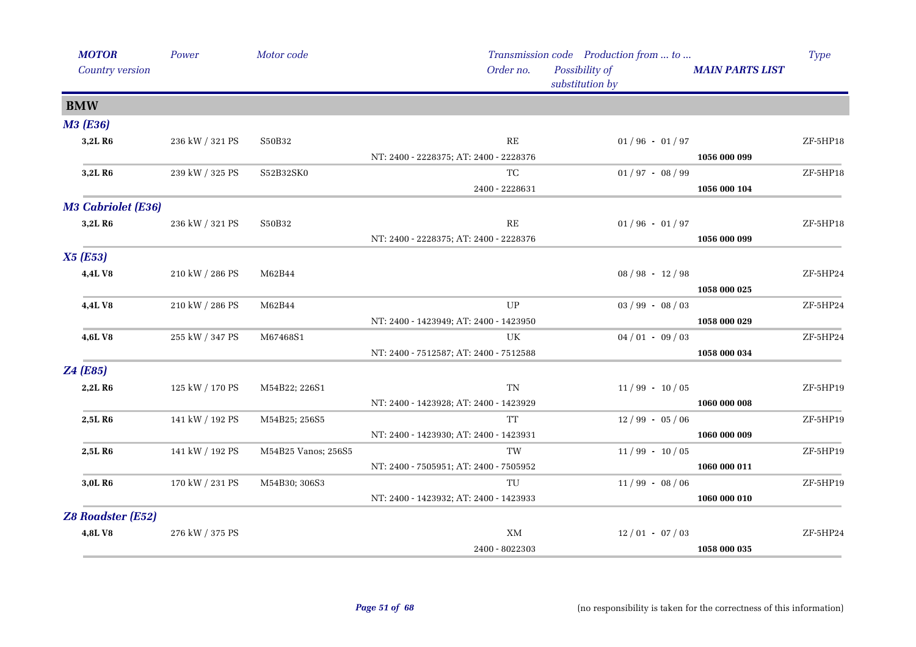| *MOTOR* | *Power* | *Motor code* | *Transmission code* | *Production from ... to ...* | | *Type* |
|---|---|---|---|---|---|---|
| *Country version* | | | *Order no.* | *Possibility of substitution by* | ***MAIN PARTS LIST*** | |
| **BMW** | | | | | | |
| ***M3 (E36)*** | | | | | | |
| **3,2L R6** | 236 kW / 321 PS | S50B32 | RE | 01 / 96 - 01 / 97 | | ZF-5HP18 |
| | | | NT: 2400 - 2228375; AT: 2400 - 2228376 | | **1056 000 099** | |
| **3,2L R6** | 239 kW / 325 PS | S52B32SK0 | TC | 01 / 97 - 08 / 99 | | ZF-5HP18 |
| | | | 2400 - 2228631 | | **1056 000 104** | |
| ***M3 Cabriolet (E36)*** | | | | | | |
| **3,2L R6** | 236 kW / 321 PS | S50B32 | RE | 01 / 96 - 01 / 97 | | ZF-5HP18 |
| | | | NT: 2400 - 2228375; AT: 2400 - 2228376 | | **1056 000 099** | |
| ***X5 (E53)*** | | | | | | |
| **4,4L V8** | 210 kW / 286 PS | M62B44 | | 08 / 98 - 12 / 98 | | ZF-5HP24 |
| | | | | | **1058 000 025** | |
| **4,4L V8** | 210 kW / 286 PS | M62B44 | UP | 03 / 99 - 08 / 03 | | ZF-5HP24 |
| | | | NT: 2400 - 1423949; AT: 2400 - 1423950 | | **1058 000 029** | |
| **4,6L V8** | 255 kW / 347 PS | M67468S1 | UK | 04 / 01 - 09 / 03 | | ZF-5HP24 |
| | | | NT: 2400 - 7512587; AT: 2400 - 7512588 | | **1058 000 034** | |
| ***Z4 (E85)*** | | | | | | |
| **2,2L R6** | 125 kW / 170 PS | M54B22; 226S1 | TN | 11 / 99 - 10 / 05 | | ZF-5HP19 |
| | | | NT: 2400 - 1423928; AT: 2400 - 1423929 | | **1060 000 008** | |
| **2,5L R6** | 141 kW / 192 PS | M54B25; 256S5 | TT | 12 / 99 - 05 / 06 | | ZF-5HP19 |
| | | | NT: 2400 - 1423930; AT: 2400 - 1423931 | | **1060 000 009** | |
| **2,5L R6** | 141 kW / 192 PS | M54B25 Vanos; 256S5 | TW | 11 / 99 - 10 / 05 | | ZF-5HP19 |
| | | | NT: 2400 - 7505951; AT: 2400 - 7505952 | | **1060 000 011** | |
| **3,0L R6** | 170 kW / 231 PS | M54B30; 306S3 | TU | 11 / 99 - 08 / 06 | | ZF-5HP19 |
| | | | NT: 2400 - 1423932; AT: 2400 - 1423933 | | **1060 000 010** | |
| ***Z8 Roadster (E52)*** | | | | | | |
| **4,8L V8** | 276 kW / 375 PS | | XM | 12 / 01 - 07 / 03 | | ZF-5HP24 |
| | | | 2400 - 8022303 | | **1058 000 035** | |

(no responsibility is taken for the correctness of this information)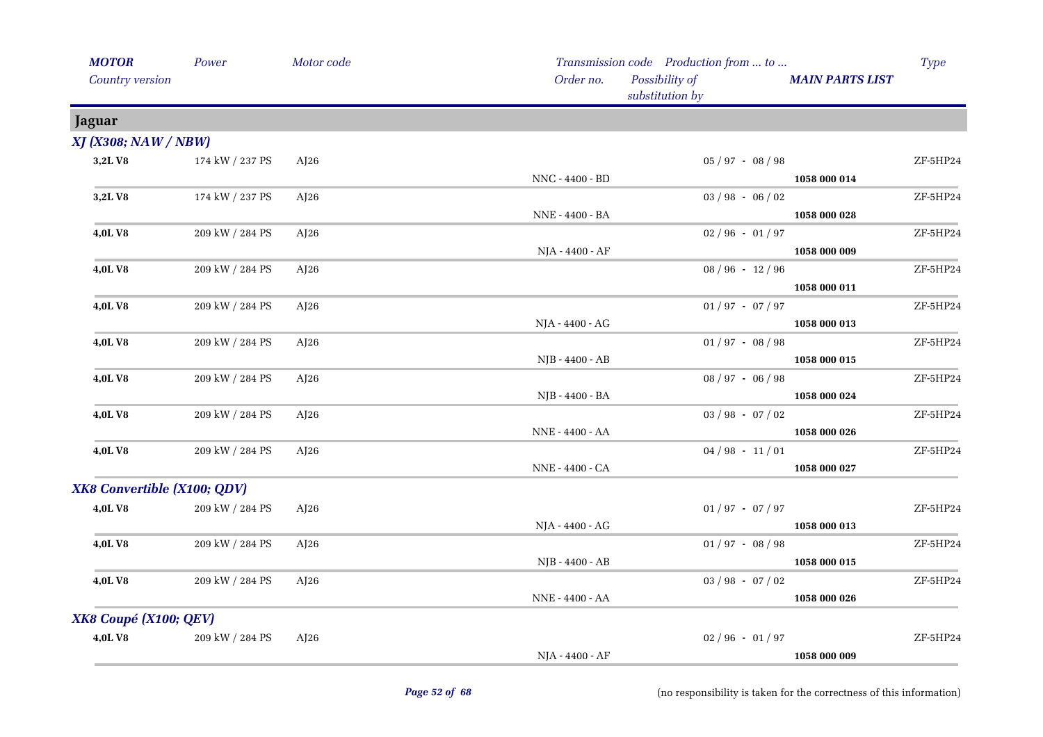| *MOTOR* | *Power* | *Motor code* | *Transmission code* | *Production from ... to ...* | | *Type* |
|---|---|---|---|---|---|---|
| *Country version* | | | *Order no.* | *Possibility of substitution by* | ***MAIN PARTS LIST*** | |

## Jaguar

### *XJ (X308; NAW / NBW)*

| MOTOR | Power | Motor code | Order no. | Production from ... to ... | MAIN PARTS LIST | Type |
|---|---|---|---|---|---|---|
| **3,2L V8** | 174 kW / 237 PS | AJ26 | NNC - 4400 - BD | 05 / 97 - 08 / 98 | **1058 000 014** | ZF-5HP24 |
| **3,2L V8** | 174 kW / 237 PS | AJ26 | NNE - 4400 - BA | 03 / 98 - 06 / 02 | **1058 000 028** | ZF-5HP24 |
| **4,0L V8** | 209 kW / 284 PS | AJ26 | NJA - 4400 - AF | 02 / 96 - 01 / 97 | **1058 000 009** | ZF-5HP24 |
| **4,0L V8** | 209 kW / 284 PS | AJ26 | | 08 / 96 - 12 / 96 | **1058 000 011** | ZF-5HP24 |
| **4,0L V8** | 209 kW / 284 PS | AJ26 | NJA - 4400 - AG | 01 / 97 - 07 / 97 | **1058 000 013** | ZF-5HP24 |
| **4,0L V8** | 209 kW / 284 PS | AJ26 | NJB - 4400 - AB | 01 / 97 - 08 / 98 | **1058 000 015** | ZF-5HP24 |
| **4,0L V8** | 209 kW / 284 PS | AJ26 | NJB - 4400 - BA | 08 / 97 - 06 / 98 | **1058 000 024** | ZF-5HP24 |
| **4,0L V8** | 209 kW / 284 PS | AJ26 | NNE - 4400 - AA | 03 / 98 - 07 / 02 | **1058 000 026** | ZF-5HP24 |
| **4,0L V8** | 209 kW / 284 PS | AJ26 | NNE - 4400 - CA | 04 / 98 - 11 / 01 | **1058 000 027** | ZF-5HP24 |

### *XK8 Convertible (X100; QDV)*

| MOTOR | Power | Motor code | Order no. | Production from ... to ... | MAIN PARTS LIST | Type |
|---|---|---|---|---|---|---|
| **4,0L V8** | 209 kW / 284 PS | AJ26 | NJA - 4400 - AG | 01 / 97 - 07 / 97 | **1058 000 013** | ZF-5HP24 |
| **4,0L V8** | 209 kW / 284 PS | AJ26 | NJB - 4400 - AB | 01 / 97 - 08 / 98 | **1058 000 015** | ZF-5HP24 |
| **4,0L V8** | 209 kW / 284 PS | AJ26 | NNE - 4400 - AA | 03 / 98 - 07 / 02 | **1058 000 026** | ZF-5HP24 |

### *XK8 Coupé (X100; QEV)*

| MOTOR | Power | Motor code | Order no. | Production from ... to ... | MAIN PARTS LIST | Type |
|---|---|---|---|---|---|---|
| **4,0L V8** | 209 kW / 284 PS | AJ26 | NJA - 4400 - AF | 02 / 96 - 01 / 97 | **1058 000 009** | ZF-5HP24 |

(no responsibility is taken for the correctness of this information)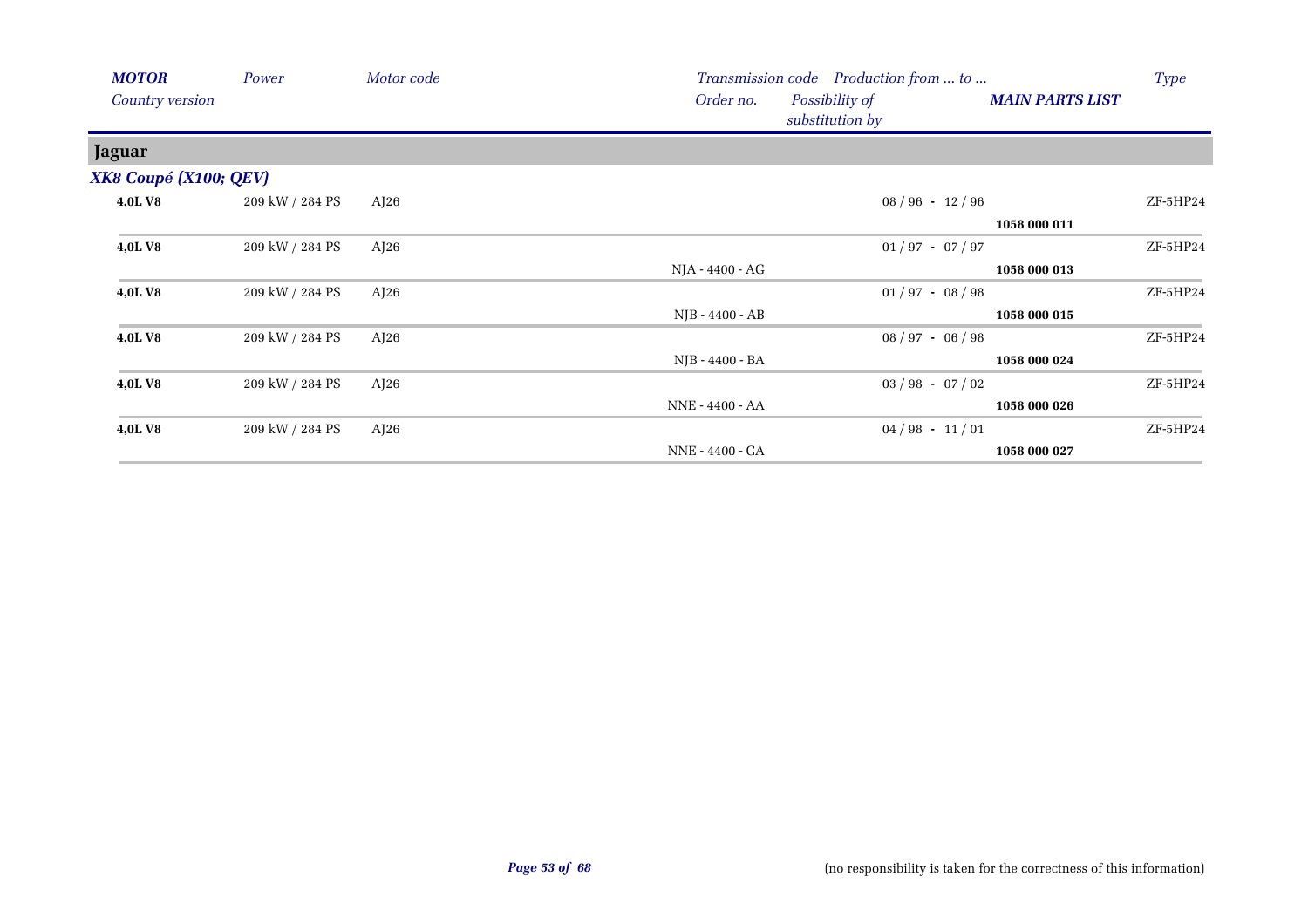| *MOTOR* | *Power* | *Motor code* | *Transmission code* | *Production from ... to ...* | | *Type* |
|---|---|---|---|---|---|---|
| *Country version* | | | *Order no.* | *Possibility of substitution by* | ***MAIN PARTS LIST*** | |

## Jaguar

### *XK8 Coupé (X100; QEV)*

| *MOTOR* / *Country version* | *Power* | *Motor code* | *Transmission code* / *Order no.* | *Production from ... to ...* / *Possibility of substitution by* | ***MAIN PARTS LIST*** | *Type* |
|---|---|---|---|---|---|---|
| **4,0L V8** | 209 kW / 284 PS | AJ26 | | 08 / 96 - 12 / 96 | | ZF-5HP24 |
| | | | | | **1058 000 011** | |
| **4,0L V8** | 209 kW / 284 PS | AJ26 | | 01 / 97 - 07 / 97 | | ZF-5HP24 |
| | | | NJA - 4400 - AG | | **1058 000 013** | |
| **4,0L V8** | 209 kW / 284 PS | AJ26 | | 01 / 97 - 08 / 98 | | ZF-5HP24 |
| | | | NJB - 4400 - AB | | **1058 000 015** | |
| **4,0L V8** | 209 kW / 284 PS | AJ26 | | 08 / 97 - 06 / 98 | | ZF-5HP24 |
| | | | NJB - 4400 - BA | | **1058 000 024** | |
| **4,0L V8** | 209 kW / 284 PS | AJ26 | | 03 / 98 - 07 / 02 | | ZF-5HP24 |
| | | | NNE - 4400 - AA | | **1058 000 026** | |
| **4,0L V8** | 209 kW / 284 PS | AJ26 | | 04 / 98 - 11 / 01 | | ZF-5HP24 |
| | | | NNE - 4400 - CA | | **1058 000 027** | |

(no responsibility is taken for the correctness of this information)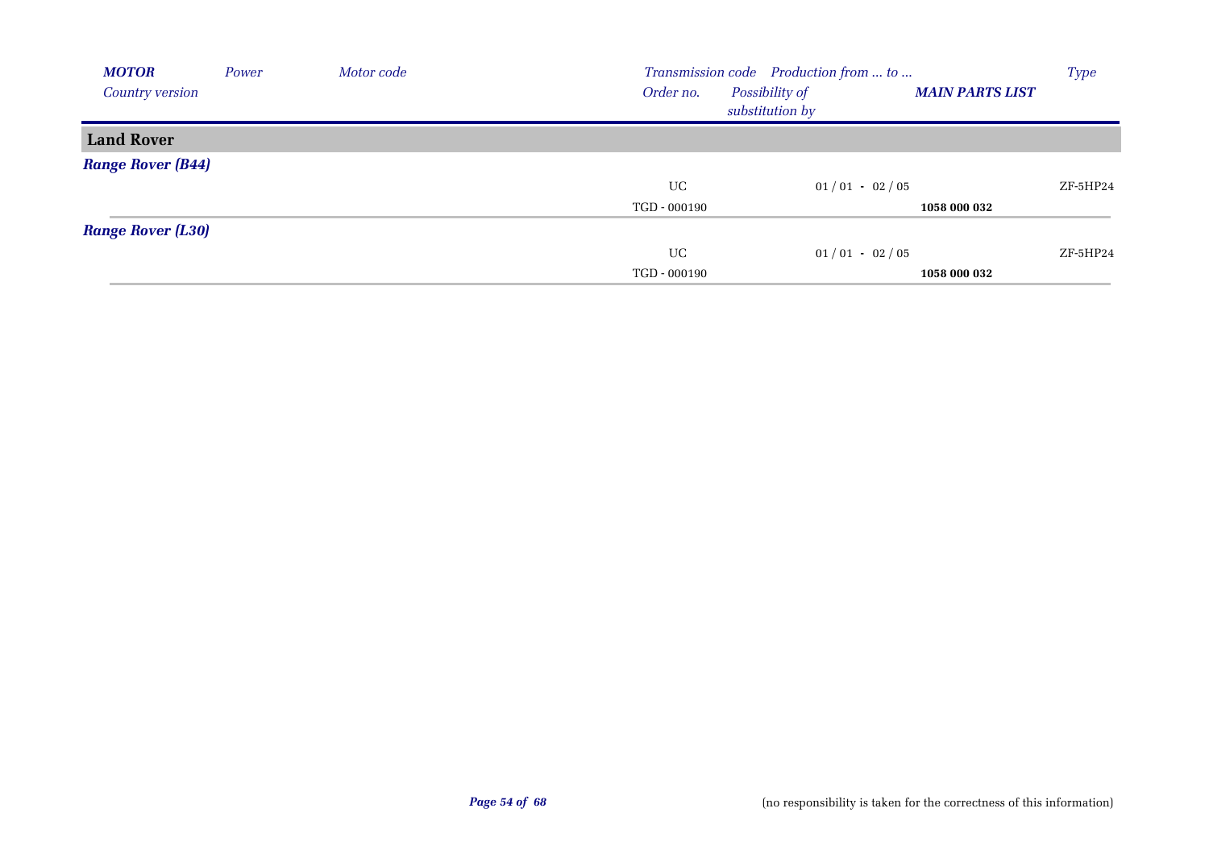| *MOTOR* | *Power* | *Motor code* | *Transmission code* | *Production from ... to ...* | | *Type* |
|---|---|---|---|---|---|---|
| *Country version* | | | *Order no.* | *Possibility of substitution by* | ***MAIN PARTS LIST*** | |
| **Land Rover** | | | | | | |
| ***Range Rover (B44)*** | | | | | | |
| | | | UC | 01 / 01 - 02 / 05 | | ZF-5HP24 |
| | | | TGD - 000190 | | **1058 000 032** | |
| ***Range Rover (L30)*** | | | | | | |
| | | | UC | 01 / 01 - 02 / 05 | | ZF-5HP24 |
| | | | TGD - 000190 | | **1058 000 032** | |

(no responsibility is taken for the correctness of this information)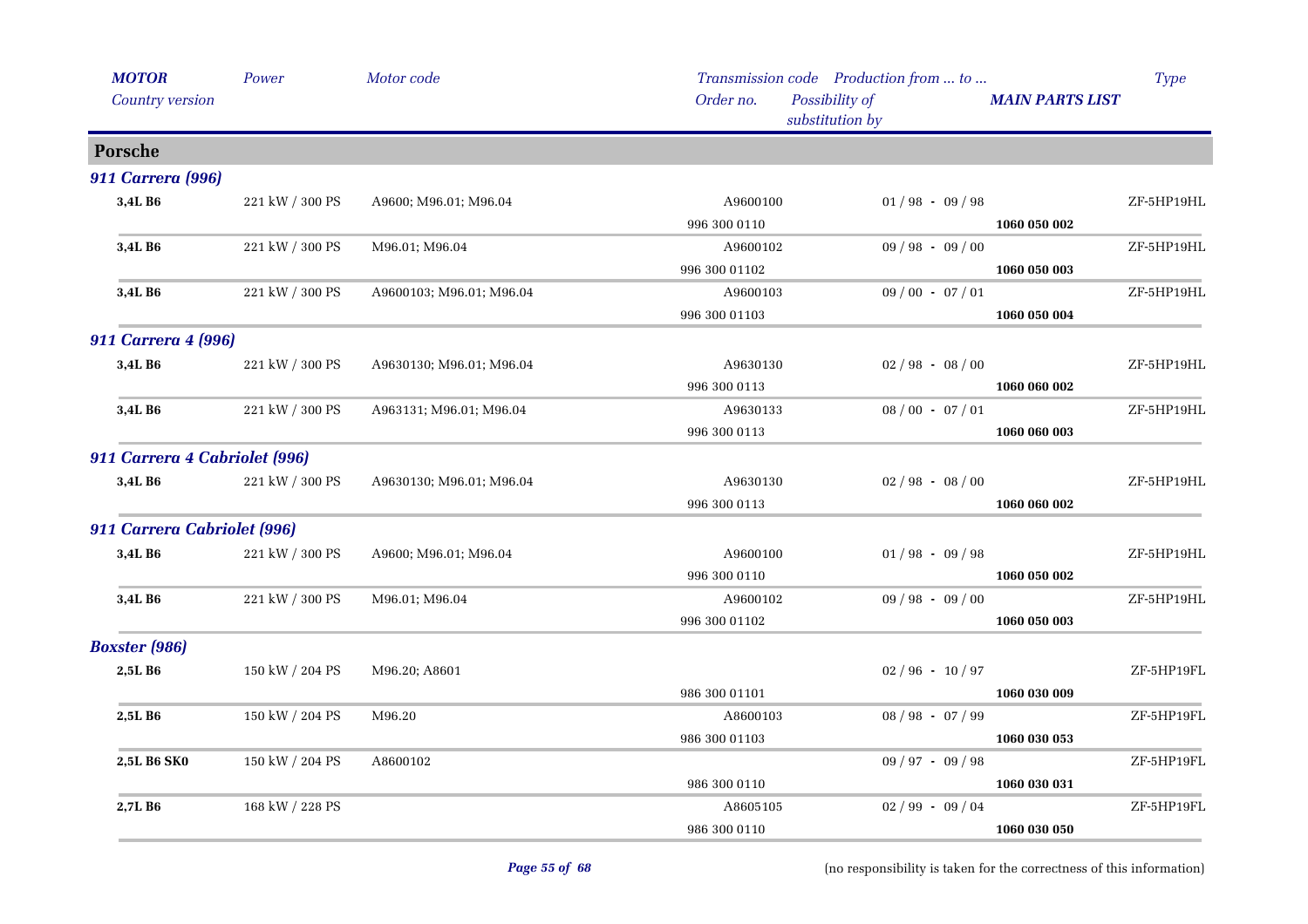| *MOTOR* / *Country version* | *Power* | *Motor code* | *Transmission code* / *Order no.* | *Production from ... to ...* / *Possibility of substitution by* | *MAIN PARTS LIST* | *Type* |
|---|---|---|---|---|---|---|
| **Porsche** | | | | | | |
| ***911 Carrera (996)*** | | | | | | |
| **3,4L B6** | 221 kW / 300 PS | A9600; M96.01; M96.04 | A9600100 | 01 / 98 - 09 / 98 | | ZF-5HP19HL |
| | | | 996 300 0110 | | **1060 050 002** | |
| **3,4L B6** | 221 kW / 300 PS | M96.01; M96.04 | A9600102 | 09 / 98 - 09 / 00 | | ZF-5HP19HL |
| | | | 996 300 01102 | | **1060 050 003** | |
| **3,4L B6** | 221 kW / 300 PS | A9600103; M96.01; M96.04 | A9600103 | 09 / 00 - 07 / 01 | | ZF-5HP19HL |
| | | | 996 300 01103 | | **1060 050 004** | |
| ***911 Carrera 4 (996)*** | | | | | | |
| **3,4L B6** | 221 kW / 300 PS | A9630130; M96.01; M96.04 | A9630130 | 02 / 98 - 08 / 00 | | ZF-5HP19HL |
| | | | 996 300 0113 | | **1060 060 002** | |
| **3,4L B6** | 221 kW / 300 PS | A963131; M96.01; M96.04 | A9630133 | 08 / 00 - 07 / 01 | | ZF-5HP19HL |
| | | | 996 300 0113 | | **1060 060 003** | |
| ***911 Carrera 4 Cabriolet (996)*** | | | | | | |
| **3,4L B6** | 221 kW / 300 PS | A9630130; M96.01; M96.04 | A9630130 | 02 / 98 - 08 / 00 | | ZF-5HP19HL |
| | | | 996 300 0113 | | **1060 060 002** | |
| ***911 Carrera Cabriolet (996)*** | | | | | | |
| **3,4L B6** | 221 kW / 300 PS | A9600; M96.01; M96.04 | A9600100 | 01 / 98 - 09 / 98 | | ZF-5HP19HL |
| | | | 996 300 0110 | | **1060 050 002** | |
| **3,4L B6** | 221 kW / 300 PS | M96.01; M96.04 | A9600102 | 09 / 98 - 09 / 00 | | ZF-5HP19HL |
| | | | 996 300 01102 | | **1060 050 003** | |
| ***Boxster (986)*** | | | | | | |
| **2,5L B6** | 150 kW / 204 PS | M96.20; A8601 | | 02 / 96 - 10 / 97 | | ZF-5HP19FL |
| | | | 986 300 01101 | | **1060 030 009** | |
| **2,5L B6** | 150 kW / 204 PS | M96.20 | A8600103 | 08 / 98 - 07 / 99 | | ZF-5HP19FL |
| | | | 986 300 01103 | | **1060 030 053** | |
| **2,5L B6 SK0** | 150 kW / 204 PS | A8600102 | | 09 / 97 - 09 / 98 | | ZF-5HP19FL |
| | | | 986 300 0110 | | **1060 030 031** | |
| **2,7L B6** | 168 kW / 228 PS | | A8605105 | 02 / 99 - 09 / 04 | | ZF-5HP19FL |
| | | | 986 300 0110 | | **1060 030 050** | |

(no responsibility is taken for the correctness of this information)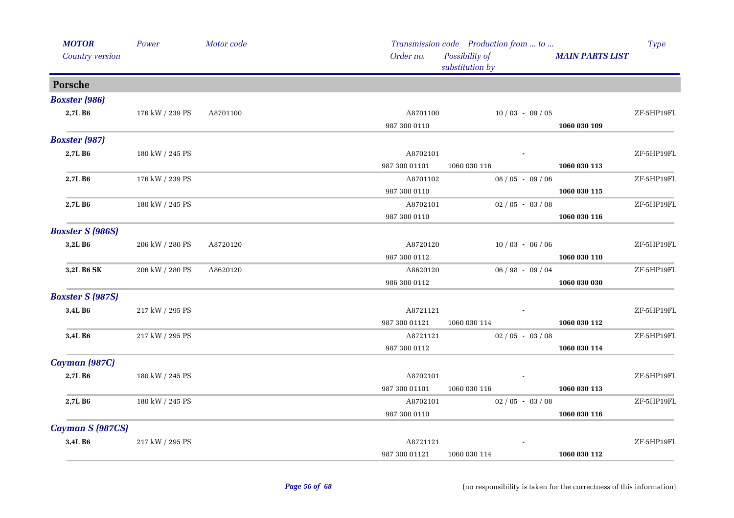| MOTOR / Country version | Power | Motor code | Transmission code / Order no. | Production from ... to ... / Possibility of substitution by | MAIN PARTS LIST | Type |
|---|---|---|---|---|---|---|
| **Porsche** | | | | | | |
| ***Boxster (986)*** | | | | | | |
| **2,7L B6** | 176 kW / 239 PS | A8701100 | A8701100 | 10 / 03 - 09 / 05 | | ZF-5HP19FL |
| | | | 987 300 0110 | | **1060 030 109** | |
| ***Boxster (987)*** | | | | | | |
| **2,7L B6** | 180 kW / 245 PS | | A8702101 | - | | ZF-5HP19FL |
| | | | 987 300 01101 | 1060 030 116 | **1060 030 113** | |
| **2,7L B6** | 176 kW / 239 PS | | A8701102 | 08 / 05 - 09 / 06 | | ZF-5HP19FL |
| | | | 987 300 0110 | | **1060 030 115** | |
| **2,7L B6** | 180 kW / 245 PS | | A8702101 | 02 / 05 - 03 / 08 | | ZF-5HP19FL |
| | | | 987 300 0110 | | **1060 030 116** | |
| ***Boxster S (986S)*** | | | | | | |
| **3,2L B6** | 206 kW / 280 PS | A8720120 | A8720120 | 10 / 03 - 06 / 06 | | ZF-5HP19FL |
| | | | 987 300 0112 | | **1060 030 110** | |
| **3,2L B6 SK** | 206 kW / 280 PS | A8620120 | A8620120 | 06 / 98 - 09 / 04 | | ZF-5HP19FL |
| | | | 986 300 0112 | | **1060 030 030** | |
| ***Boxster S (987S)*** | | | | | | |
| **3,4L B6** | 217 kW / 295 PS | | A8721121 | - | | ZF-5HP19FL |
| | | | 987 300 01121 | 1060 030 114 | **1060 030 112** | |
| **3,4L B6** | 217 kW / 295 PS | | A8721121 | 02 / 05 - 03 / 08 | | ZF-5HP19FL |
| | | | 987 300 0112 | | **1060 030 114** | |
| ***Cayman (987C)*** | | | | | | |
| **2,7L B6** | 180 kW / 245 PS | | A8702101 | - | | ZF-5HP19FL |
| | | | 987 300 01101 | 1060 030 116 | **1060 030 113** | |
| **2,7L B6** | 180 kW / 245 PS | | A8702101 | 02 / 05 - 03 / 08 | | ZF-5HP19FL |
| | | | 987 300 0110 | | **1060 030 116** | |
| ***Cayman S (987CS)*** | | | | | | |
| **3,4L B6** | 217 kW / 295 PS | | A8721121 | - | | ZF-5HP19FL |
| | | | 987 300 01121 | 1060 030 114 | **1060 030 112** | |

(no responsibility is taken for the correctness of this information)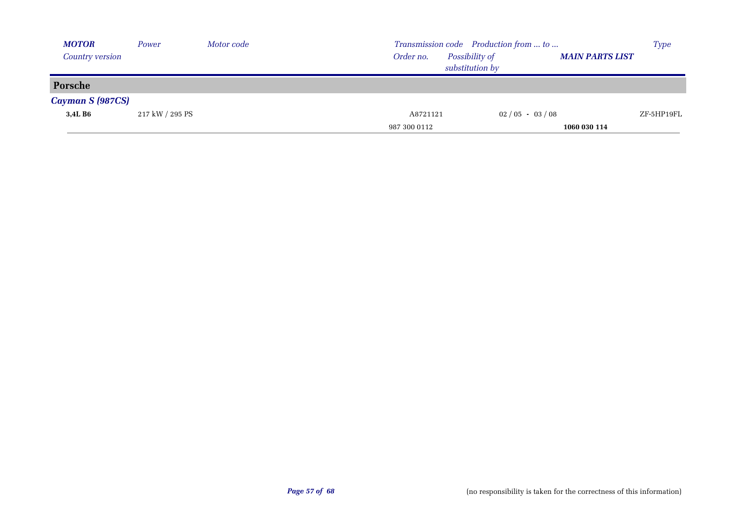| MOTOR | Power | Motor code | Transmission code | Production from ... to ... | | Type |
|---|---|---|---|---|---|---|
| Country version | | | Order no. | Possibility of substitution by | MAIN PARTS LIST | |
| **Porsche** | | | | | | |
| ***Cayman S (987CS)*** | | | | | | |
| **3,4L B6** | 217 kW / 295 PS | | A8721121 | 02 / 05 - 03 / 08 | | ZF-5HP19FL |
| | | | 987 300 0112 | | **1060 030 114** | |

(no responsibility is taken for the correctness of this information)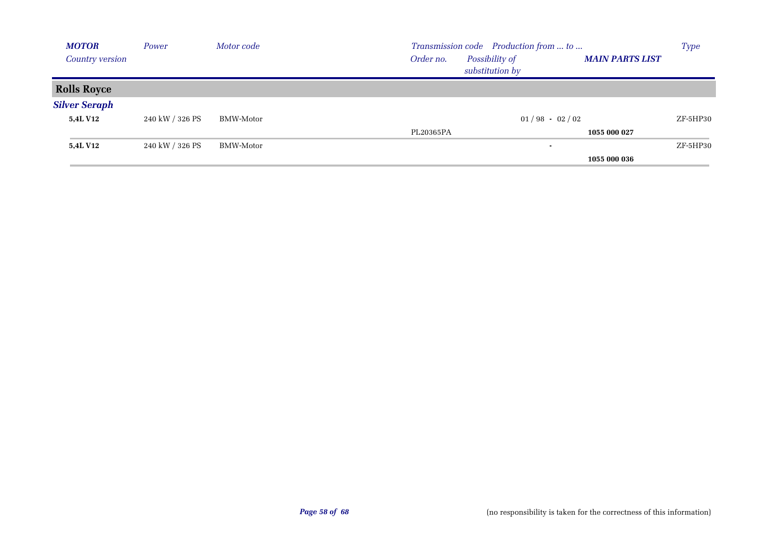| *MOTOR* / *Country version* | *Power* | *Motor code* | *Transmission code* / *Order no.* | *Production from ... to ...* / *Possibility of substitution by* | ***MAIN PARTS LIST*** | *Type* |
|---|---|---|---|---|---|---|
| **Rolls Royce** | | | | | | |
| ***Silver Seraph*** | | | | | | |
| **5,4L V12** | 240 kW / 326 PS | BMW-Motor | | 01 / 98 - 02 / 02 | | ZF-5HP30 |
| | | | PL20365PA | | **1055 000 027** | |
| **5,4L V12** | 240 kW / 326 PS | BMW-Motor | | - | | ZF-5HP30 |
| | | | | | **1055 000 036** | |

(no responsibility is taken for the correctness of this information)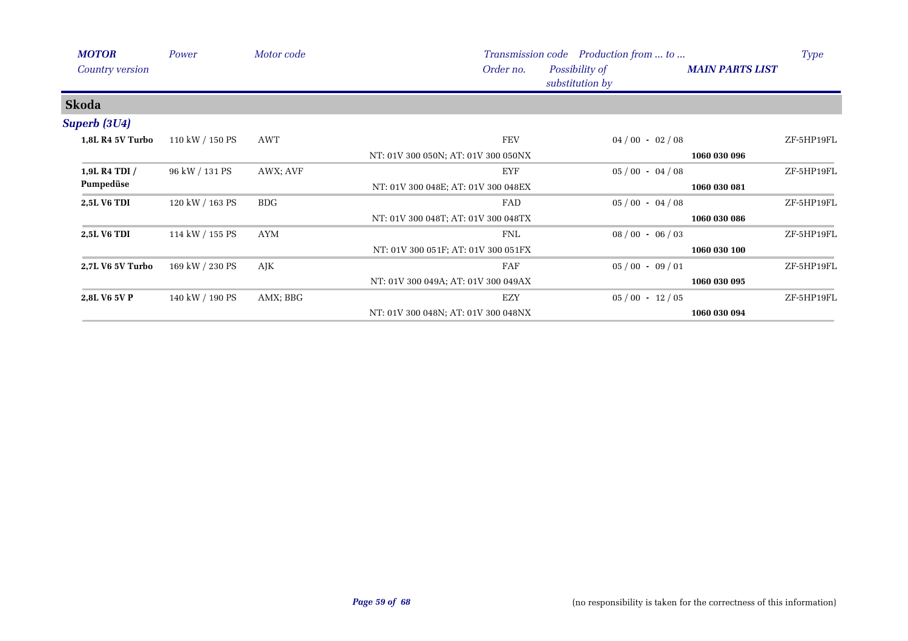| MOTOR / Country version | Power | Motor code | Transmission code / Order no. | Production from ... to ... / Possibility of substitution by | MAIN PARTS LIST | Type |
|---|---|---|---|---|---|---|
| **Skoda** | | | | | | |
| ***Superb (3U4)*** | | | | | | |
| **1,8L R4 5V Turbo** | 110 kW / 150 PS | AWT | FEV | 04 / 00 - 02 / 08 | | ZF-5HP19FL |
| | | | NT: 01V 300 050N; AT: 01V 300 050NX | | **1060 030 096** | |
| **1,9L R4 TDI / Pumpedüse** | 96 kW / 131 PS | AWX; AVF | EYF | 05 / 00 - 04 / 08 | | ZF-5HP19FL |
| | | | NT: 01V 300 048E; AT: 01V 300 048EX | | **1060 030 081** | |
| **2,5L V6 TDI** | 120 kW / 163 PS | BDG | FAD | 05 / 00 - 04 / 08 | | ZF-5HP19FL |
| | | | NT: 01V 300 048T; AT: 01V 300 048TX | | **1060 030 086** | |
| **2,5L V6 TDI** | 114 kW / 155 PS | AYM | FNL | 08 / 00 - 06 / 03 | | ZF-5HP19FL |
| | | | NT: 01V 300 051F; AT: 01V 300 051FX | | **1060 030 100** | |
| **2,7L V6 5V Turbo** | 169 kW / 230 PS | AJK | FAF | 05 / 00 - 09 / 01 | | ZF-5HP19FL |
| | | | NT: 01V 300 049A; AT: 01V 300 049AX | | **1060 030 095** | |
| **2,8L V6 5V P** | 140 kW / 190 PS | AMX; BBG | EZY | 05 / 00 - 12 / 05 | | ZF-5HP19FL |
| | | | NT: 01V 300 048N; AT: 01V 300 048NX | | **1060 030 094** | |

(no responsibility is taken for the correctness of this information)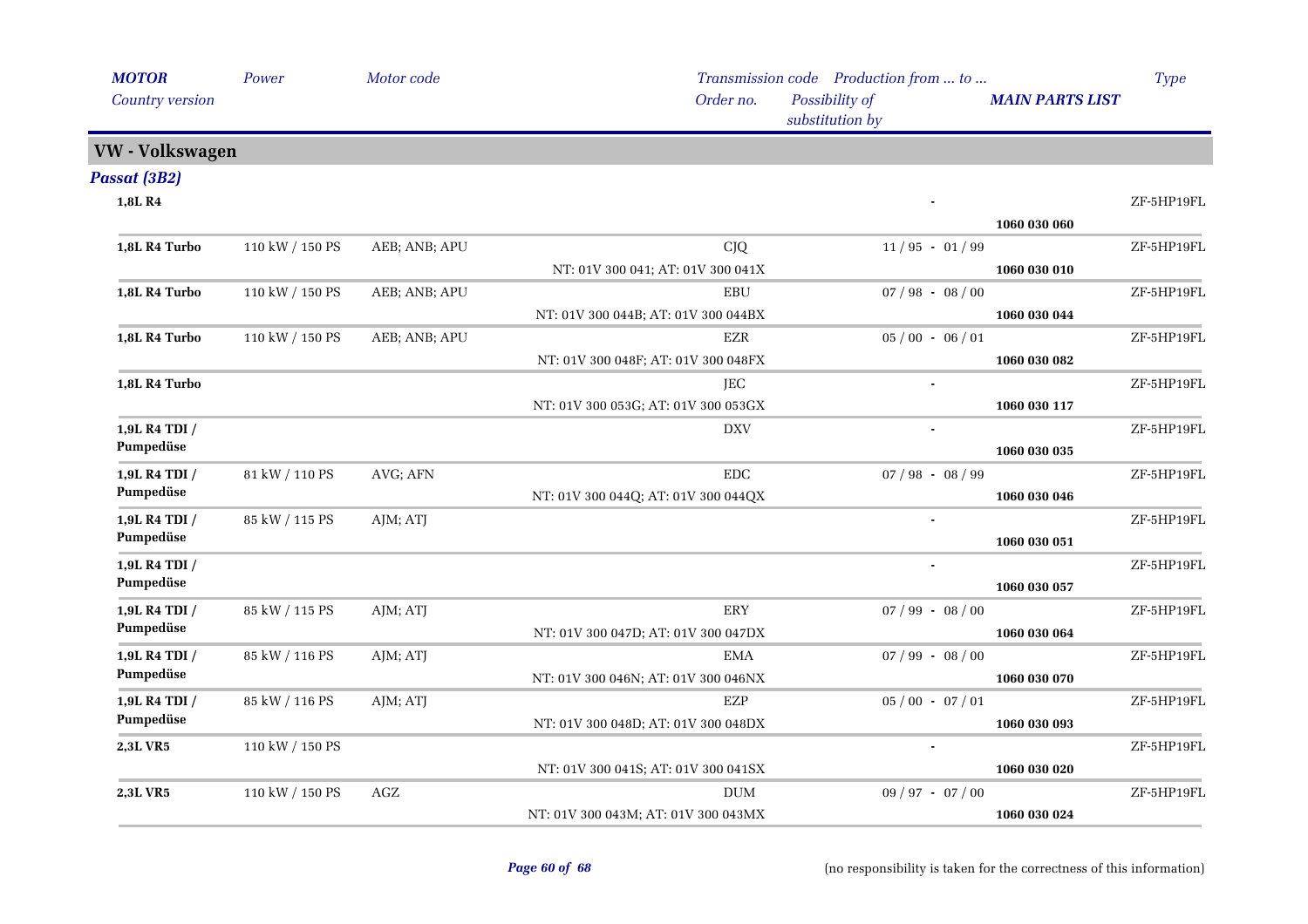## VW - Volkswagen

### *Passat (3B2)*

| MOTOR / Country version | Power | Motor code | Transmission code / Order no. | Production from ... to ... / Possibility of substitution by | MAIN PARTS LIST | Type |
|---|---|---|---|---|---|---|
| **1,8L R4** | | | | - | **1060 030 060** | ZF-5HP19FL |
| **1,8L R4 Turbo** | 110 kW / 150 PS | AEB; ANB; APU | CJQ<br>NT: 01V 300 041; AT: 01V 300 041X | 11 / 95 - 01 / 99 | **1060 030 010** | ZF-5HP19FL |
| **1,8L R4 Turbo** | 110 kW / 150 PS | AEB; ANB; APU | EBU<br>NT: 01V 300 044B; AT: 01V 300 044BX | 07 / 98 - 08 / 00 | **1060 030 044** | ZF-5HP19FL |
| **1,8L R4 Turbo** | 110 kW / 150 PS | AEB; ANB; APU | EZR<br>NT: 01V 300 048F; AT: 01V 300 048FX | 05 / 00 - 06 / 01 | **1060 030 082** | ZF-5HP19FL |
| **1,8L R4 Turbo** | | | JEC<br>NT: 01V 300 053G; AT: 01V 300 053GX | - | **1060 030 117** | ZF-5HP19FL |
| **1,9L R4 TDI / Pumpedüse** | | | DXV | - | **1060 030 035** | ZF-5HP19FL |
| **1,9L R4 TDI / Pumpedüse** | 81 kW / 110 PS | AVG; AFN | EDC<br>NT: 01V 300 044Q; AT: 01V 300 044QX | 07 / 98 - 08 / 99 | **1060 030 046** | ZF-5HP19FL |
| **1,9L R4 TDI / Pumpedüse** | 85 kW / 115 PS | AJM; ATJ | | - | **1060 030 051** | ZF-5HP19FL |
| **1,9L R4 TDI / Pumpedüse** | | | | - | **1060 030 057** | ZF-5HP19FL |
| **1,9L R4 TDI / Pumpedüse** | 85 kW / 115 PS | AJM; ATJ | ERY<br>NT: 01V 300 047D; AT: 01V 300 047DX | 07 / 99 - 08 / 00 | **1060 030 064** | ZF-5HP19FL |
| **1,9L R4 TDI / Pumpedüse** | 85 kW / 116 PS | AJM; ATJ | EMA<br>NT: 01V 300 046N; AT: 01V 300 046NX | 07 / 99 - 08 / 00 | **1060 030 070** | ZF-5HP19FL |
| **1,9L R4 TDI / Pumpedüse** | 85 kW / 116 PS | AJM; ATJ | EZP<br>NT: 01V 300 048D; AT: 01V 300 048DX | 05 / 00 - 07 / 01 | **1060 030 093** | ZF-5HP19FL |
| **2,3L VR5** | 110 kW / 150 PS | | NT: 01V 300 041S; AT: 01V 300 041SX | - | **1060 030 020** | ZF-5HP19FL |
| **2,3L VR5** | 110 kW / 150 PS | AGZ | DUM<br>NT: 01V 300 043M; AT: 01V 300 043MX | 09 / 97 - 07 / 00 | **1060 030 024** | ZF-5HP19FL |

(no responsibility is taken for the correctness of this information)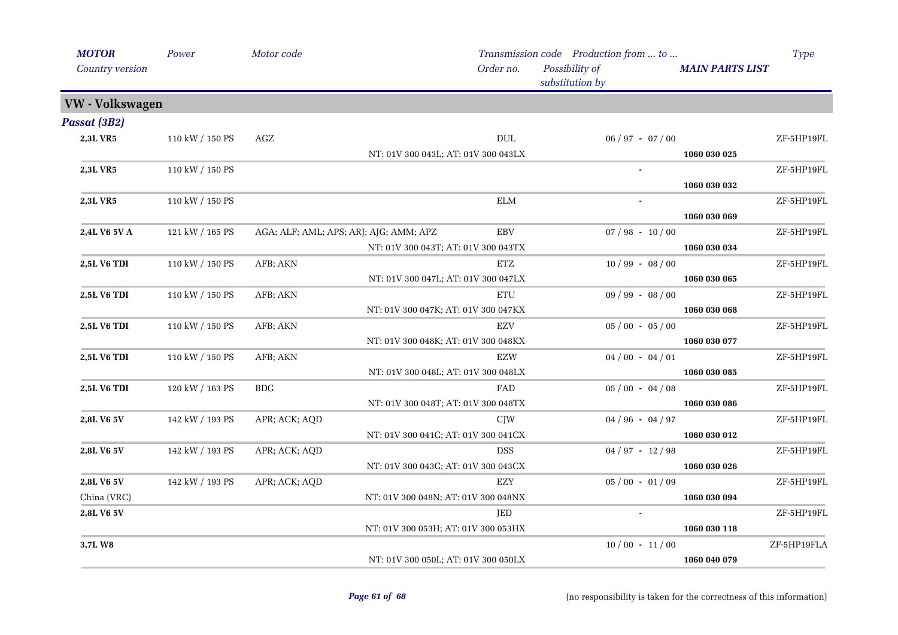| *MOTOR* | *Power* | *Motor code* | *Transmission code* | *Production from ... to ...* | | *Type* |
|---|---|---|---|---|---|---|
| *Country version* | | | *Order no.* | *Possibility of substitution by* | ***MAIN PARTS LIST*** | |

## VW - Volkswagen

### *Passat (3B2)*

| MOTOR / Country version | Power | Motor code / Order no. | Transmission code | Production from ... to ... | MAIN PARTS LIST | Type |
|---|---|---|---|---|---|---|
| **2,3L VR5** | 110 kW / 150 PS | AGZ | DUL | 06 / 97 - 07 / 00 | | ZF-5HP19FL |
| | | NT: 01V 300 043L; AT: 01V 300 043LX | | | **1060 030 025** | |
| **2,3L VR5** | 110 kW / 150 PS | | | - | | ZF-5HP19FL |
| | | | | | **1060 030 032** | |
| **2,3L VR5** | 110 kW / 150 PS | | ELM | - | | ZF-5HP19FL |
| | | | | | **1060 030 069** | |
| **2,4L V6 5V A** | 121 kW / 165 PS | AGA; ALF; AML; APS; ARJ; AJG; AMM; APZ | EBV | 07 / 98 - 10 / 00 | | ZF-5HP19FL |
| | | NT: 01V 300 043T; AT: 01V 300 043TX | | | **1060 030 034** | |
| **2,5L V6 TDI** | 110 kW / 150 PS | AFB; AKN | ETZ | 10 / 99 - 08 / 00 | | ZF-5HP19FL |
| | | NT: 01V 300 047L; AT: 01V 300 047LX | | | **1060 030 065** | |
| **2,5L V6 TDI** | 110 kW / 150 PS | AFB; AKN | ETU | 09 / 99 - 08 / 00 | | ZF-5HP19FL |
| | | NT: 01V 300 047K; AT: 01V 300 047KX | | | **1060 030 068** | |
| **2,5L V6 TDI** | 110 kW / 150 PS | AFB; AKN | EZV | 05 / 00 - 05 / 00 | | ZF-5HP19FL |
| | | NT: 01V 300 048K; AT: 01V 300 048KX | | | **1060 030 077** | |
| **2,5L V6 TDI** | 110 kW / 150 PS | AFB; AKN | EZW | 04 / 00 - 04 / 01 | | ZF-5HP19FL |
| | | NT: 01V 300 048L; AT: 01V 300 048LX | | | **1060 030 085** | |
| **2,5L V6 TDI** | 120 kW / 163 PS | BDG | FAD | 05 / 00 - 04 / 08 | | ZF-5HP19FL |
| | | NT: 01V 300 048T; AT: 01V 300 048TX | | | **1060 030 086** | |
| **2,8L V6 5V** | 142 kW / 193 PS | APR; ACK; AQD | CJW | 04 / 96 - 04 / 97 | | ZF-5HP19FL |
| | | NT: 01V 300 041C; AT: 01V 300 041CX | | | **1060 030 012** | |
| **2,8L V6 5V** | 142 kW / 193 PS | APR; ACK; AQD | DSS | 04 / 97 - 12 / 98 | | ZF-5HP19FL |
| | | NT: 01V 300 043C; AT: 01V 300 043CX | | | **1060 030 026** | |
| **2,8L V6 5V** | 142 kW / 193 PS | APR; ACK; AQD | EZY | 05 / 00 - 01 / 09 | | ZF-5HP19FL |
| China (VRC) | | NT: 01V 300 048N; AT: 01V 300 048NX | | | **1060 030 094** | |
| **2,8L V6 5V** | | | JED | - | | ZF-5HP19FL |
| | | NT: 01V 300 053H; AT: 01V 300 053HX | | | **1060 030 118** | |
| **3,7L W8** | | | | 10 / 00 - 11 / 00 | | ZF-5HP19FLA |
| | | NT: 01V 300 050L; AT: 01V 300 050LX | | | **1060 040 079** | |

(no responsibility is taken for the correctness of this information)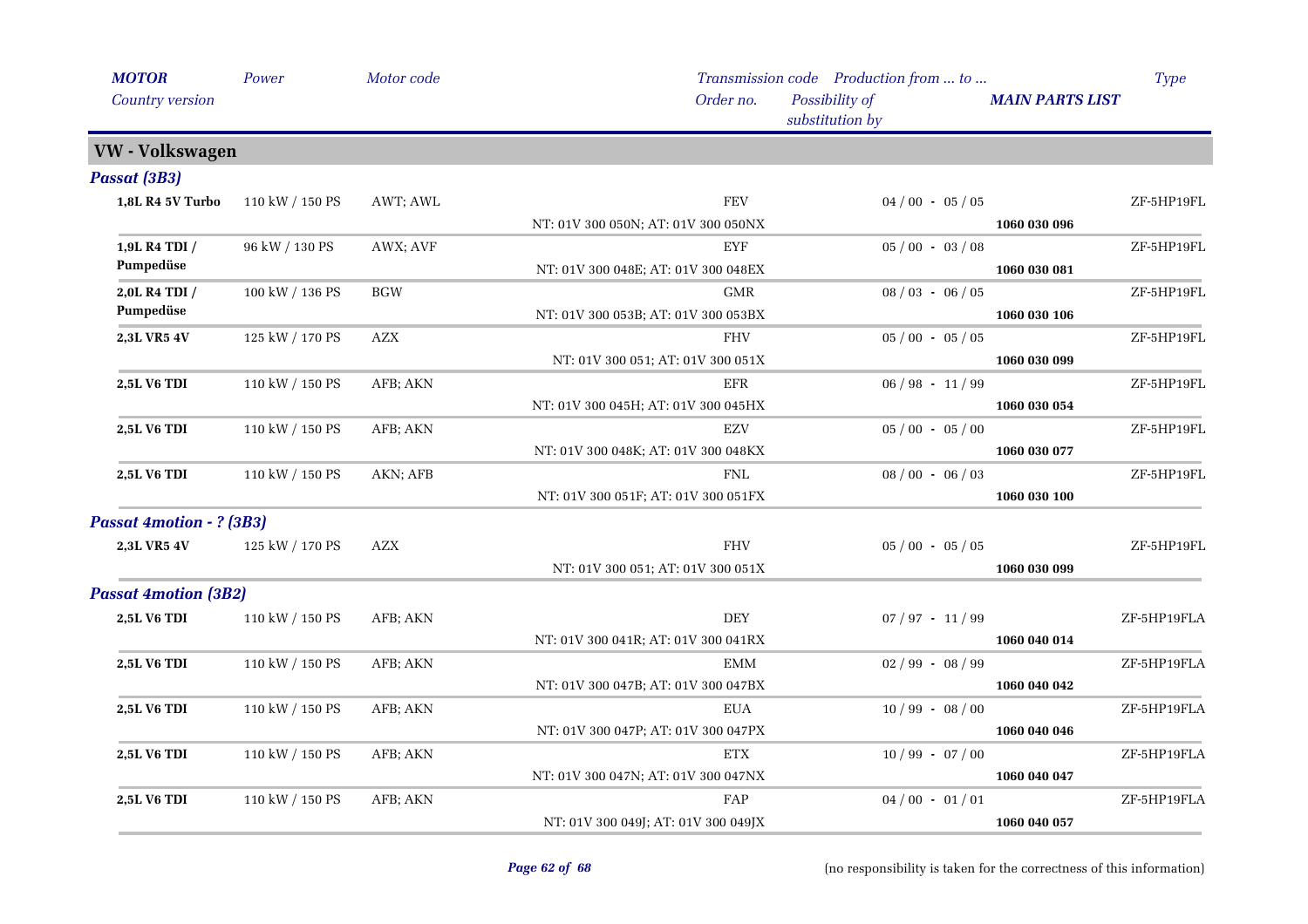| MOTOR<br>Country version | Power | Motor code | Transmission code<br>Order no. | Production from ... to ...<br>Possibility of substitution by | MAIN PARTS LIST | Type |
|---|---|---|---|---|---|---|
| **VW - Volkswagen** | | | | | | |
| ***Passat (3B3)*** | | | | | | |
| **1,8L R4 5V Turbo** | 110 kW / 150 PS | AWT; AWL | FEV<br>NT: 01V 300 050N; AT: 01V 300 050NX | 04 / 00 - 05 / 05 | **1060 030 096** | ZF-5HP19FL |
| **1,9L R4 TDI / Pumpedüse** | 96 kW / 130 PS | AWX; AVF | EYF<br>NT: 01V 300 048E; AT: 01V 300 048EX | 05 / 00 - 03 / 08 | **1060 030 081** | ZF-5HP19FL |
| **2,0L R4 TDI / Pumpedüse** | 100 kW / 136 PS | BGW | GMR<br>NT: 01V 300 053B; AT: 01V 300 053BX | 08 / 03 - 06 / 05 | **1060 030 106** | ZF-5HP19FL |
| **2,3L VR5 4V** | 125 kW / 170 PS | AZX | FHV<br>NT: 01V 300 051; AT: 01V 300 051X | 05 / 00 - 05 / 05 | **1060 030 099** | ZF-5HP19FL |
| **2,5L V6 TDI** | 110 kW / 150 PS | AFB; AKN | EFR<br>NT: 01V 300 045H; AT: 01V 300 045HX | 06 / 98 - 11 / 99 | **1060 030 054** | ZF-5HP19FL |
| **2,5L V6 TDI** | 110 kW / 150 PS | AFB; AKN | EZV<br>NT: 01V 300 048K; AT: 01V 300 048KX | 05 / 00 - 05 / 00 | **1060 030 077** | ZF-5HP19FL |
| **2,5L V6 TDI** | 110 kW / 150 PS | AKN; AFB | FNL<br>NT: 01V 300 051F; AT: 01V 300 051FX | 08 / 00 - 06 / 03 | **1060 030 100** | ZF-5HP19FL |
| ***Passat 4motion - ? (3B3)*** | | | | | | |
| **2,3L VR5 4V** | 125 kW / 170 PS | AZX | FHV<br>NT: 01V 300 051; AT: 01V 300 051X | 05 / 00 - 05 / 05 | **1060 030 099** | ZF-5HP19FL |
| ***Passat 4motion (3B2)*** | | | | | | |
| **2,5L V6 TDI** | 110 kW / 150 PS | AFB; AKN | DEY<br>NT: 01V 300 041R; AT: 01V 300 041RX | 07 / 97 - 11 / 99 | **1060 040 014** | ZF-5HP19FLA |
| **2,5L V6 TDI** | 110 kW / 150 PS | AFB; AKN | EMM<br>NT: 01V 300 047B; AT: 01V 300 047BX | 02 / 99 - 08 / 99 | **1060 040 042** | ZF-5HP19FLA |
| **2,5L V6 TDI** | 110 kW / 150 PS | AFB; AKN | EUA<br>NT: 01V 300 047P; AT: 01V 300 047PX | 10 / 99 - 08 / 00 | **1060 040 046** | ZF-5HP19FLA |
| **2,5L V6 TDI** | 110 kW / 150 PS | AFB; AKN | ETX<br>NT: 01V 300 047N; AT: 01V 300 047NX | 10 / 99 - 07 / 00 | **1060 040 047** | ZF-5HP19FLA |
| **2,5L V6 TDI** | 110 kW / 150 PS | AFB; AKN | FAP<br>NT: 01V 300 049J; AT: 01V 300 049JX | 04 / 00 - 01 / 01 | **1060 040 057** | ZF-5HP19FLA |

(no responsibility is taken for the correctness of this information)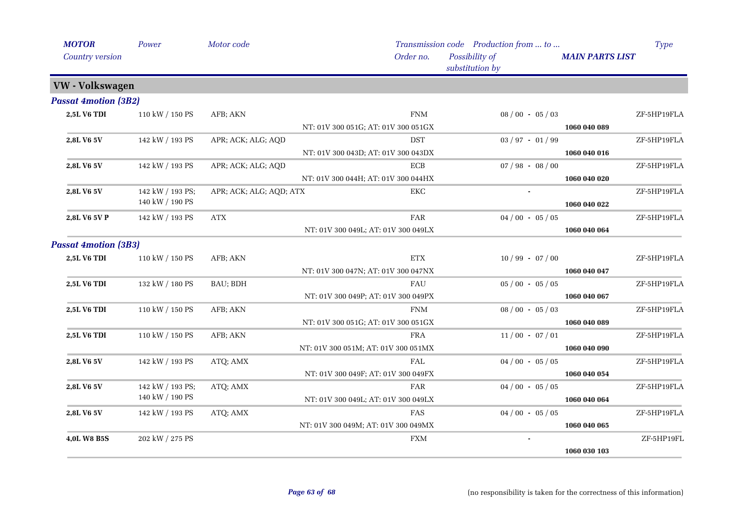| MOTOR / Country version | Power | Motor code | Transmission code / Order no. | Production from ... to ... / Possibility of substitution by | MAIN PARTS LIST | Type |
|---|---|---|---|---|---|---|
| **VW - Volkswagen** | | | | | | |
| ***Passat 4motion (3B2)*** | | | | | | |
| **2,5L V6 TDI** | 110 kW / 150 PS | AFB; AKN | FNM | 08 / 00 - 05 / 03 | | ZF-5HP19FLA |
| | | | NT: 01V 300 051G; AT: 01V 300 051GX | | 1060 040 089 | |
| **2,8L V6 5V** | 142 kW / 193 PS | APR; ACK; ALG; AQD | DST | 03 / 97 - 01 / 99 | | ZF-5HP19FLA |
| | | | NT: 01V 300 043D; AT: 01V 300 043DX | | 1060 040 016 | |
| **2,8L V6 5V** | 142 kW / 193 PS | APR; ACK; ALG; AQD | ECB | 07 / 98 - 08 / 00 | | ZF-5HP19FLA |
| | | | NT: 01V 300 044H; AT: 01V 300 044HX | | 1060 040 020 | |
| **2,8L V6 5V** | 142 kW / 193 PS; 140 kW / 190 PS | APR; ACK; ALG; AQD; ATX | EKC | - | | ZF-5HP19FLA |
| | | | | | 1060 040 022 | |
| **2,8L V6 5V P** | 142 kW / 193 PS | ATX | FAR | 04 / 00 - 05 / 05 | | ZF-5HP19FLA |
| | | | NT: 01V 300 049L; AT: 01V 300 049LX | | 1060 040 064 | |
| ***Passat 4motion (3B3)*** | | | | | | |
| **2,5L V6 TDI** | 110 kW / 150 PS | AFB; AKN | ETX | 10 / 99 - 07 / 00 | | ZF-5HP19FLA |
| | | | NT: 01V 300 047N; AT: 01V 300 047NX | | 1060 040 047 | |
| **2,5L V6 TDI** | 132 kW / 180 PS | BAU; BDH | FAU | 05 / 00 - 05 / 05 | | ZF-5HP19FLA |
| | | | NT: 01V 300 049P; AT: 01V 300 049PX | | 1060 040 067 | |
| **2,5L V6 TDI** | 110 kW / 150 PS | AFB; AKN | FNM | 08 / 00 - 05 / 03 | | ZF-5HP19FLA |
| | | | NT: 01V 300 051G; AT: 01V 300 051GX | | 1060 040 089 | |
| **2,5L V6 TDI** | 110 kW / 150 PS | AFB; AKN | FRA | 11 / 00 - 07 / 01 | | ZF-5HP19FLA |
| | | | NT: 01V 300 051M; AT: 01V 300 051MX | | 1060 040 090 | |
| **2,8L V6 5V** | 142 kW / 193 PS | ATQ; AMX | FAL | 04 / 00 - 05 / 05 | | ZF-5HP19FLA |
| | | | NT: 01V 300 049F; AT: 01V 300 049FX | | 1060 040 054 | |
| **2,8L V6 5V** | 142 kW / 193 PS; 140 kW / 190 PS | ATQ; AMX | FAR | 04 / 00 - 05 / 05 | | ZF-5HP19FLA |
| | | | NT: 01V 300 049L; AT: 01V 300 049LX | | 1060 040 064 | |
| **2,8L V6 5V** | 142 kW / 193 PS | ATQ; AMX | FAS | 04 / 00 - 05 / 05 | | ZF-5HP19FLA |
| | | | NT: 01V 300 049M; AT: 01V 300 049MX | | 1060 040 065 | |
| **4,0L W8 B5S** | 202 kW / 275 PS | | FXM | - | | ZF-5HP19FL |
| | | | | | 1060 030 103 | |

(no responsibility is taken for the correctness of this information)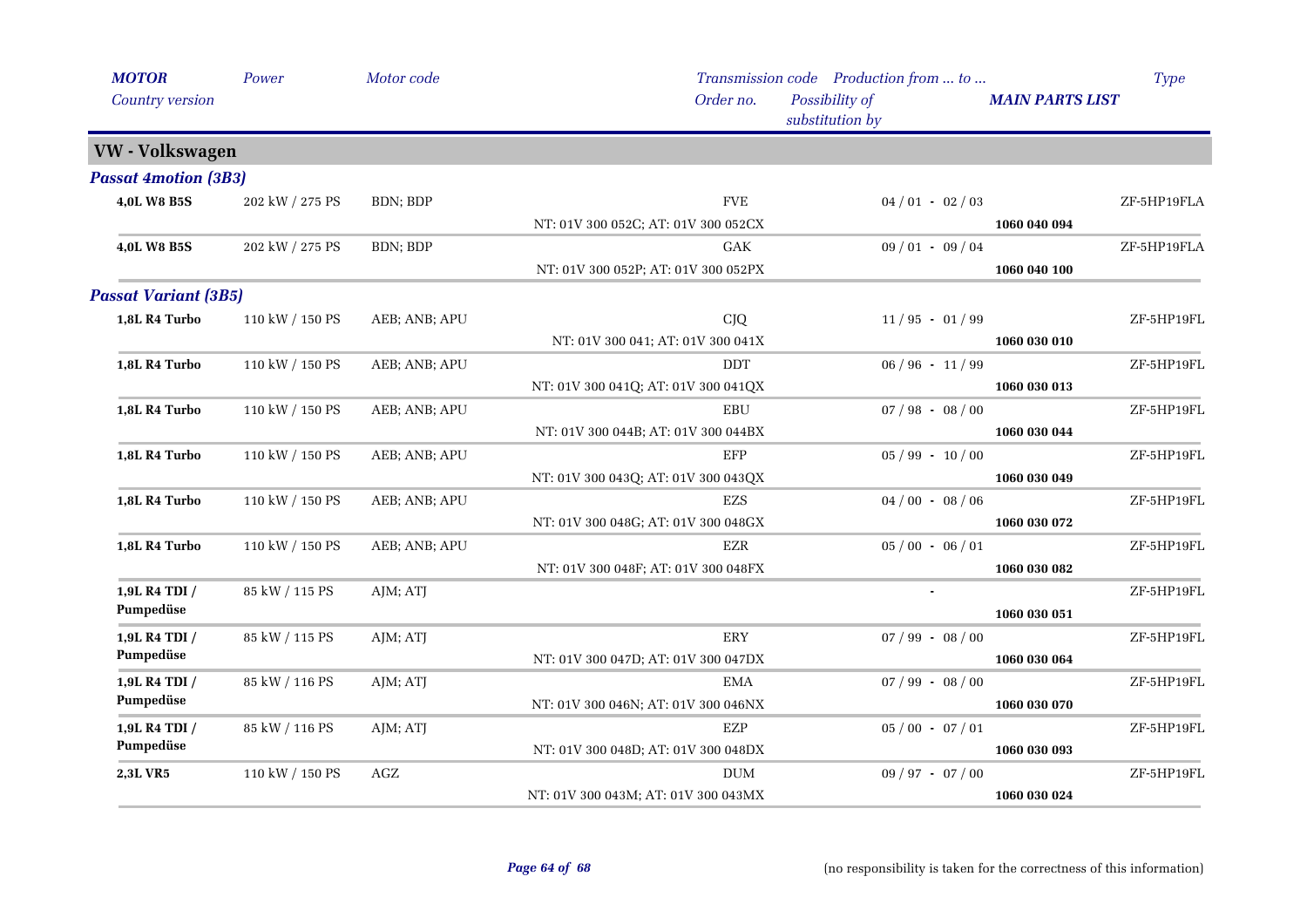| *MOTOR* *Country version* | *Power* | *Motor code* | *Transmission code* *Order no.* | *Production from ... to ...* *Possibility of substitution by* | *MAIN PARTS LIST* | *Type* |
|---|---|---|---|---|---|---|
| **VW - Volkswagen** | | | | | | |
| ***Passat 4motion (3B3)*** | | | | | | |
| **4,0L W8 B5S** | 202 kW / 275 PS | BDN; BDP | FVE<br>NT: 01V 300 052C; AT: 01V 300 052CX | 04 / 01 - 02 / 03 | **1060 040 094** | ZF-5HP19FLA |
| **4,0L W8 B5S** | 202 kW / 275 PS | BDN; BDP | GAK<br>NT: 01V 300 052P; AT: 01V 300 052PX | 09 / 01 - 09 / 04 | **1060 040 100** | ZF-5HP19FLA |
| ***Passat Variant (3B5)*** | | | | | | |
| **1,8L R4 Turbo** | 110 kW / 150 PS | AEB; ANB; APU | CJQ<br>NT: 01V 300 041; AT: 01V 300 041X | 11 / 95 - 01 / 99 | **1060 030 010** | ZF-5HP19FL |
| **1,8L R4 Turbo** | 110 kW / 150 PS | AEB; ANB; APU | DDT<br>NT: 01V 300 041Q; AT: 01V 300 041QX | 06 / 96 - 11 / 99 | **1060 030 013** | ZF-5HP19FL |
| **1,8L R4 Turbo** | 110 kW / 150 PS | AEB; ANB; APU | EBU<br>NT: 01V 300 044B; AT: 01V 300 044BX | 07 / 98 - 08 / 00 | **1060 030 044** | ZF-5HP19FL |
| **1,8L R4 Turbo** | 110 kW / 150 PS | AEB; ANB; APU | EFP<br>NT: 01V 300 043Q; AT: 01V 300 043QX | 05 / 99 - 10 / 00 | **1060 030 049** | ZF-5HP19FL |
| **1,8L R4 Turbo** | 110 kW / 150 PS | AEB; ANB; APU | EZS<br>NT: 01V 300 048G; AT: 01V 300 048GX | 04 / 00 - 08 / 06 | **1060 030 072** | ZF-5HP19FL |
| **1,8L R4 Turbo** | 110 kW / 150 PS | AEB; ANB; APU | EZR<br>NT: 01V 300 048F; AT: 01V 300 048FX | 05 / 00 - 06 / 01 | **1060 030 082** | ZF-5HP19FL |
| **1,9L R4 TDI / Pumpedüse** | 85 kW / 115 PS | AJM; ATJ | | - | **1060 030 051** | ZF-5HP19FL |
| **1,9L R4 TDI / Pumpedüse** | 85 kW / 115 PS | AJM; ATJ | ERY<br>NT: 01V 300 047D; AT: 01V 300 047DX | 07 / 99 - 08 / 00 | **1060 030 064** | ZF-5HP19FL |
| **1,9L R4 TDI / Pumpedüse** | 85 kW / 116 PS | AJM; ATJ | EMA<br>NT: 01V 300 046N; AT: 01V 300 046NX | 07 / 99 - 08 / 00 | **1060 030 070** | ZF-5HP19FL |
| **1,9L R4 TDI / Pumpedüse** | 85 kW / 116 PS | AJM; ATJ | EZP<br>NT: 01V 300 048D; AT: 01V 300 048DX | 05 / 00 - 07 / 01 | **1060 030 093** | ZF-5HP19FL |
| **2,3L VR5** | 110 kW / 150 PS | AGZ | DUM<br>NT: 01V 300 043M; AT: 01V 300 043MX | 09 / 97 - 07 / 00 | **1060 030 024** | ZF-5HP19FL |

(no responsibility is taken for the correctness of this information)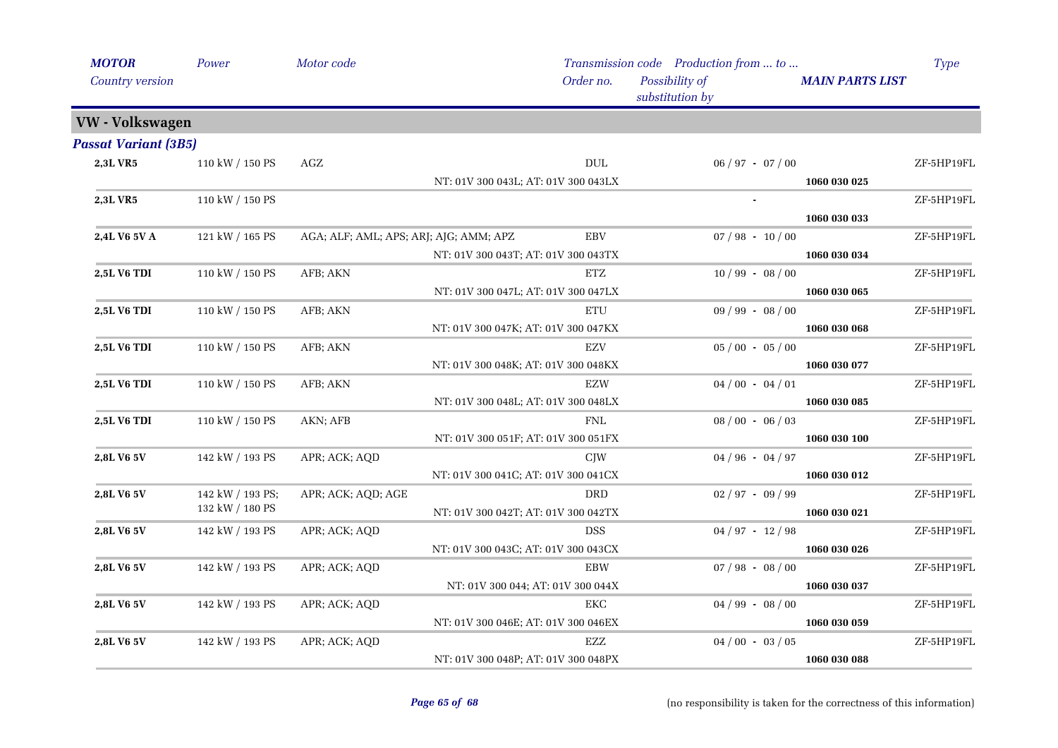## VW - Volkswagen

### *Passat Variant (3B5)*

| MOTOR / Country version | Power | Motor code | Transmission code / Order no. | Production from ... to ... / Possibility of substitution by | MAIN PARTS LIST | Type |
|---|---|---|---|---|---|---|
| **2,3L VR5** | 110 kW / 150 PS | AGZ | DUL | 06 / 97 - 07 / 00 | | ZF-5HP19FL |
| | | | NT: 01V 300 043L; AT: 01V 300 043LX | | **1060 030 025** | |
| **2,3L VR5** | 110 kW / 150 PS | | | - | | ZF-5HP19FL |
| | | | | | **1060 030 033** | |
| **2,4L V6 5V A** | 121 kW / 165 PS | AGA; ALF; AML; APS; ARJ; AJG; AMM; APZ | EBV | 07 / 98 - 10 / 00 | | ZF-5HP19FL |
| | | | NT: 01V 300 043T; AT: 01V 300 043TX | | **1060 030 034** | |
| **2,5L V6 TDI** | 110 kW / 150 PS | AFB; AKN | ETZ | 10 / 99 - 08 / 00 | | ZF-5HP19FL |
| | | | NT: 01V 300 047L; AT: 01V 300 047LX | | **1060 030 065** | |
| **2,5L V6 TDI** | 110 kW / 150 PS | AFB; AKN | ETU | 09 / 99 - 08 / 00 | | ZF-5HP19FL |
| | | | NT: 01V 300 047K; AT: 01V 300 047KX | | **1060 030 068** | |
| **2,5L V6 TDI** | 110 kW / 150 PS | AFB; AKN | EZV | 05 / 00 - 05 / 00 | | ZF-5HP19FL |
| | | | NT: 01V 300 048K; AT: 01V 300 048KX | | **1060 030 077** | |
| **2,5L V6 TDI** | 110 kW / 150 PS | AFB; AKN | EZW | 04 / 00 - 04 / 01 | | ZF-5HP19FL |
| | | | NT: 01V 300 048L; AT: 01V 300 048LX | | **1060 030 085** | |
| **2,5L V6 TDI** | 110 kW / 150 PS | AKN; AFB | FNL | 08 / 00 - 06 / 03 | | ZF-5HP19FL |
| | | | NT: 01V 300 051F; AT: 01V 300 051FX | | **1060 030 100** | |
| **2,8L V6 5V** | 142 kW / 193 PS | APR; ACK; AQD | CJW | 04 / 96 - 04 / 97 | | ZF-5HP19FL |
| | | | NT: 01V 300 041C; AT: 01V 300 041CX | | **1060 030 012** | |
| **2,8L V6 5V** | 142 kW / 193 PS; 132 kW / 180 PS | APR; ACK; AQD; AGE | DRD | 02 / 97 - 09 / 99 | | ZF-5HP19FL |
| | | | NT: 01V 300 042T; AT: 01V 300 042TX | | **1060 030 021** | |
| **2,8L V6 5V** | 142 kW / 193 PS | APR; ACK; AQD | DSS | 04 / 97 - 12 / 98 | | ZF-5HP19FL |
| | | | NT: 01V 300 043C; AT: 01V 300 043CX | | **1060 030 026** | |
| **2,8L V6 5V** | 142 kW / 193 PS | APR; ACK; AQD | EBW | 07 / 98 - 08 / 00 | | ZF-5HP19FL |
| | | | NT: 01V 300 044; AT: 01V 300 044X | | **1060 030 037** | |
| **2,8L V6 5V** | 142 kW / 193 PS | APR; ACK; AQD | EKC | 04 / 99 - 08 / 00 | | ZF-5HP19FL |
| | | | NT: 01V 300 046E; AT: 01V 300 046EX | | **1060 030 059** | |
| **2,8L V6 5V** | 142 kW / 193 PS | APR; ACK; AQD | EZZ | 04 / 00 - 03 / 05 | | ZF-5HP19FL |
| | | | NT: 01V 300 048P; AT: 01V 300 048PX | | **1060 030 088** | |

(no responsibility is taken for the correctness of this information)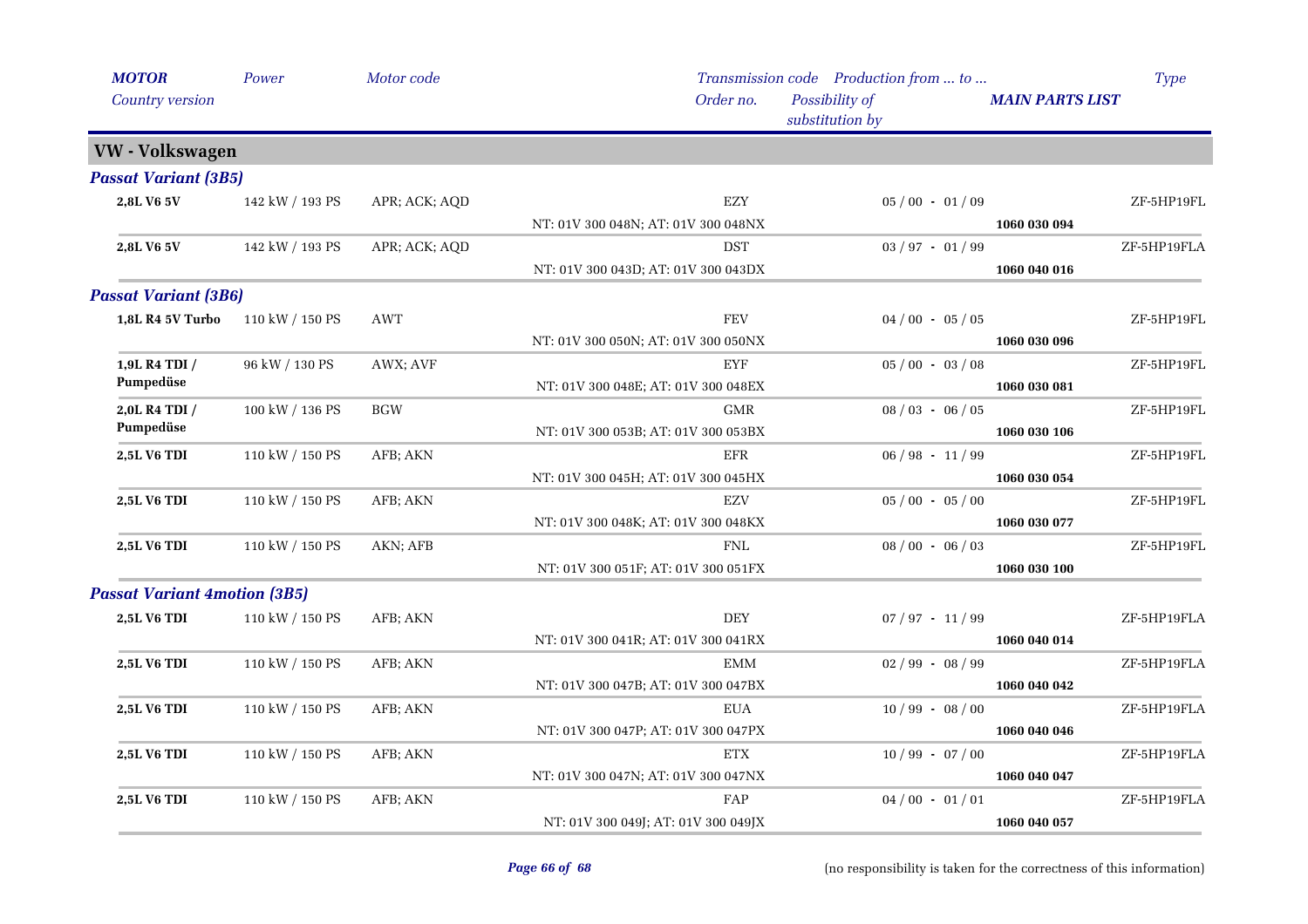| *MOTOR* *Country version* | *Power* | *Motor code* | *Transmission code* *Order no.* | *Production from ... to ...* *Possibility of substitution by* | *MAIN PARTS LIST* | *Type* |
|---|---|---|---|---|---|---|

## VW - Volkswagen

### *Passat Variant (3B5)*

| MOTOR | Power | Motor code | Transmission code / Order no. | Production from ... to ... | MAIN PARTS LIST | Type |
|---|---|---|---|---|---|---|
| **2,8L V6 5V** | 142 kW / 193 PS | APR; ACK; AQD | EZY | 05 / 00 - 01 / 09 | | ZF-5HP19FL |
| | | | NT: 01V 300 048N; AT: 01V 300 048NX | | **1060 030 094** | |
| **2,8L V6 5V** | 142 kW / 193 PS | APR; ACK; AQD | DST | 03 / 97 - 01 / 99 | | ZF-5HP19FLA |
| | | | NT: 01V 300 043D; AT: 01V 300 043DX | | **1060 040 016** | |

### *Passat Variant (3B6)*

| MOTOR | Power | Motor code | Transmission code / Order no. | Production from ... to ... | MAIN PARTS LIST | Type |
|---|---|---|---|---|---|---|
| **1,8L R4 5V Turbo** | 110 kW / 150 PS | AWT | FEV | 04 / 00 - 05 / 05 | | ZF-5HP19FL |
| | | | NT: 01V 300 050N; AT: 01V 300 050NX | | **1060 030 096** | |
| **1,9L R4 TDI / Pumpedüse** | 96 kW / 130 PS | AWX; AVF | EYF | 05 / 00 - 03 / 08 | | ZF-5HP19FL |
| | | | NT: 01V 300 048E; AT: 01V 300 048EX | | **1060 030 081** | |
| **2,0L R4 TDI / Pumpedüse** | 100 kW / 136 PS | BGW | GMR | 08 / 03 - 06 / 05 | | ZF-5HP19FL |
| | | | NT: 01V 300 053B; AT: 01V 300 053BX | | **1060 030 106** | |
| **2,5L V6 TDI** | 110 kW / 150 PS | AFB; AKN | EFR | 06 / 98 - 11 / 99 | | ZF-5HP19FL |
| | | | NT: 01V 300 045H; AT: 01V 300 045HX | | **1060 030 054** | |
| **2,5L V6 TDI** | 110 kW / 150 PS | AFB; AKN | EZV | 05 / 00 - 05 / 00 | | ZF-5HP19FL |
| | | | NT: 01V 300 048K; AT: 01V 300 048KX | | **1060 030 077** | |
| **2,5L V6 TDI** | 110 kW / 150 PS | AKN; AFB | FNL | 08 / 00 - 06 / 03 | | ZF-5HP19FL |
| | | | NT: 01V 300 051F; AT: 01V 300 051FX | | **1060 030 100** | |

### *Passat Variant 4motion (3B5)*

| MOTOR | Power | Motor code | Transmission code / Order no. | Production from ... to ... | MAIN PARTS LIST | Type |
|---|---|---|---|---|---|---|
| **2,5L V6 TDI** | 110 kW / 150 PS | AFB; AKN | DEY | 07 / 97 - 11 / 99 | | ZF-5HP19FLA |
| | | | NT: 01V 300 041R; AT: 01V 300 041RX | | **1060 040 014** | |
| **2,5L V6 TDI** | 110 kW / 150 PS | AFB; AKN | EMM | 02 / 99 - 08 / 99 | | ZF-5HP19FLA |
| | | | NT: 01V 300 047B; AT: 01V 300 047BX | | **1060 040 042** | |
| **2,5L V6 TDI** | 110 kW / 150 PS | AFB; AKN | EUA | 10 / 99 - 08 / 00 | | ZF-5HP19FLA |
| | | | NT: 01V 300 047P; AT: 01V 300 047PX | | **1060 040 046** | |
| **2,5L V6 TDI** | 110 kW / 150 PS | AFB; AKN | ETX | 10 / 99 - 07 / 00 | | ZF-5HP19FLA |
| | | | NT: 01V 300 047N; AT: 01V 300 047NX | | **1060 040 047** | |
| **2,5L V6 TDI** | 110 kW / 150 PS | AFB; AKN | FAP | 04 / 00 - 01 / 01 | | ZF-5HP19FLA |
| | | | NT: 01V 300 049J; AT: 01V 300 049JX | | **1060 040 057** | |

(no responsibility is taken for the correctness of this information)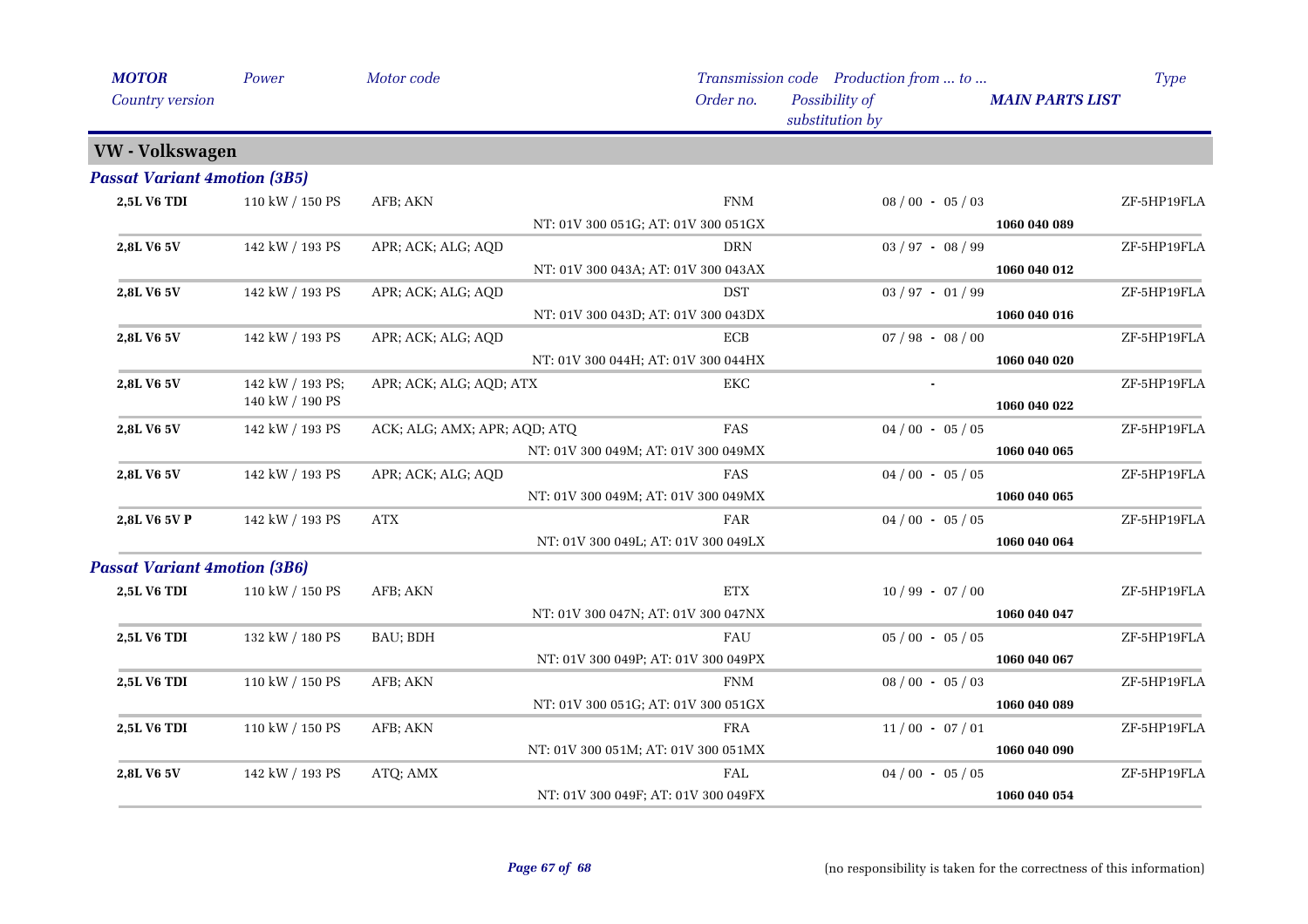| MOTOR | Power | Motor code | Transmission code | Production from ... to ... | Type |
|---|---|---|---|---|---|
| Country version | | | Order no. | Possibility of substitution by | MAIN PARTS LIST |

## VW - Volkswagen

### Passat Variant 4motion (3B5)

| MOTOR | Power | Motor code | Transmission code / Order no. | Production from ... to ... | MAIN PARTS LIST | Type |
|---|---|---|---|---|---|---|
| 2,5L V6 TDI | 110 kW / 150 PS | AFB; AKN | FNM | 08 / 00 - 05 / 03 | | ZF-5HP19FLA |
| | | | NT: 01V 300 051G; AT: 01V 300 051GX | | 1060 040 089 | |
| 2,8L V6 5V | 142 kW / 193 PS | APR; ACK; ALG; AQD | DRN | 03 / 97 - 08 / 99 | | ZF-5HP19FLA |
| | | | NT: 01V 300 043A; AT: 01V 300 043AX | | 1060 040 012 | |
| 2,8L V6 5V | 142 kW / 193 PS | APR; ACK; ALG; AQD | DST | 03 / 97 - 01 / 99 | | ZF-5HP19FLA |
| | | | NT: 01V 300 043D; AT: 01V 300 043DX | | 1060 040 016 | |
| 2,8L V6 5V | 142 kW / 193 PS | APR; ACK; ALG; AQD | ECB | 07 / 98 - 08 / 00 | | ZF-5HP19FLA |
| | | | NT: 01V 300 044H; AT: 01V 300 044HX | | 1060 040 020 | |
| 2,8L V6 5V | 142 kW / 193 PS; 140 kW / 190 PS | APR; ACK; ALG; AQD; ATX | EKC | - | | ZF-5HP19FLA |
| | | | | | 1060 040 022 | |
| 2,8L V6 5V | 142 kW / 193 PS | ACK; ALG; AMX; APR; AQD; ATQ | FAS | 04 / 00 - 05 / 05 | | ZF-5HP19FLA |
| | | | NT: 01V 300 049M; AT: 01V 300 049MX | | 1060 040 065 | |
| 2,8L V6 5V | 142 kW / 193 PS | APR; ACK; ALG; AQD | FAS | 04 / 00 - 05 / 05 | | ZF-5HP19FLA |
| | | | NT: 01V 300 049M; AT: 01V 300 049MX | | 1060 040 065 | |
| 2,8L V6 5V P | 142 kW / 193 PS | ATX | FAR | 04 / 00 - 05 / 05 | | ZF-5HP19FLA |
| | | | NT: 01V 300 049L; AT: 01V 300 049LX | | 1060 040 064 | |

### Passat Variant 4motion (3B6)

| MOTOR | Power | Motor code | Transmission code / Order no. | Production from ... to ... | MAIN PARTS LIST | Type |
|---|---|---|---|---|---|---|
| 2,5L V6 TDI | 110 kW / 150 PS | AFB; AKN | ETX | 10 / 99 - 07 / 00 | | ZF-5HP19FLA |
| | | | NT: 01V 300 047N; AT: 01V 300 047NX | | 1060 040 047 | |
| 2,5L V6 TDI | 132 kW / 180 PS | BAU; BDH | FAU | 05 / 00 - 05 / 05 | | ZF-5HP19FLA |
| | | | NT: 01V 300 049P; AT: 01V 300 049PX | | 1060 040 067 | |
| 2,5L V6 TDI | 110 kW / 150 PS | AFB; AKN | FNM | 08 / 00 - 05 / 03 | | ZF-5HP19FLA |
| | | | NT: 01V 300 051G; AT: 01V 300 051GX | | 1060 040 089 | |
| 2,5L V6 TDI | 110 kW / 150 PS | AFB; AKN | FRA | 11 / 00 - 07 / 01 | | ZF-5HP19FLA |
| | | | NT: 01V 300 051M; AT: 01V 300 051MX | | 1060 040 090 | |
| 2,8L V6 5V | 142 kW / 193 PS | ATQ; AMX | FAL | 04 / 00 - 05 / 05 | | ZF-5HP19FLA |
| | | | NT: 01V 300 049F; AT: 01V 300 049FX | | 1060 040 054 | |

(no responsibility is taken for the correctness of this information)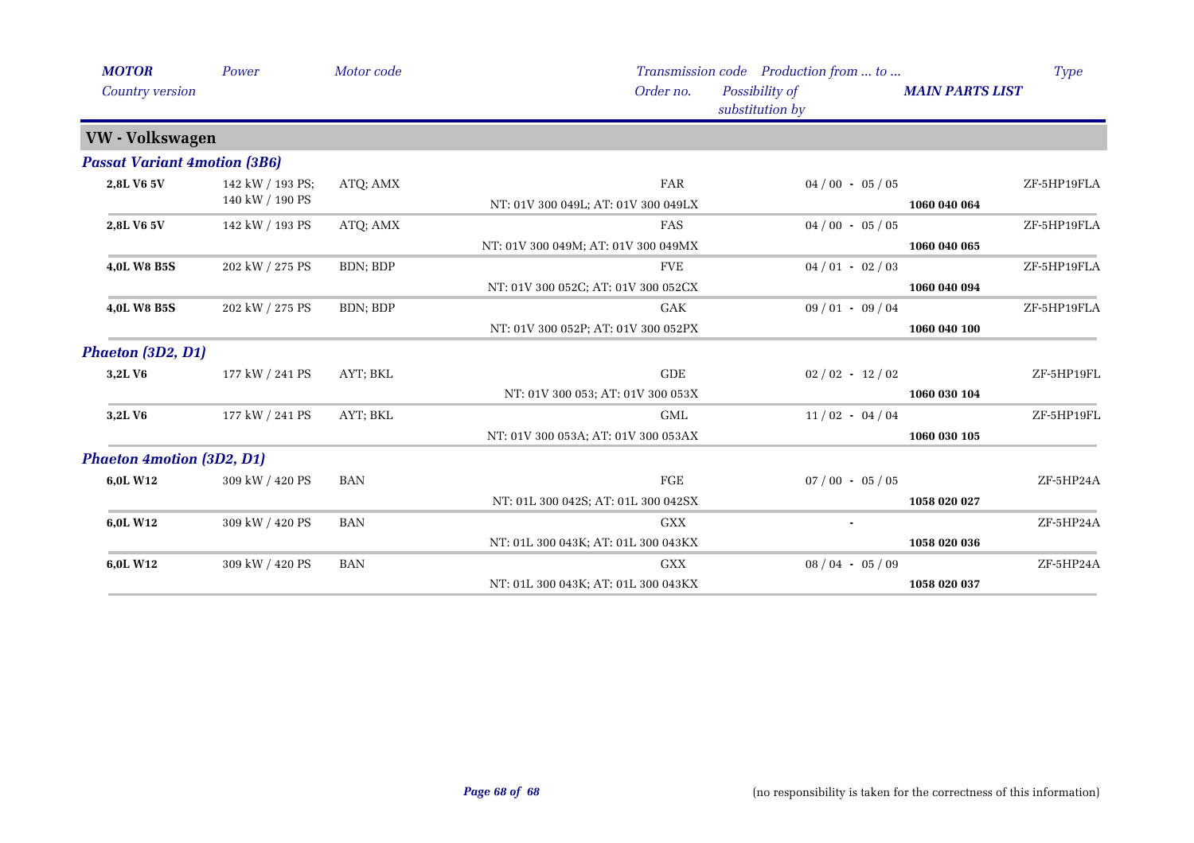| *MOTOR* | *Power* | *Motor code* | *Transmission code* | *Production from ... to ...* | *Type* |
|---|---|---|---|---|---|
| *Country version* | | | *Order no.* | *Possibility of substitution by* | ***MAIN PARTS LIST*** |

## VW - Volkswagen

### *Passat Variant 4motion (3B6)*

| *MOTOR* / *Country version* | *Power* | *Motor code* | *Transmission code* / *Order no.* | *Production from ... to ...* / *Possibility of substitution by* | *MAIN PARTS LIST* | *Type* |
|---|---|---|---|---|---|---|
| **2,8L V6 5V** | 142 kW / 193 PS; 140 kW / 190 PS | ATQ; AMX | FAR | 04 / 00 - 05 / 05 | | ZF-5HP19FLA |
| | | | NT: 01V 300 049L; AT: 01V 300 049LX | | **1060 040 064** | |
| **2,8L V6 5V** | 142 kW / 193 PS | ATQ; AMX | FAS | 04 / 00 - 05 / 05 | | ZF-5HP19FLA |
| | | | NT: 01V 300 049M; AT: 01V 300 049MX | | **1060 040 065** | |
| **4,0L W8 B5S** | 202 kW / 275 PS | BDN; BDP | FVE | 04 / 01 - 02 / 03 | | ZF-5HP19FLA |
| | | | NT: 01V 300 052C; AT: 01V 300 052CX | | **1060 040 094** | |
| **4,0L W8 B5S** | 202 kW / 275 PS | BDN; BDP | GAK | 09 / 01 - 09 / 04 | | ZF-5HP19FLA |
| | | | NT: 01V 300 052P; AT: 01V 300 052PX | | **1060 040 100** | |

### *Phaeton (3D2, D1)*

| *MOTOR* / *Country version* | *Power* | *Motor code* | *Transmission code* / *Order no.* | *Production from ... to ...* / *Possibility of substitution by* | *MAIN PARTS LIST* | *Type* |
|---|---|---|---|---|---|---|
| **3,2L V6** | 177 kW / 241 PS | AYT; BKL | GDE | 02 / 02 - 12 / 02 | | ZF-5HP19FL |
| | | | NT: 01V 300 053; AT: 01V 300 053X | | **1060 030 104** | |
| **3,2L V6** | 177 kW / 241 PS | AYT; BKL | GML | 11 / 02 - 04 / 04 | | ZF-5HP19FL |
| | | | NT: 01V 300 053A; AT: 01V 300 053AX | | **1060 030 105** | |

### *Phaeton 4motion (3D2, D1)*

| *MOTOR* / *Country version* | *Power* | *Motor code* | *Transmission code* / *Order no.* | *Production from ... to ...* / *Possibility of substitution by* | *MAIN PARTS LIST* | *Type* |
|---|---|---|---|---|---|---|
| **6,0L W12** | 309 kW / 420 PS | BAN | FGE | 07 / 00 - 05 / 05 | | ZF-5HP24A |
| | | | NT: 01L 300 042S; AT: 01L 300 042SX | | **1058 020 027** | |
| **6,0L W12** | 309 kW / 420 PS | BAN | GXX | - | | ZF-5HP24A |
| | | | NT: 01L 300 043K; AT: 01L 300 043KX | | **1058 020 036** | |
| **6,0L W12** | 309 kW / 420 PS | BAN | GXX | 08 / 04 - 05 / 09 | | ZF-5HP24A |
| | | | NT: 01L 300 043K; AT: 01L 300 043KX | | **1058 020 037** | |

(no responsibility is taken for the correctness of this information)